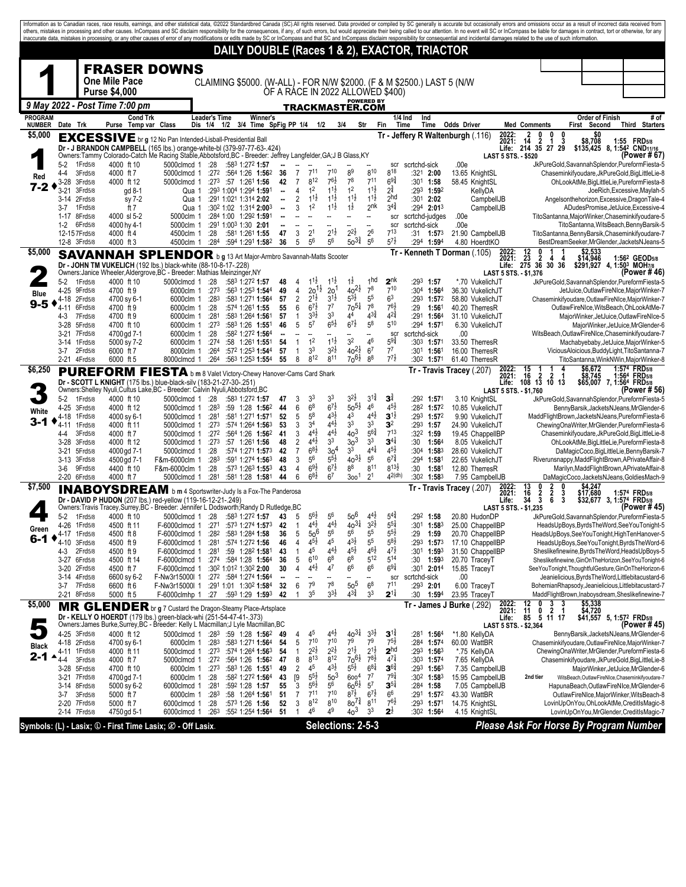Information as to Canadian races, race results, earnings, and other statistical data, ©2022 Standardbred Canada (SC).All rights reserved. Data provided or compiled by SC generally is accurate but occasionally errors and omissions occur as a result of incorrect data received from others, mistakes in processing and other causes. InCompass and SC disclaim responsibility for the consequences, if any, of such errors, but would appreciate their being called to our attention. In no event will SC or InCompass be liable for damages in contract, tort or otherwise, for any inaccurate data, mistakes in processing, or any other causes of error of any modifications or edits made by SC or InCompass and that SC and InCompass disclaim responsibility for consequential and incidental damages related to the use of such information.

# DAILY DOUBLE (Races 1 & 2), EXACTOR, TRIACTOR

## 1 — FRASER DOWNS

**One Mile Pace — Purse $4,000**

CLAIMING $5000. (W-ALL) - FOR N/W $2000. (F & M $2500.) LAST 5 (N/W OF A RACE IN 2022 ALLOWED $400)

**9 May 2022 - Post Time 7:00 pm** — TRACKMASTER.COM

---

### 1 — Red — 7-2 — $5,000 — EXCESSIVE
br g 12 No Pan Intended-Lisball-Presidential Ball
Dr - J BRANDON CAMPBELL (165 lbs.) orange-white-bl (379-97-77-63-.424)
Owners: Tammy Colorado-Catch Me Racing Stable, Abbotsford, BC - Breeder: Jeffrey Langfelder, GA; J B Glass, KY
Tr - Jeffery R Waltenburgh (.116)
2022: 2 0 0 0 $0 — 2021: 14 2 1 3 $8,708 1:55 FRD5/8 — Life: 214 35 27 29 $135,425 8, 1:54² CND11/16 — LAST 5 STS. - $520 — (Power # 67)

| Date | Trk | Purse | Cond Trk | Class | Dis | 1/4 | 1/2 | 3/4 | Time | SpFig | PP | 1/4 | 1/2 | 3/4 | Str | Fin | 1/4 Ind | Ind Time | Odds | Driver | Order of Finish |
|---|---|---|---|---|---|---|---|---|---|---|---|---|---|---|---|---|---|---|---|---|---|
| 5-2 | 1Frd5/8 | 4000 | ft 10 | 5000clmcd | 1 | :28 | :58³ | 1:27² | 1:57 | -- | -- | -- | -- | -- | -- | scr | scrtchd-sick | | .00e | | JkPureGold,SavannahSplendor,PureformFiesta-5 |
| 4-4 | 3Frd5/8 | 4000 | ft 7 | 5000clmcd | 1 | :27² | :56⁴ | 1:26 | 1:56² | 36 | 7 | 7¹¹ | 7¹⁰ | 8⁹ | 8¹⁰ | 8¹⁸ | :32¹ | 2:00 | 13.65 | KnightSL | Chaseminkifyoudare,JkPureGold,BigLittleLie-8 |
| 3-28 | 3Frd5/8 | 4000 | ft 12 | 5000clmcd | 1 | :27³ | :57 | 1:26¹ | 1:56 | 42 | 7 | 8¹² | 7⁶½ | 7⁸ | 7¹¹ | 6⁹¾ | :30¹ | 1:58 | 58.45 | KnightSL | OhLookAtMe,BigLittleLie,PureformFiesta-8 |
| 3-21 | 3Frd5/8 | | gd 8-1 | Qua | 1 | :29³ | 1:00⁴ | 1:29⁴ | 1:59¹ | -- | 4 | 1² | 1¹½ | 1² | 1¹½ | 2¾ | :29³ | 1:59² | | KellyDA | JoeRich,Excessive,Maylah-5 |
| 3-14 | 2Frd5/8 | | sy 7-2 | Qua | 1 | :29¹ | 1:02¹ | 1:31⁴ | 2:02 | -- | 2 | 1¹½ | 1¹½ | 1¹½ | 1¹½ | 2hd | :30¹ | 2:02 | | CampbellJB | Angelsonthehorizon,Excessive,DragonTale-4 |
| 3-7 | 1Frd5/8 | | ft 7 | Qua | 1 | :30² | 1:02 | 1:31⁴ | 2:00³ | -- | 3 | 1² | 1¹½ | 1½ | 2nk | 3⁴¾ | :29⁴ | 2:01³ | | CampbellJB | ADudesPromise,JetJuice,Excessive-4 |
| 1-17 | 8Frd5/8 | 4000 | sl 5-2 | 5000clm | 1 | :28⁴ | 1:00 | 1:29² | 1:59¹ | -- | -- | -- | -- | -- | -- | scr | scrtchd-judges | | .00e | | TitoSantanna,MajorWinker,Chaseminkifyoudare-5 |
| 1-2 | 6Frd5/8 | 4000 | hy 4-1 | 5000clm | 1 | :29¹ | 1:00³ | 1:30 | 2:01 | -- | -- | -- | -- | -- | -- | scr | scrtchd-sick | | .00e | | TitoSantanna,WitsBeach,BennyBarsik-5 |
| 12-15 | 7Frd5/8 | 4000 | ft 4 | 4500clm | 1 | :28 | :58¹ | 1:26¹ | 1:55 | 47 | 3 | 2¹ | 2¹½ | 2²½ | 2⁶ | 7¹³ | :31 | 1:57³ | 21.90 | CampbellJB | TitoSantanna,BennyBarsik,Chaseminkifyoudare-7 |
| 12-8 | 3Frd5/8 | 4000 | ft 3 | 4500clm | 1 | :28⁴ | :59⁴ | 1:29¹ | 1:58² | 36 | 5 | 5⁶ | 5⁶ | 5o³¾ | 5⁶ | 5⁷½ | :29⁴ | 1:59⁴ | 4.80 | HoerdtKO | BestDreamSeeker,MrGlender,JacketsNJeans-5 |

### 2 — Blue — 9-5 — $5,000 — SAVANNAH SPLENDOR
b g 13 Art Major-Armbro Savannah-Matts Scooter
Dr - JOHN TM VUKELICH (192 lbs.) black-white (88-10-8-17-.228)
Owners: Janice Wheeler, Aldergrove, BC - Breeder: Mathias Meinzinger, NY
Tr - Kenneth T Dorman (.105)
2022: 12 0 1 1 $2,533 — 2021: 23 2 4 4 $14,946 1:56² GEOD5/8 — Life: 275 36 30 36 $291,927 4, 1:50³ MOH7/8 — LAST 5 STS. - $1,376 — (Power # 46)

| Date | Trk | Purse | Cond Trk | Class | Dis | 1/4 | 1/2 | 3/4 | Time | SpFig | PP | 1/4 | 1/2 | 3/4 | Str | Fin | 1/4 Ind | Ind Time | Odds | Driver | Order of Finish |
|---|---|---|---|---|---|---|---|---|---|---|---|---|---|---|---|---|---|---|---|---|---|
| 5-2 | 1Frd5/8 | 4000 | ft 10 | 5000clmcd | 1 | :28 | :58³ | 1:27² | 1:57 | 48 | 4 | 1¹½ | 1¹½ | 1½ | 1hd | 2nk | :29³ | 1:57 | *.70 | VukelichJT | JkPureGold,SavannahSplendor,PureformFiesta-5 |
| 4-25 | 9Frd5/8 | 4700 | ft 9 | 6000clm | 1 | :27³ | :56³ | 1:25³ | 1:54⁴ | 49 | 4 | 2o¹½ | 2o¹ | 4o²½ | 7⁸ | 7¹⁰ | :30⁴ | 1:56⁴ | 36.30 | VukelichJT | JetJuice,OutlawFireNIce,MajorWinker-7 |
| 4-18 | 2Frd5/8 | 4700 | sy 6-1 | 6000clm | 1 | :28³ | :58³ | 1:27¹ | 1:56⁴ | 57 | 2 | 2¹½ | 3¹½ | 5³¾ | 5⁵ | 6³ | :29³ | 1:57² | 58.80 | VukelichJT | Chaseminkifyoudare,OutlawFireNIce,MajorWinker-7 |
| 4-11 | 6Frd5/8 | 4700 | ft 9 | 6000clm | 1 | :28 | :57⁴ | 1:26¹ | 1:55 | 55 | 6 | 6⁷½ | 7⁷ | 7o⁵¼ | 7⁸ | 7⁶½ | :29 | 1:56¹ | 40.20 | TherresR | OutlawFireNIce,WitsBeach,OhLookAtMe-7 |
| 4-3 | 7Frd5/8 | 4700 | ft 9 | 6000clm | 1 | :28¹ | :58³ | 1:26⁴ | 1:56¹ | 57 | 1 | 3³½ | 3³ | 4⁴ | 4³¾ | 4²¾ | :29¹ | 1:56⁴ | 31.10 | VukelichJT | MajorWinker,JetJuice,OutlawFireNIce-5 |
| 3-28 | 5Frd5/8 | 4700 | ft 10 | 6000clm | 1 | :27³ | :58³ | 1:26 | 1:55¹ | 46 | 5 | 5⁷ | 6⁵½ | 6⁷½ | 5⁸ | 5¹⁰ | :29⁴ | 1:57¹ | 6.30 | VukelichJT | MajorWinker,JetJuice,MrGlender-6 |
| 3-21 | 7Frd5/8 | 4700 | gd 7-1 | 6000clm | 1 | :28 | :58² | 1:27² | 1:56⁴ | -- | -- | -- | -- | -- | -- | scr | scrtchd-sick | | .00 | | WitsBeach,OutlawFireNIce,Chaseminkifyoudare-7 |
| 3-14 | 1Frd5/8 | 5000 | sy 7-2 | 6000clm | 1 | :27⁴ | :58 | 1:26¹ | 1:55¹ | 54 | 1 | 1² | 1¹½ | 3² | 4⁶ | 5⁹¾ | :30³ | 1:57¹ | 33.50 | TherresR | Machabyebaby,JetJuice,MajorWinker-5 |
| 3-7 | 2Frd5/8 | 6000 | ft 7 | 8000clm | 1 | :26⁴ | :57² | 1:25³ | 1:54⁴ | 57 | 1 | 3³ | 3²½ | 4o²½ | 6⁷ | 7⁷ | :30¹ | 1:56¹ | 16.00 | TherresR | ViciousAloicious,BuddyLight,TitoSantanna-7 |
| 2-21 | 4Frd5/8 | 6000 | ft 5 | 8000clmcd | 1 | :26⁴ | :56³ | 1:25³ | 1:55⁴ | 55 | 8 | 8¹² | 8¹¹ | 7o⁶½ | 8⁸ | 7⁷½ | :30² | 1:57¹ | 61.40 | TherresR | TitoSantanna,WinkNWin,MajorWinker-8 |

### 3 — White — 3-1 — $6,250 — PUREFORM FIESTA
b m 8 Valet Victory-Chewy Hanover-Cams Card Shark
Dr - SCOTT L KNIGHT (175 lbs.) blue-black-silv (183-21-27-30-.251)
Owners: Shelley Nyuli, Cultus Lake, BC - Breeder: Calvin Nyuli, Abbotsford, BC
Tr - Travis Tracey (.207)
2022: 15 1 1 4 $6,672 1:57⁴ FRD5/8 — 2021: 16 2 2 1 $8,745 1:56⁴ FRD5/8 — Life: 108 13 10 13 $65,007 7, 1:56⁴ FRD5/8 — LAST 5 STS. - $1,760 — (Power # 56)

| Date | Trk | Purse | Cond Trk | Class | Dis | 1/4 | 1/2 | 3/4 | Time | SpFig | PP | 1/4 | 1/2 | 3/4 | Str | Fin | 1/4 Ind | Ind Time | Odds | Driver | Order of Finish |
|---|---|---|---|---|---|---|---|---|---|---|---|---|---|---|---|---|---|---|---|---|---|
| 5-2 | 1Frd5/8 | 4000 | ft 10 | 5000clmcd | 1 | :28 | :58³ | 1:27² | 1:57 | 47 | 3 | 3³ | 3³ | 3²½ | 3¹¾ | 3¾ | :29² | 1:57¹ | 3.10 | KnightSL | JkPureGold,SavannahSplendor,PureformFiesta-5 |
| 4-25 | 3Frd5/8 | 4000 | ft 12 | 5000clmcd | 1 | :28³ | :59 | 1:28 | 1:56² | 44 | 6 | 6⁸ | 6⁷½ | 5o⁵½ | 4⁶ | 4⁵½ | :28² | 1:57² | 10.85 | VukelichJT | BennyBarsik,JacketsNJeans,MrGlender-6 |
| 4-18 | 1Frd5/8 | 4000 | sy 6-1 | 5000clmcd | 1 | :28¹ | :58¹ | 1:27¹ | 1:57¹ | 52 | 5 | 5⁸ | 4³½ | 4³ | 4⁴½ | 3¹½ | :29³ | 1:57² | 9.90 | VukelichJT | MaddFlightBrown,JacketsNJeans,PureformFiesta-6 |
| 4-11 | 1Frd5/8 | 4000 | ft 11 | 5000clmcd | 1 | :27³ | :57⁴ | 1:26⁴ | 1:56³ | 53 | 3 | 3⁴ | 4⁴½ | 3³ | 3³ | 3² | :29³ | 1:57 | 24.90 | VukelichJT | ChewingOnaWriter,MrGlender,PureformFiesta-6 |
| 4-4 | 3Frd5/8 | 4000 | ft 7 | 5000clmcd | 1 | :27² | :56⁴ | 1:26 | 1:56² | 41 | 3 | 4⁴½ | 4⁴½ | 4o³ | 5⁶¾ | 7¹³ | :32² | 1:59 | 19.45 | ChappellBP | Chaseminkifyoudare,JkPureGold,BigLittleLie-8 |
| 3-28 | 3Frd5/8 | 4000 | ft 12 | 5000clmcd | 1 | :27³ | :57 | 1:26¹ | 1:56 | 48 | 2 | 4⁴½ | 3³ | 3o³ | 3³ | 3⁴¾ | :30 | 1:56⁴ | 8.05 | VukelichJT | OhLookAtMe,BigLittleLie,PureformFiesta-8 |
| 3-21 | 5Frd5/8 | 4000 | gd 7-1 | 5000clmcd | 1 | :28 | :57⁴ | 1:27¹ | 1:57³ | 42 | 7 | 6⁸½ | 6⁴½ | 3o⁴ | 3³ | 4⁴¼ | :30⁴ | 1:58³ | 28.60 | VukelichJT | DaMagicCoco,BigLittleLie,BennyBarsik-7 |
| 3-13 | 3Frd5/8 | 4500 | gd 7-1 | F&m-6000clm | 1 | :28³ | :59¹ | 1:27⁴ | 1:56³ | 48 | 3 | 5⁶ | 5⁵½ | 4o³½ | 5⁶ | 6⁷¾ | :29⁴ | 1:58¹ | 22.65 | VukelichJT | Riverunsnappy,MaddFlightBrown,APrivateAffair-8 |
| 3-6 | 9Frd5/8 | 4400 | ft 10 | F&m-6000clm | 1 | :28 | :57³ | 1:26³ | 1:55³ | 43 | 4 | 6⁹½ | 6⁷½ | 8⁸ | 8¹¹ | 8¹³½ | :30 | 1:58¹ | 12.80 | TherresR | Marilyn,MaddFlightBrown,APrivateAffair-8 |
| 2-20 | 6Frd5/8 | 4000 | ft 7 | 5000clmcd | 1 | :28¹ | :58¹ | 1:28 | 1:58¹ | 44 | 6 | 6⁸½ | 6⁷ | 3oo¹ | 2¹ | 4²(dh) | :30² | 1:58³ | 7.95 | CampbellJB | DaMagicCoco,JacketsNJeans,GoldiesMach-9 |

### 4 — Green — 6-1 — $7,500 — INABOYSDREAM
b m 4 Sportswriter-Judy Is a Fox-The Panderosa
Dr - DAVID P HUDON (207 lbs.) red-yellow (119-16-12-21-.249)
Owners: Travis Tracey, Surrey, BC - Breeder: Jennifer L Dodsworth; Randy D Rutledge, BC
Tr - Travis Tracey (.207)
2022: 13 0 2 0 $4,247 — 2021: 16 2 2 3 $17,680 1:57⁴ FRD5/8 — Life: 34 3 6 3 $32,677 3, 1:57⁴ FRD5/8 — LAST 5 STS. - $1,235 — (Power # 45)

| Date | Trk | Purse | Cond Trk | Class | Dis | 1/4 | 1/2 | 3/4 | Time | SpFig | PP | 1/4 | 1/2 | 3/4 | Str | Fin | 1/4 Ind | Ind Time | Odds | Driver | Order of Finish |
|---|---|---|---|---|---|---|---|---|---|---|---|---|---|---|---|---|---|---|---|---|---|
| 5-2 | 1Frd5/8 | 4000 | ft 10 | 5000clmcd | 1 | :28 | :58³ | 1:27² | 1:57 | 43 | 5 | 5⁶½ | 5⁶ | 5o⁶ | 4⁴½ | 5⁴¾ | :29² | 1:58 | 20.80 | HudonDP | JkPureGold,SavannahSplendor,PureformFiesta-5 |
| 4-26 | 1Frd5/8 | 4500 | ft 11 | F-6000clmcd | 1 | :27¹ | :57³ | 1:27⁴ | 1:57³ | 42 | 1 | 4⁴½ | 4⁴½ | 4o³¼ | 3²½ | 5⁵¼ | :30¹ | 1:58³ | 25.00 | ChappellBP | HeadsUpBoys,ByrdsTheWord,SeeYouTonight-5 |
| 4-17 | 1Frd5/8 | 4500 | ft 8 | F-6000clmcd | 1 | :28² | :58³ | 1:28⁴ | 1:58 | 36 | 5 | 5o⁶ | 5⁶ | 5⁶ | 5⁵ | 5⁵½ | :29 | 1:59 | 20.70 | ChappellBP | HeadsUpBoys,SeeYouTonight,HighTenHanover-5 |
| 4-10 | 3Frd5/8 | 4500 | ft 9 | F-6000clmcd | 1 | :28¹ | :57⁴ | 1:27² | 1:56 | 46 | 4 | 4⁵½ | 4⁵ | 4³½ | 5⁵ | 5⁸½ | :29³ | 1:57³ | 17.10 | ChappellBP | HeadsUpBoys,SeeYouTonight,ByrdsTheWord-6 |
| 4-3 | 2Frd5/8 | 4500 | ft 9 | F-6000clmcd | 1 | :28¹ | :59 | 1:28² | 1:58¹ | 43 | 1 | 4⁵ | 4⁴½ | 4⁵½ | 4⁶½ | 4⁷½ | :30¹ | 1:59³ | 31.50 | ChappellBP | Sheslikefinewine,ByrdsTheWord,HeadsUpBoys-5 |
| 3-27 | 6Frd5/8 | 4500 | ft 14 | F-6000clmcd | 1 | :27⁴ | :58⁴ | 1:28 | 1:56⁴ | 36 | 5 | 6¹⁰ | 6⁸ | 6⁸ | 5¹² | 5¹⁴ | :30 | 1:59³ | 20.70 | TraceyT | Sheslikefinewine,GinOnTheHorizon,SeeYouTonight-6 |
| 3-20 | 2Frd5/8 | 4500 | ft 7 | F-6000clmcd | 1 | :30² | 1:01² | 1:30² | 2:00 | 30 | 4 | 4⁴½ | 4⁷ | 6⁶ | 6⁶ | 6⁹¼ | :30¹ | 2:01⁴ | 15.85 | TraceyT | SeeYouTonight,ThoughtfulGesture,GinOnTheHorizon-6 |
| 3-14 | 4Frd5/8 | 6600 | sy 6-2 | F-Nw3r15000l | 1 | :27² | :58⁴ | 1:27⁴ | 1:56⁴ | -- | -- | -- | -- | -- | -- | scr | scrtchd-sick | | .00 | | Jeanielicious,ByrdsTheWord,Littlebitacustard-6 |
| 3-7 | 7Frd5/8 | 6600 | ft 6 | F-Nw3r15000l | 1 | :29¹ | 1:01 | 1:30² | 1:58⁴ | 32 | 6 | 7⁹ | 7⁸ | 5o⁵ | 6⁸ | 7¹¹ | :29³ | 2:01 | 6.00 | TraceyT | BohemianRhapsody,Jeanielicious,Littlebitacustard-7 |
| 2-21 | 8Frd5/8 | 5000 | ft 5 | F-6000clmhp | 1 | :27 | :59³ | 1:29 | 1:59³ | 42 | 1 | 3⁵ | 3³½ | 4³¾ | 3³ | 2¹¼ | :30 | 1:59⁴ | 23.95 | TraceyT | MaddFlightBrown,Inaboysdream,Sheslikefinewine-7 |

### 5 — Black — 2-1 — $5,000 — MR GLENDER
br g 7 Custard the Dragon-Steamy Place-Artsplace
Dr - KELLY O HOERDT (179 lbs.) green-black-whi (251-54-47-41-.373)
Owners: James Burke, Surrey, BC - Breeder: Kelly L Macmillan; J Lyle Macmillan, BC
Tr - James J Burke (.292)
2022: 12 0 3 3 $5,338 — 2021: 11 0 2 1 $4,720 — Life: 85 5 11 17 $41,557 5, 1:57² FRD5/8 — LAST 5 STS. - $2,364 — (Power # 45)

| Date | Trk | Purse | Cond Trk | Class | Dis | 1/4 | 1/2 | 3/4 | Time | SpFig | PP | 1/4 | 1/2 | 3/4 | Str | Fin | 1/4 Ind | Ind Time | Odds | Driver | Order of Finish |
|---|---|---|---|---|---|---|---|---|---|---|---|---|---|---|---|---|---|---|---|---|---|
| 4-25 | 3Frd5/8 | 4000 | ft 12 | 5000clmcd | 1 | :28³ | :59 | 1:28 | 1:56² | 49 | 4 | 4⁵ | 4⁴½ | 4o³¼ | 3³½ | 3¹¾ | :28¹ | 1:56⁴ | *1.80 | KellyDA | BennyBarsik,JacketsNJeans,MrGlender-6 |
| 4-18 | 2Frd5/8 | 4700 | sy 6-1 | 6000clm | 1 | :28³ | :58³ | 1:27¹ | 1:56⁴ | 54 | 5 | 7¹⁰ | 7¹⁰ | 7⁹ | 7⁹ | 7⁵½ | :28⁴ | 1:57⁴ | 60.00 | WattBR | Chaseminkifyoudare,OutlawFireNIce,MajorWinker-7 |
| 4-11 | 1Frd5/8 | 4000 | ft 11 | 5000clmcd | 1 | :27³ | :57⁴ | 1:26⁴ | 1:56³ | 54 | 1 | 2²½ | 2²½ | 2¹½ | 2¹½ | 2hd | :29³ | 1:56³ | *.75 | KellyDA | ChewingOnaWriter,MrGlender,PureformFiesta-6 |
| 4-4 | 3Frd5/8 | 4000 | ft 7 | 5000clmcd | 1 | :27² | :56⁴ | 1:26 | 1:56² | 47 | 8 | 8¹³ | 8¹² | 7o⁶½ | 7⁸½ | 4⁷¼ | :30³ | 1:57⁴ | 7.65 | KellyDA | Chaseminkifyoudare,JkPureGold,BigLittleLie-8 |
| 3-28 | 5Frd5/8 | 4700 | ft 10 | 6000clm | 1 | :27³ | :58³ | 1:26 | 1:55¹ | 49 | 2 | 4⁵ | 4³½ | 5⁵½ | 6⁸¼ | 3⁶¾ | :29³ | 1:56³ | 7.35 | CampbellJB | MajorWinker,JetJuice,MrGlender-6 |
| 3-21 | 7Frd5/8 | 4700 | gd 7-1 | 6000clm | 1 | :28 | :58² | 1:27² | 1:56⁴ | 43 | [9 | 5⁵½ | 5o³ | 6oo⁴ | 7⁷ | 7⁹¼ | :30² | 1:58³ | 15.95 | CampbellJB | 2nd tier — WitsBeach,OutlawFireNIce,Chaseminkifyoudare-7 |
| 3-14 | 8Frd5/8 | 5000 | sy 6-2 | 6000clmcd | 1 | :28¹ | :59² | 1:28 | 1:57 | 55 | 3 | 5⁶½ | 5⁶ | 6o⁶½ | 5⁷ | 3⁵¼ | :28⁴ | 1:58 | 7.05 | CampbellJB | HapunaBeach,OutlawFireNIce,MrGlender-6 |
| 3-7 | 3Frd5/8 | 5000 | ft 7 | 6000clm | 1 | :28³ | :58 | 1:26⁴ | 1:56¹ | 51 | 7 | 7¹¹ | 7¹⁰ | 8⁷½ | 6⁷½ | 6⁶ | :29¹ | 1:57² | 43.30 | WattBR | OutlawFireNIce,MajorWinker,WitsBeach-8 |
| 2-20 | 7Frd5/8 | 5000 | ft 7 | 6000clmcd | 1 | :28 | :57³ | 1:26 | 1:56 | 52 | 3 | 8¹² | 8¹⁰ | 8o⁷¾ | 8¹¹ | 7⁶½ | :29³ | 1:57¹ | 14.75 | KnightSL | LovinUpOnYou,OhLookAtMe,CreditIsMagic-8 |
| 2-14 | 7Frd5/8 | 4750 | gd 5-1 | 6000clmcd | 1 | :26³ | :55² | 1:25⁴ | 1:56⁴ | 51 | 1 | 4⁶ | 4⁹ | 4o³ | 3³ | 2½ | :30² | 1:56⁴ | 4.15 | KnightSL | LovinUpOnYou,MrGlender,CreditIsMagic-7 |

Symbols: (L) - Lasix; Ⓛ - First Time Lasix; Ⓧ - Off Lasix.

**Selections: 2-5-3**

*Please Ask For Horse By Program Number*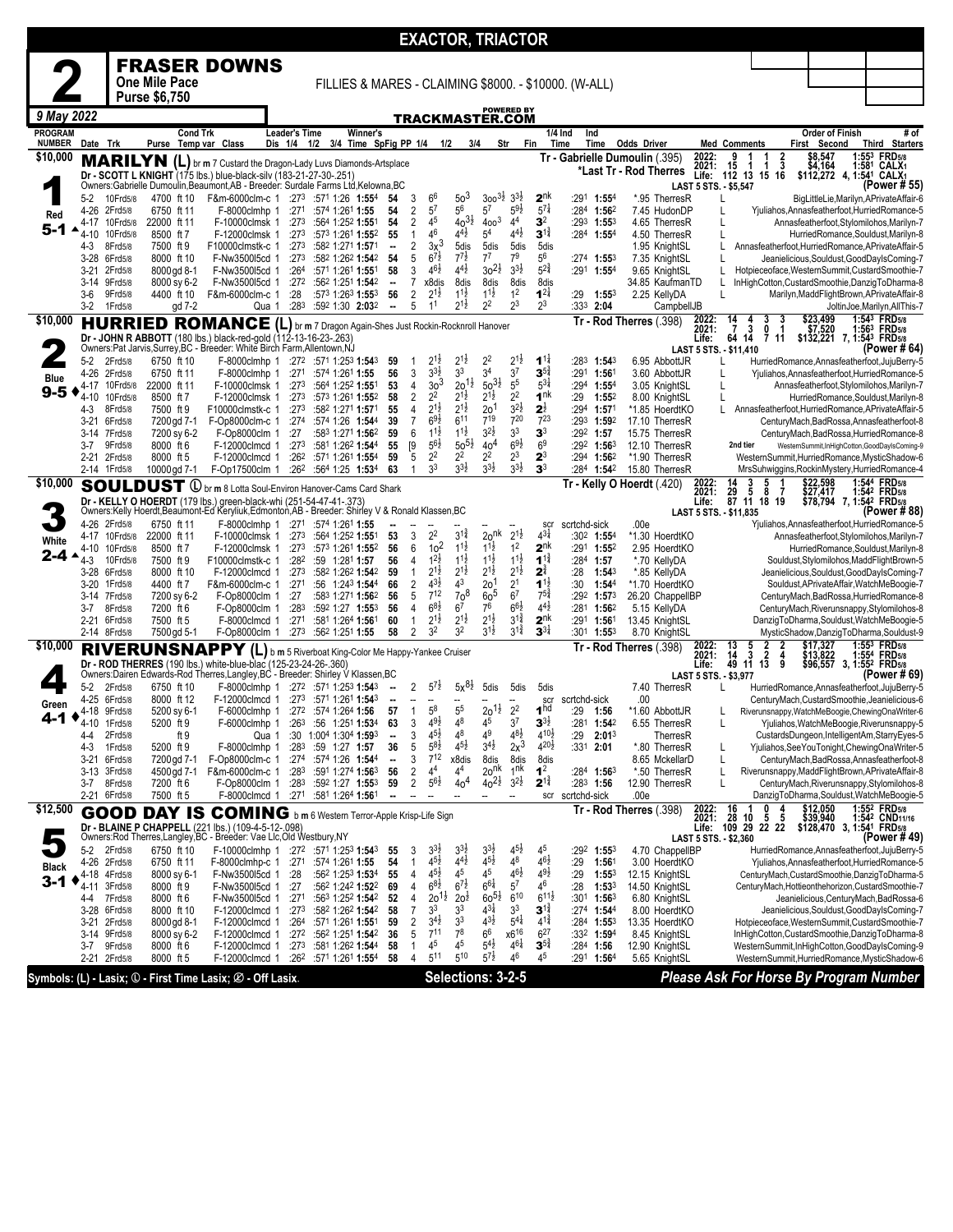# EXACTOR, TRIACTOR

## 2 FRASER DOWNS

**One Mile Pace** — **Purse $6,750**

FILLIES & MARES - CLAIMING $8000. - $10000. (W-ALL)

*9 May 2022* — TRACKMASTER.COM (POWERED BY)

---

### 1 — $10,000 — Red — 5-1

**MARILYN (L)** br m 7 Custard the Dragon-Lady Luvs Diamonds-Artsplace

Dr - SCOTT L KNIGHT (175 lbs.) blue-black-silv (183-21-27-30-.251)

Owners:Gabrielle Dumoulin,Beaumont,AB - Breeder: Surdale Farms Ltd,Kelowna,BC

Tr - Gabrielle Dumoulin (.395) — *Last Tr - Rod Therres

2022: 9 1 1 2 $8,547 1:55³ FRD5/8 · 2021: 15 1 1 3 $4,164 1:58¹ CALX1 · Life: 112 13 15 16 $112,272 4, 1:54¹ CALX1 · LAST 5 STS. - $5,547 · (Power # 55)

| Date | Trk | Purse | Cond | Class | 1/4 | 1/2 | 3/4 | Time | SpFig | PP | 1/4 | 1/2 | 3/4 | Str | Fin | 1/4 Ind | Ind Time | Odds | Driver | Med | Order of Finish |
|---|---|---|---|---|---|---|---|---|---|---|---|---|---|---|---|---|---|---|---|---|---|
| 5-2 | 10Frd5/8 | 4700 | ft 10 | F&m-6000clm-c 1 | :27³ | :57¹ | 1:26 | 1:55⁴ | 54 | 3 | 6⁶ | 5o³ | 3oo³½ | 3³½ | 2nk | :29¹ | 1:55⁴ | *.95 | TherresR | L | BigLittleLie,Marilyn,APrivateAffair-6 |
| 4-26 | 2Frd5/8 | 6750 | ft 11 | F-8000clmhp 1 | :27¹ | :57⁴ | 1:26¹ | 1:55 | 54 | 2 | 5⁷ | 5⁶ | 5⁷ | 5⁹½ | 5⁷¼ | :28⁴ | 1:56² | 7.45 | HudonDP | L | Yjuliahos,Annasfeatherfoot,HurriedRomance-5 |
| 4-17 | 10Frd5/8 | 22000 | ft 11 | F-10000clmsk 1 | :27³ | :56⁴ | 1:25² | 1:55¹ | 54 | 2 | 4⁵ | 4o³½ | 4oo³ | 4⁴ | 3² | :29³ | 1:55³ | 4.65 | TherresR | L | Annasfeatherfoot,Stylomilohos,Marilyn-7 |
| 4-10 | 10Frd5/8 | 8500 | ft 7 | F-12000clmsk 1 | :27³ | :57³ | 1:26¹ | 1:55² | 55 | 1 | 4⁶ | 4⁴½ | 5⁴ | 4⁴½ | 3¹¾ | :28⁴ | 1:55⁴ | 4.50 | TherresR | L | HurriedRomance,Souldust,Marilyn-8 |
| 4-3 | 8Frd5/8 | 7500 | ft 9 | F10000clmstk-c 1 | :27³ | :58² | 1:27¹ | 1:57¹ | -- | 2 | 3x³ | 5dis | 5dis | 5dis | 5dis | | | 1.95 | KnightSL | L | Annasfeatherfoot,HurriedRomance,APrivateAffair-5 |
| 3-28 | 6Frd5/8 | 8000 | ft 10 | F-Nw3500l5cd 1 | :27³ | :58² | 1:26² | 1:54² | 54 | 5 | 6⁷½ | 7⁷½ | 7⁷ | 7⁹ | 5⁶ | :27⁴ | 1:55³ | 7.35 | KnightSL | L | Jeanielicious,Souldust,GoodDaylsComing-7 |
| 3-21 | 2Frd5/8 | 8000 | gd 8-1 | F-Nw3500l5cd 1 | :26⁴ | :57¹ | 1:26¹ | 1:55¹ | 58 | 3 | 4⁶½ | 4⁴½ | 3o²½ | 3³½ | 5²¾ | :29¹ | 1:55⁴ | 9.65 | KnightSL | L | Hotpieceoface,WesternSummit,CustardSmoothie-7 |
| 3-14 | 9Frd5/8 | 8000 | sy 6-2 | F-Nw3500l5cd 1 | :27² | :56² | 1:25¹ | 1:54² | -- | 7 | x8dis | 8dis | 8dis | 8dis | 8dis | | | 34.85 | KaufmanTD | L | InHighCotton,CustardSmoothie,DanzigToDharma-8 |
| 3-6 | 9Frd5/8 | 4400 | ft 10 | F&m-6000clm-c 1 | :28 | :57³ | 1:26³ | 1:55³ | 56 | 2 | 2¹½ | 1¹½ | 1¹½ | 1² | 1²¼ | :29 | 1:55³ | 2.25 | KellyDA | L | Marilyn,MaddFlightBrown,APrivateAffair-8 |
| 3-2 | 1Frd5/8 | | gd 7-2 | Qua 1 | :28³ | :59² | 1:30 | 2:03² | -- | 5 | 1¹ | 2¹½ | 2² | 2³ | 2³ | :33³ | 2:04 | | CampbellJB | | JoltinJoe,Marilyn,AllThis-7 |

### 2 — $10,000 — Blue — 9-5

**HURRIED ROMANCE (L)** br m 7 Dragon Again-Shes Just Rockin-Rocknroll Hanover

Dr - JOHN R ABBOTT (180 lbs.) black-red-gold (112-13-16-23-.263)

Owners:Pat Jarvis,Surrey,BC - Breeder: White Birch Farm,Allentown,NJ

Tr - Rod Therres (.398)

2022: 14 4 3 3 $23,499 1:54³ FRD5/8 · 2021: 7 3 0 1 $7,520 1:56³ FRD5/8 · Life: 64 14 7 11 $132,221 7, 1:54³ FRD5/8 · LAST 5 STS. - $11,410 · (Power # 64)

| Date | Trk | Purse | Cond | Class | 1/4 | 1/2 | 3/4 | Time | SpFig | PP | 1/4 | 1/2 | 3/4 | Str | Fin | 1/4 Ind | Ind Time | Odds | Driver | Med | Order of Finish |
|---|---|---|---|---|---|---|---|---|---|---|---|---|---|---|---|---|---|---|---|---|---|
| 5-2 | 2Frd5/8 | 6750 | ft 10 | F-8000clmhp 1 | :27² | :57¹ | 1:25³ | 1:54³ | 59 | 1 | 2¹½ | 2¹½ | 2² | 2¹½ | 1¹¼ | :28³ | 1:54³ | 6.95 | AbbottJR | L | HurriedRomance,Annasfeatherfoot,JujuBerry-5 |
| 4-26 | 2Frd5/8 | 6750 | ft 11 | F-8000clmhp 1 | :27¹ | :57⁴ | 1:26¹ | 1:55 | 56 | 3 | 3³½ | 3³ | 3⁴ | 3⁷ | 3⁵¾ | :29¹ | 1:56¹ | 3.60 | AbbottJR | L | Yjuliahos,Annasfeatherfoot,HurriedRomance-5 |
| 4-17 | 10Frd5/8 | 22000 | ft 11 | F-10000clmsk 1 | :27³ | :56⁴ | 1:25² | 1:55¹ | 53 | 4 | 3o³ | 2o¹½ | 5o³½ | 5⁵ | 5³¼ | :29⁴ | 1:55⁴ | 3.05 | KnightSL | L | Annasfeatherfoot,Stylomilohos,Marilyn-7 |
| 4-10 | 10Frd5/8 | 8500 | ft 7 | F-12000clmsk 1 | :27³ | :57³ | 1:26¹ | 1:55² | 58 | 2 | 2² | 2¹½ | 2¹½ | 2² | 1nk | :29 | 1:55² | 8.00 | KnightSL | L | HurriedRomance,Souldust,Marilyn-8 |
| 4-3 | 8Frd5/8 | 7500 | ft 9 | F10000clmstk-c 1 | :27³ | :58² | 1:27¹ | 1:57¹ | 55 | 4 | 2¹½ | 2¹½ | 2o¹ | 3²½ | 2½ | :29⁴ | 1:57¹ | *1.85 | HoerdtKO | L | Annasfeatherfoot,HurriedRomance,APrivateAffair-5 |
| 3-21 | 6Frd5/8 | 7200 | gd 7-1 | F-Op8000clm-c 1 | :27⁴ | :57⁴ | 1:26 | 1:54⁴ | 39 | 7 | 6⁹½ | 6¹¹ | 7¹⁹ | 7²⁰ | 7²³ | :29³ | 1:59² | 17.10 | TherresR | | CenturyMach,BadRossa,Annasfeatherfoot-8 |
| 3-14 | 7Frd5/8 | 7200 | sy 6-2 | F-Op8000clm 1 | :27 | :58³ | 1:27¹ | 1:56² | 59 | 6 | 1¹½ | 1¹½ | 3²½ | 3³ | 3³ | :29² | 1:57 | 15.75 | TherresR | | CenturyMach,BadRossa,HurriedRomance-8 |
| 3-7 | 9Frd5/8 | 8000 | ft 6 | F-12000clmcd 1 | :27³ | :58¹ | 1:26² | 1:54⁴ | 55 | [9 | 5⁶½ | 5o⁵½ | 4o⁴ | 6⁹½ | 6⁹ | :29² | 1:56³ | 12.10 | TherresR | | 2nd tier — WesternSummit,InHighCotton,GoodDaylsComing-9 |
| 2-21 | 2Frd5/8 | 8000 | ft 5 | F-12000clmcd 1 | :26² | :57¹ | 1:26¹ | 1:55⁴ | 59 | 5 | 2² | 2² | 2² | 2³ | 2³ | :29⁴ | 1:56² | *1.90 | TherresR | | WesternSummit,HurriedRomance,MysticShadow-6 |
| 2-14 | 1Frd5/8 | 10000 | gd 7-1 | F-Op17500clm 1 | :26² | :56⁴ | 1:25 | 1:53⁴ | 63 | 1 | 3³ | 3³½ | 3³½ | 3³½ | 3³ | :28⁴ | 1:54² | 15.80 | TherresR | | MrsSuhwiggins,RockinMystery,HurriedRomance-4 |

### 3 — $10,000 — White — 2-4

**SOULDUST ① (First Time Lasix)** br m 8 Lotta Soul-Environ Hanover-Cams Card Shark

Dr - KELLY O HOERDT (179 lbs.) green-black-whi (251-54-47-41-.373)

Owners:Kelly Hoerdt,Beaumont-Ed Keryliuk,Edmonton,AB - Breeder: Shirley V & Ronald Klassen,BC

Tr - Kelly O Hoerdt (.420)

2022: 14 3 5 1 $22,598 1:54⁴ FRD5/8 · 2021: 29 5 8 7 $27,417 1:54² FRD5/8 · Life: 87 11 18 19 $78,794 7, 1:54² FRD5/8 · LAST 5 STS. - $11,835 · (Power # 88)

| Date | Trk | Purse | Cond | Class | 1/4 | 1/2 | 3/4 | Time | SpFig | PP | 1/4 | 1/2 | 3/4 | Str | Fin | 1/4 Ind | Ind Time | Odds | Driver | Med | Order of Finish |
|---|---|---|---|---|---|---|---|---|---|---|---|---|---|---|---|---|---|---|---|---|---|
| 4-26 | 2Frd5/8 | 6750 | ft 11 | F-8000clmhp 1 | :27¹ | :57⁴ | 1:26¹ | 1:55 | -- | -- | -- | -- | -- | -- | scr | scrtchd-sick | | .00e | | | Yjuliahos,Annasfeatherfoot,HurriedRomance-5 |
| 4-17 | 10Frd5/8 | 22000 | ft 11 | F-10000clmsk 1 | :27³ | :56⁴ | 1:25² | 1:55¹ | 53 | 3 | 2² | 3¹¾ | 2onk | 2¹½ | 4³¼ | :30² | 1:55⁴ | *1.30 | HoerdtKO | | Annasfeatherfoot,Stylomilohos,Marilyn-7 |
| 4-10 | 10Frd5/8 | 8500 | ft 7 | F-12000clmsk 1 | :27³ | :57³ | 1:26¹ | 1:55² | 56 | 6 | 1o² | 1¹½ | 1¹½ | 1² | 2nk | :29¹ | 1:55² | 2.95 | HoerdtKO | | HurriedRomance,Souldust,Marilyn-8 |
| 4-3 | 10Frd5/8 | 7500 | ft 9 | F10000clmstk-c 1 | :28² | :59 | 1:28¹ | 1:57 | 56 | 4 | 1²½ | 1¹½ | 1¹½ | 1¹½ | 1¹¾ | :28⁴ | 1:57 | *.70 | KellyDA | | Souldust,Stylomilohos,MaddFlightBrown-5 |
| 3-28 | 6Frd5/8 | 8000 | ft 10 | F-12000clmcd 1 | :27³ | :58² | 1:26² | 1:54² | 59 | 1 | 2¹½ | 2¹½ | 2¹½ | 2¹½ | 2¾ | :28 | 1:54³ | *.85 | KellyDA | | Jeanielicious,Souldust,GoodDaylsComing-7 |
| 3-20 | 1Frd5/8 | 4400 | ft 7 | F&m-6000clm-c 1 | :27¹ | :56 | 1:24³ | 1:54⁴ | 66 | 2 | 4³½ | 4³ | 2o¹ | 2¹ | 1¹½ | :30 | 1:54⁴ | *1.70 | HoerdtKO | | Souldust,APrivateAffair,WatchMeBoogie-7 |
| 3-14 | 7Frd5/8 | 7200 | sy 6-2 | F-Op8000clm 1 | :27 | :58³ | 1:27¹ | 1:56² | 56 | 5 | 7¹² | 7o⁸ | 6o⁵ | 6⁷ | 7⁵¾ | :29² | 1:57³ | 26.20 | ChappellBP | | CenturyMach,BadRossa,HurriedRomance-8 |
| 3-7 | 8Frd5/8 | 7200 | ft 6 | F-Op8000clm 1 | :28³ | :59² | 1:27 | 1:55³ | 56 | 4 | 6⁸½ | 6⁷ | 7⁶ | 6⁶½ | 4⁴½ | :28¹ | 1:56² | 5.15 | KellyDA | | CenturyMach,Riverunsnappy,Stylomilohos-8 |
| 2-21 | 6Frd5/8 | 7500 | ft 5 | F-8000clmcd 1 | :27¹ | :58¹ | 1:26⁴ | 1:56¹ | 60 | 1 | 2¹½ | 2¹½ | 2¹½ | 3¹¾ | 2nk | :29¹ | 1:56¹ | 13.45 | KnightSL | | DanzigToDharma,Souldust,WatchMeBoogie-5 |
| 2-14 | 8Frd5/8 | 7500 | gd 5-1 | F-Op8000clm 1 | :27³ | :56² | 1:25¹ | 1:55 | 58 | 2 | 3² | 3² | 3¹½ | 3¹¾ | 3³¼ | :30¹ | 1:55³ | 8.70 | KnightSL | | MysticShadow,DanzigToDharma,Souldust-9 |

### 4 — $10,000 — Green — 4-1

**RIVERUNSNAPPY (L)** b m 5 Riverboat King-Color Me Happy-Yankee Cruiser

Dr - ROD THERRES (190 lbs.) white-blue-blac (125-23-24-26-.360)

Owners:Dairen Edwards-Rod Therres,Langley,BC - Breeder: Shirley V Klassen,BC

Tr - Rod Therres (.398)

2022: 13 5 2 2 $17,327 1:55³ FRD5/8 · 2021: 14 3 2 4 $13,822 1:55⁴ FRD5/8 · Life: 49 11 13 9 $96,557 3, 1:55² FRD5/8 · LAST 5 STS. - $3,977 · (Power # 69)

| Date | Trk | Purse | Cond | Class | 1/4 | 1/2 | 3/4 | Time | SpFig | PP | 1/4 | 1/2 | 3/4 | Str | Fin | 1/4 Ind | Ind Time | Odds | Driver | Med | Order of Finish |
|---|---|---|---|---|---|---|---|---|---|---|---|---|---|---|---|---|---|---|---|---|---|
| 5-2 | 2Frd5/8 | 6750 | ft 10 | F-8000clmhp 1 | :27² | :57¹ | 1:25³ | 1:54³ | -- | 2 | 5⁷½ | 5x⁸½ | 5dis | 5dis | 5dis | | | 7.40 | TherresR | L | HurriedRomance,Annasfeatherfoot,JujuBerry-5 |
| 4-25 | 6Frd5/8 | 8000 | ft 12 | F-12000clmcd 1 | :27³ | :57¹ | 1:26¹ | 1:54³ | -- | -- | -- | -- | -- | -- | scr | scrtchd-sick | | .00 | | | CenturyMach,CustardSmoothie,Jeanielicious-6 |
| 4-18 | 9Frd5/8 | 5200 | sy 6-1 | F-6000clmhp 1 | :27² | :57⁴ | 1:26⁴ | 1:56 | 57 | 1 | 5⁸ | 5⁵ | 2o¹½ | 2² | 1hd | :29 | 1:56 | *1.60 | AbbottJR | L | Riverunsnappy,WatchMeBoogie,ChewingOnaWriter-6 |
| 4-10 | 1Frd5/8 | 5200 | ft 9 | F-6000clmhp 1 | :26³ | :56 | 1:25¹ | 1:53⁴ | 63 | 3 | 4⁹½ | 4⁸ | 4⁵ | 3⁷ | 3³½ | :28¹ | 1:54² | 6.55 | TherresR | L | Yjuliahos,WatchMeBoogie,Riverunsnappy-5 |
| 4-4 | 2Frd5/8 | | ft 9 | Qua 1 | :30 | 1:00⁴ | 1:30⁴ | 1:59³ | -- | 3 | 4⁵½ | 4⁸ | 4⁹ | 4⁸½ | 4¹⁰½ | :29 | 2:01³ | | TherresR | | CustardsDungeon,IntelligentAm,StarryEyes-5 |
| 4-3 | 1Frd5/8 | 5200 | ft 9 | F-8000clmhp 1 | :28³ | :59 | 1:27 | 1:57 | 36 | 5 | 5⁸½ | 4⁵½ | 3⁴½ | 2x³ | 4²⁰½ | :33¹ | 2:01 | *.80 | TherresR | L | Yjuliahos,SeeYouTonight,ChewingOnaWriter-5 |
| 3-21 | 6Frd5/8 | 7200 | gd 7-1 | F-Op8000clm-c 1 | :27⁴ | :57⁴ | 1:26 | 1:54⁴ | -- | 3 | 7¹² | x8dis | 8dis | 8dis | 8dis | | | 8.65 | MckellarD | L | CenturyMach,BadRossa,Annasfeatherfoot-8 |
| 3-13 | 3Frd5/8 | 4500 | gd 7-1 | F&m-6000clm-c 1 | :28³ | :59¹ | 1:27⁴ | 1:56³ | 56 | 2 | 4⁴ | 4⁴ | 2onk | 1nk | 1² | :28⁴ | 1:56³ | *.50 | TherresR | L | Riverunsnappy,MaddFlightBrown,APrivateAffair-8 |
| 3-7 | 8Frd5/8 | 7200 | ft 6 | F-Op8000clm 1 | :28³ | :59² | 1:27 | 1:55³ | 59 | 2 | 5⁶½ | 4o⁴ | 4o²½ | 3²½ | 2¹¾ | :28³ | 1:56 | 12.90 | TherresR | L | CenturyMach,Riverunsnappy,Stylomilohos-8 |
| 2-21 | 6Frd5/8 | 7500 | ft 5 | F-8000clmcd 1 | :27¹ | :58¹ | 1:26⁴ | 1:56¹ | -- | -- | -- | -- | -- | -- | scr | scrtchd-sick | | .00e | | | DanzigToDharma,Souldust,WatchMeBoogie-5 |

### 5 — $12,500 — Black — 3-1

**GOOD DAY IS COMING** b m 6 Western Terror-Apple Krisp-Life Sign

Dr - BLAINE P CHAPPELL (221 lbs.) (109-4-5-12-.098)

Owners:Rod Therres,Langley,BC - Breeder: Vae Llc,Old Westbury,NY

Tr - Rod Therres (.398)

2022: 16 1 0 4 $12,050 1:55² FRD5/8 · 2021: 28 10 5 5 $39,940 1:54² CND11/16 · Life: 109 29 22 22 $128,470 3, 1:54¹ FRD5/8 · LAST 5 STS. - $2,360 · (Power # 49)

| Date | Trk | Purse | Cond | Class | 1/4 | 1/2 | 3/4 | Time | SpFig | PP | 1/4 | 1/2 | 3/4 | Str | Fin | 1/4 Ind | Ind Time | Odds | Driver | Med | Order of Finish |
|---|---|---|---|---|---|---|---|---|---|---|---|---|---|---|---|---|---|---|---|---|---|
| 5-2 | 2Frd5/8 | 6750 | ft 10 | F-10000clmhp 1 | :27² | :57¹ | 1:25³ | 1:54³ | 55 | 3 | 3³½ | 3³½ | 3³½ | 4⁵½ | 4⁵ | :29² | 1:55³ | 4.70 | ChappellBP | | HurriedRomance,Annasfeatherfoot,JujuBerry-5 |
| 4-26 | 2Frd5/8 | 6750 | ft 11 | F-8000clmhp-c 1 | :27¹ | :57⁴ | 1:26¹ | 1:55 | 54 | 1 | 4⁵½ | 4⁴½ | 4⁵½ | 4⁸ | 4⁶½ | :29 | 1:56¹ | 3.00 | HoerdtKO | | Yjuliahos,Annasfeatherfoot,HurriedRomance-5 |
| 4-18 | 4Frd5/8 | 8000 | sy 6-1 | F-Nw3500l5cd 1 | :28 | :56² | 1:25³ | 1:53⁴ | 55 | 4 | 4⁵½ | 4⁵ | 4⁵ | 4⁶½ | 4⁹½ | :29 | 1:55³ | 12.15 | KnightSL | | CenturyMach,CustardSmoothie,DanzigToDharma-5 |
| 4-11 | 3Frd5/8 | 8000 | ft 9 | F-Nw3500l5cd 1 | :27 | :56² | 1:24² | 1:52² | 69 | 4 | 6⁸½ | 6⁷½ | 6⁶½ | 5⁷ | 4⁶ | :28 | 1:53³ | 14.50 | KnightSL | | CenturyMach,Hottieonthehorizon,CustardSmoothie-7 |
| 4-4 | 7Frd5/8 | 8000 | ft 6 | F-Nw3500l5cd 1 | :27¹ | :56³ | 1:25² | 1:54² | 52 | 4 | 2o¹½ | 2o³ | 6o⁵½ | 6¹⁰ | 6¹¹½ | :30¹ | 1:56³ | 6.80 | KnightSL | | Jeanielicious,CenturyMach,BadRossa-6 |
| 3-28 | 6Frd5/8 | 8000 | ft 10 | F-12000clmcd 1 | :27³ | :58² | 1:26² | 1:54² | 58 | 7 | 3³ | 3³ | 4³¼ | 3³ | 3¹¾ | :27⁴ | 1:54⁴ | 8.00 | HoerdtKO | | Jeanielicious,Souldust,GoodDaylsComing-7 |
| 3-21 | 2Frd5/8 | 8000 | gd 8-1 | F-12000clmcd 1 | :26⁴ | :57¹ | 1:26¹ | 1:55¹ | 59 | 2 | 3⁴½ | 3³ | 4³½ | 5⁴¼ | 4¹¾ | :28⁴ | 1:55³ | 13.35 | HoerdtKO | | Hotpieceoface,WesternSummit,CustardSmoothie-7 |
| 3-14 | 9Frd5/8 | 8000 | sy 6-2 | F-12000clmcd 1 | :27² | :56² | 1:25¹ | 1:54² | 36 | 5 | 7¹¹ | 7⁸ | 6⁶ | x6¹⁶ | 6²⁷ | :33² | 1:59⁴ | 8.45 | KnightSL | | InHighCotton,CustardSmoothie,DanzigToDharma-8 |
| 3-7 | 9Frd5/8 | 8000 | ft 6 | F-12000clmcd 1 | :27³ | :58¹ | 1:26² | 1:54⁴ | 58 | 1 | 4⁵ | 4⁵ | 5⁴½ | 4⁶¼ | 3⁵¾ | :28⁴ | 1:56 | 12.90 | KnightSL | | WesternSummit,InHighCotton,GoodDaylsComing-9 |
| 2-21 | 2Frd5/8 | 8000 | ft 5 | F-12000clmcd 1 | :26² | :57¹ | 1:26¹ | 1:55⁴ | 58 | 4 | 5¹¹ | 5¹⁰ | 5⁷½ | 4⁶ | 4⁵ | :29¹ | 1:56⁴ | 5.65 | KnightSL | | WesternSummit,HurriedRomance,MysticShadow-6 |

---

Symbols: (L) - Lasix; ① - First Time Lasix; ⊘ - Off Lasix.

**Selections: 3-2-5**

*Please Ask For Horse By Program Number*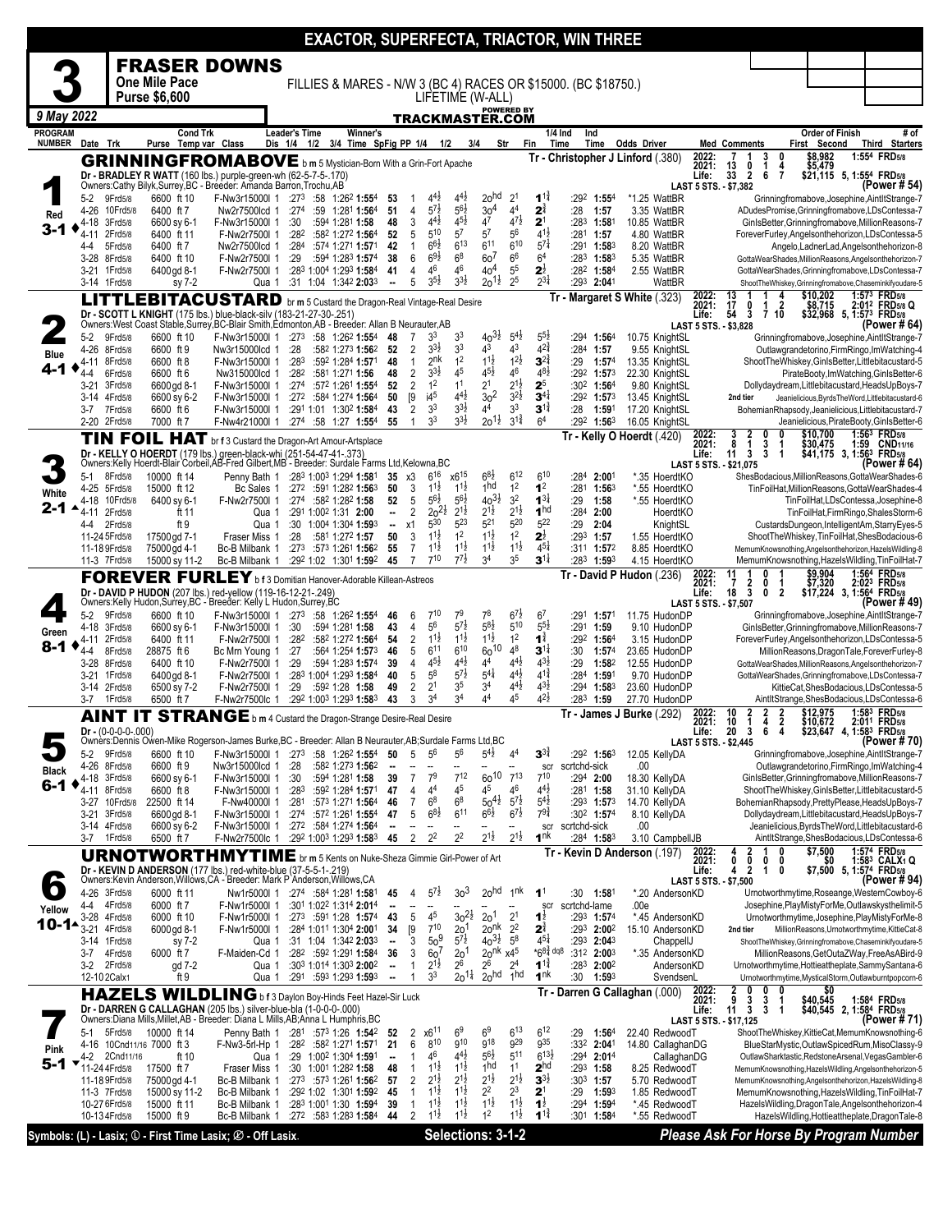# EXACTOR, SUPERFECTA, TRIACTOR, WIN THREE

## 3 — FRASER DOWNS

**One Mile Pace — Purse $6,600**

FILLIES & MARES - N/W 3 (BC 4) RACES OR $15000. (BC $18750.) LIFETIME (W-ALL)

9 May 2022 — TRACKMASTER.COM

| PROGRAM NUMBER | Date Trk | Purse | Cond Trk Temp var | Class | Leader's Time Dis 1/4 1/2 3/4 | Winner's Time | SpFig | PP | 1/4 | 1/2 | 3/4 | Str | Fin | 1/4 Ind Time | Ind Time | Odds Driver | Med | Comments | Order of Finish First Second Third | # of Starters |
|---|---|---|---|---|---|---|---|---|---|---|---|---|---|---|---|---|---|---|---|---|

---

### 1 — GRINNINGFROMABOVE (Red, 3-1)

b m 5 Mystician-Born With a Grin-Fort Apache — Tr - Christopher J Linford (.380)

Dr - BRADLEY R WATT (160 lbs.) purple-green-wh (62-5-7-5-.170)

Owners:Cathy Bilyk,Surrey,BC - Breeder: Amanda Barron,Trochu,AB

2022: 7 1 3 0 $8,982 1:554 FRD5/8 — 2021: 13 0 1 4 $5,479 — Life: 33 2 6 7 $21,115 5, 1:554 FRD5/8 — LAST 5 STS. - $7,382 — (Power # 54)

| Date Trk | Purse | Cond | Class | Leader's Time | Win Time | SpFig | PP | 1/4 | 1/2 | 3/4 | Str | Fin | 1/4 Ind | Ind Time | Odds Driver | Order of Finish |
|---|---|---|---|---|---|---|---|---|---|---|---|---|---|---|---|---|
| 5-2 9Frd5/8 | 6600 | ft 10 | F-Nw3r15000l 1 | :273 :58 1:262 | 1:554 | 53 | 1 | 4^4½ | 4^4½ | 2o^hd | 2^1 | 1^1¾ | :292 | 1:554 | *1.25 WattBR | Grinningfromabove,Josephine,AintItStrange-7 |
| 4-26 10Frd5/8 | 6400 | ft 7 | Nw2r7500lcd 1 | :274 :59 1:281 | 1:564 | 51 | 4 | 5^7½ | 5^6½ | 3o^4 | 4^4 | 2^¾ | :28 | 1:57 | 3.35 WattBR | ADudesPromise,Grinningfromabove,LDsContessa-7 |
| 4-18 3Frd5/8 | 6600 | sy 6-1 | F-Nw3r15000l 1 | :30 :594 1:281 | 1:58 | 48 | 3 | 4^4½ | 4^5½ | 4^7 | 4^7½ | 2^1 | :283 | 1:581 | 10.85 WattBR | GinlsBetter,Grinningfromabove,MillionReasons-7 |
| 4-11 2Frd5/8 | 6400 | ft 11 | F-Nw2r7500l 1 | :282 :582 1:272 | 1:564 | 52 | 5 | 5^10 | 5^7 | 5^7 | 5^6 | 4^1½ | :281 | 1:57 | 4.80 WattBR | ForeverFurley,Angelsonthehorizon,LDsContessa-5 |
| 4-4 5Frd5/8 | 6400 | ft 7 | Nw2r7500lcd 1 | :284 :574 1:271 | 1:571 | 42 | 1 | 6^6½ | 6^13 | 6^11 | 6^10 | 5^7¼ | :291 | 1:583 | 8.20 WattBR | Angelo,LadnerLad,Angelsonthehorizon-8 |
| 3-28 8Frd5/8 | 6400 | ft 10 | F-Nw2r7500l 1 | :29 :594 1:283 | 1:574 | 38 | 6 | 6^9½ | 6^8 | 6o^7 | 6^6 | 6^4 | :283 | 1:583 | 5.35 WattBR | GottaWearShades,MillionReasons,Angelsonthehorizon-7 |
| 3-21 1Frd5/8 | 6400 | gd 8-1 | F-Nw2r7500l 1 | :283 1:004 1:293 | 1:584 | 41 | 4 | 4^6 | 4^6 | 4o^4 | 5^5 | 2^½ | :282 | 1:584 | 2.55 WattBR | GottaWearShades,Grinningfromabove,LDsContessa-7 |
| 3-14 1Frd5/8 | | sy 7-2 | Qua 1 | :31 1:04 1:342 | 2:033 | -- | 5 | 3^5½ | 3^3½ | 2o^1½ | 2^5 | 2^3¼ | :293 | 2:041 | WattBR | ShootTheWhiskey,Grinningfromabove,Chaseminkifyoudare-5 |

---

### 2 — LITTLEBITACUSTARD (Blue, 4-1)

br m 5 Custard the Dragon-Real Vintage-Real Desire — Tr - Margaret S White (.323)

Dr - SCOTT L KNIGHT (175 lbs.) blue-black-silv (183-21-27-30-.251)

Owners:West Coast Stable,Surrey,BC-Blair Smith,Edmonton,AB - Breeder: Allan B Neurauter,AB

2022: 13 1 1 4 $10,202 1:573 FRD5/8 — 2021: 17 0 1 2 $8,715 2:012 FRD5/8 Q — Life: 54 3 7 10 $32,968 5, 1:573 FRD5/8 — LAST 5 STS. - $3,828 — (Power # 64)

| Date Trk | Purse | Cond | Class | Leader's Time | Win Time | SpFig | PP | 1/4 | 1/2 | 3/4 | Str | Fin | 1/4 Ind | Ind Time | Odds Driver | Order of Finish |
|---|---|---|---|---|---|---|---|---|---|---|---|---|---|---|---|---|
| 5-2 9Frd5/8 | 6600 | ft 10 | F-Nw3r15000l 1 | :273 :58 1:262 | 1:554 | 48 | 7 | 3^3 | 3^3 | 4o^3½ | 5^4½ | 5^5½ | :294 | 1:564 | 10.75 KnightSL | Grinningfromabove,Josephine,AintItStrange-7 |
| 4-26 8Frd5/8 | 6600 | ft 9 | Nw3r15000lcd 1 | :28 :582 1:273 | 1:562 | 52 | 2 | 3^3½ | 3^3 | 4^3 | 4^3 | 4^2¾ | :284 | 1:57 | 9.55 KnightSL | Outlawgrandetorino,FirmRingo,ImWatching-4 |
| 4-11 8Frd5/8 | 6600 | ft 8 | F-Nw3r15000l 1 | :283 :592 1:284 | 1:571 | 48 | 1 | 2^nk | 1^2 | 1^1½ | 1^2½ | 3^2¾ | :29 | 1:574 | 13.35 KnightSL | ShootTheWhiskey,GinlsBetter,Littlebitacustard-5 |
| 4-4 6Frd5/8 | 6600 | ft 6 | Nw3r15000lcd 1 | :282 :581 1:271 | 1:56 | 48 | 2 | 3^3½ | 4^5 | 4^5½ | 4^6 | 4^8½ | :292 | 1:573 | 22.30 KnightSL | PirateBooty,ImWatching,GinlsBetter-6 |
| 3-21 3Frd5/8 | 6600 | gd 8-1 | F-Nw3r15000l 1 | :274 :572 1:261 | 1:554 | 52 | 2 | 1^2 | 1^1 | 2^1 | 2^1½ | 2^5 | :302 | 1:564 | 9.80 KnightSL | Dollydaydream,Littlebitacustard,HeadsUpBoys-7 |
| 3-14 4Frd5/8 | 6600 | sy 6-2 | F-Nw3r15000l 1 | :272 :584 1:274 | 1:564 | 50 | [9 | i4^5 | 4^4½ | 3o^2 | 3^2½ | 3^4¼ | :292 | 1:573 | 13.45 KnightSL | 2nd tier — Jeanielicious,ByrdsTheWord,Littlebitacustard-6 |
| 3-7 7Frd5/8 | 6600 | ft 6 | F-Nw3r15000l 1 | :291 1:01 1:302 | 1:584 | 43 | 2 | 3^3 | 3^3½ | 4^4 | 3^3 | 3^1¾ | :28 | 1:591 | 17.20 KnightSL | BohemianRhapsody,Jeanielicious,Littlebitacustard-7 |
| 2-20 2Frd5/8 | 7000 | ft 7 | F-Nw4r21000l 1 | :274 :58 1:27 | 1:554 | 55 | 1 | 3^3 | 3^3½ | 2o^1½ | 3^1¾ | 6^4 | :292 | 1:563 | 16.05 KnightSL | Jeanielicious,PirateBooty,GinlsBetter-6 |

---

### 3 — TIN FOIL HAT (White, 2-1)

br f 3 Custard the Dragon-Art Amour-Artsplace — Tr - Kelly O Hoerdt (.420)

Dr - KELLY O HOERDT (179 lbs.) green-black-whi (251-54-47-41-.373)

Owners:Kelly Hoerdt-Blair Corbeil,AB-Fred Gilbert,MB - Breeder: Surdale Farms Ltd,Kelowna,BC

2022: 3 2 0 0 $10,700 1:563 FRD5/8 — 2021: 8 1 3 1 $30,475 1:59 CND11/16 — Life: 11 3 3 1 $41,175 3, 1:563 FRD5/8 — LAST 5 STS. - $21,075 — (Power # 64)

| Date Trk | Purse | Cond | Class | Leader's Time | Win Time | SpFig | PP | 1/4 | 1/2 | 3/4 | Str | Fin | 1/4 Ind | Ind Time | Odds Driver | Order of Finish |
|---|---|---|---|---|---|---|---|---|---|---|---|---|---|---|---|---|
| 5-1 8Frd5/8 | 10000 | ft 14 | Penny Bath 1 | :283 1:003 1:294 | 1:581 | 35 | x3 | 6^16 | x6^15 | 6^8½ | 6^12 | 6^10 | :284 | 2:001 | *.35 HoerdtKO | ShesBodacious,MillionReasons,GottaWearShades-6 |
| 4-25 5Frd5/8 | 15000 | ft 12 | Bc Sales 1 | :272 :591 1:282 | 1:563 | 50 | 3 | 1^1½ | 1^1½ | 1^hd | 1^2 | 1^2 | :281 | 1:563 | *.55 HoerdtKO | TinFoilHat,MillionReasons,GottaWearShades-4 |
| 4-18 10Frd5/8 | 6400 | sy 6-1 | F-Nw2r7500l 1 | :274 :582 1:282 | 1:58 | 52 | 5 | 5^6½ | 5^6½ | 4o^3½ | 3^2 | 1^3¼ | :29 | 1:58 | *.55 HoerdtKO | TinFoilHat,LDsContessa,Josephine-8 |
| 4-11 2Frd5/8 | | ft 11 | Qua 1 | :291 1:002 1:31 | 2:00 | -- | 2 | 2o^2½ | 2^1½ | 2^1½ | 2^1½ | 1^hd | :284 | 2:00 | HoerdtKO | TinFoilHat,FirmRingo,ShalesStorm-6 |
| 4-4 2Frd5/8 | | ft 9 | Qua 1 | :30 1:004 1:304 | 1:593 | -- | x1 | 5^30 | 5^23 | 5^21 | 5^20 | 5^22 | :29 | 2:04 | KnightSL | CustardsDungeon,IntelligentAm,StarryEyes-5 |
| 11-24 5Frd5/8 | 17500 | gd 7-1 | Fraser Miss 1 | :28 :581 1:272 | 1:57 | 50 | 3 | 1^1½ | 1^2 | 1^1½ | 1^2 | 2^½ | :293 | 1:57 | 1.55 HoerdtKO | ShootTheWhiskey,TinFoilHat,ShesBodacious-6 |
| 11-18 9Frd5/8 | 75000 | gd 4-1 | Bc-B Milbank 1 | :273 :573 1:261 | 1:562 | 55 | 7 | 1^1½ | 1^1½ | 1^1½ | 1^1½ | 4^5¼ | :311 | 1:572 | 8.85 HoerdtKO | MemumKnowsnothing,Angelsonthehorizon,HazelsWildling-8 |
| 11-3 7Frd5/8 | 15000 | sy 11-2 | Bc-B Milbank 1 | :292 1:02 1:301 | 1:592 | 45 | 7 | 7^10 | 7^7½ | 3^4 | 3^5 | 3^1¼ | :283 | 1:593 | 4.15 HoerdtKO | MemumKnowsnothing,HazelsWildling,TinFoilHat-7 |

---

### 4 — FOREVER FURLEY (Green, 8-1)

b f 3 Domitian Hanover-Adorable Killean-Astreos — Tr - David P Hudon (.236)

Dr - DAVID P HUDON (207 lbs.) red-yellow (119-16-12-21-.249)

Owners:Kelly Hudon,Surrey,BC - Breeder: Kelly L Hudon,Surrey,BC

2022: 11 1 0 1 $9,904 1:564 FRD5/8 — 2021: 7 2 0 1 $7,320 2:023 FRD5/8 — Life: 18 3 0 2 $17,224 3, 1:564 FRD5/8 — LAST 5 STS. - $7,507 — (Power # 49)

| Date Trk | Purse | Cond | Class | Leader's Time | Win Time | SpFig | PP | 1/4 | 1/2 | 3/4 | Str | Fin | 1/4 Ind | Ind Time | Odds Driver | Order of Finish |
|---|---|---|---|---|---|---|---|---|---|---|---|---|---|---|---|---|
| 5-2 9Frd5/8 | 6600 | ft 10 | F-Nw3r15000l 1 | :273 :58 1:262 | 1:554 | 46 | 6 | 7^10 | 7^9 | 7^8 | 6^7½ | 6^7 | :291 | 1:571 | 11.75 HudonDP | Grinningfromabove,Josephine,AintItStrange-7 |
| 4-18 3Frd5/8 | 6600 | sy 6-1 | F-Nw3r15000l 1 | :30 :594 1:281 | 1:58 | 43 | 4 | 5^6 | 5^7½ | 5^8½ | 5^10 | 5^14 | :291 | 1:59 | 9.10 HudonDP | GinlsBetter,Grinningfromabove,MillionReasons-7 |
| 4-11 2Frd5/8 | 6400 | ft 11 | F-Nw2r7500l 1 | :282 :582 1:272 | 1:564 | 54 | 2 | 1^1½ | 1^1½ | 1^1½ | 1^2 | 1^¾ | :292 | 1:564 | 3.15 HudonDP | ForeverFurley,Angelsonthehorizon,LDsContessa-5 |
| 4-4 8Frd5/8 | 28875 | ft 6 | Bc Mrn Young 1 | :27 :564 1:254 | 1:573 | 46 | 5 | 6^11 | 6^10 | 6o^10 | 4^8 | 3^11¼ | :30 | 1:574 | 23.65 HudonDP | MillionReasons,DragonTale,ForeverFurley-8 |
| 3-28 8Frd5/8 | 6400 | ft 10 | F-Nw2r7500l 1 | :29 :594 1:283 | 1:574 | 39 | 4 | 4^5½ | 4^4½ | 4^4 | 4^4½ | 4^3½ | :29 | 1:582 | 12.55 HudonDP | GottaWearShades,MillionReasons,Angelsonthehorizon-7 |
| 3-21 1Frd5/8 | 6400 | gd 8-1 | F-Nw2r7500l 1 | :283 1:004 1:293 | 1:584 | 40 | 5 | 5^8 | 5^7½ | 5^4¾ | 4^4½ | 4^1¾ | :284 | 1:591 | 9.70 HudonDP | GottaWearShades,Grinningfromabove,LDsContessa-7 |
| 3-14 2Frd5/8 | 6500 | sy 7-2 | F-Nw2r7500l 1 | :29 :592 1:28 | 1:58 | 49 | 2 | 2^1 | 3^5 | 3^4 | 4^4½ | 4^3½ | :294 | 1:583 | 23.60 HudonDP | KittieCat,ShesBodacious,LDsContessa-5 |
| 3-7 1Frd5/8 | 6500 | ft 7 | F-Nw2r7500lc 1 | :292 1:003 1:293 | 1:583 | 43 | 3 | 3^4 | 3^4 | 4^4 | 4^5 | 4^2½ | :283 | 1:59 | 27.70 HudonDP | AintItStrange,ShesBodacious,LDsContessa-6 |

---

### 5 — AINT IT STRANGE (Black, 6-1)

b m 4 Custard the Dragon-Strange Desire-Real Desire — Tr - James J Burke (.292)

Dr - (0-0-0-0-.000)

Owners:Dennis Owen-Mike Rogerson-James Burke,BC - Breeder: Allan B Neurauter,AB;Surdale Farms Ltd,BC

2022: 10 2 2 2 $12,975 1:583 FRD5/8 — 2021: 10 1 4 2 $10,672 2:011 FRD5/8 — Life: 20 3 6 4 $23,647 4, 1:583 FRD5/8 — LAST 5 STS. - $2,445 — (Power # 70)

| Date Trk | Purse | Cond | Class | Leader's Time | Win Time | SpFig | PP | 1/4 | 1/2 | 3/4 | Str | Fin | 1/4 Ind | Ind Time | Odds Driver | Order of Finish |
|---|---|---|---|---|---|---|---|---|---|---|---|---|---|---|---|---|
| 5-2 9Frd5/8 | 6600 | ft 10 | F-Nw3r15000l 1 | :273 :58 1:262 | 1:554 | 50 | 5 | 5^6 | 5^6 | 5^4½ | 4^4 | 3^3¾ | :292 | 1:563 | 12.05 KellyDA | Grinningfromabove,Josephine,AintItStrange-7 |
| 4-26 8Frd5/8 | 6600 | ft 9 | Nw3r15000lcd 1 | :28 :582 1:273 | 1:562 | -- | | -- | -- | -- | -- | scr | scrtchd-sick | | .00 | Outlawgrandetorino,FirmRingo,ImWatching-4 |
| 4-18 3Frd5/8 | 6600 | sy 6-1 | F-Nw3r15000l 1 | :30 :594 1:281 | 1:58 | 39 | 7 | 7^9 | 7^12 | 6o^10 | 7^13 | 7^10 | :294 | 2:00 | 18.30 KellyDA | GinlsBetter,Grinningfromabove,MillionReasons-7 |
| 4-11 8Frd5/8 | 6600 | ft 8 | F-Nw3r15000l 1 | :283 :592 1:284 | 1:571 | 47 | 4 | 4^4 | 4^5 | 4^5 | 4^6 | 4^4½ | :281 | 1:58 | 31.10 KellyDA | ShootTheWhiskey,GinlsBetter,Littlebitacustard-5 |
| 3-27 10Frd5/8 | 22500 | ft 14 | F-Nw40000l 1 | :281 :573 1:271 | 1:564 | 46 | 7 | 6^8 | 6^8 | 5o^4½ | 5^7½ | 5^4½ | :293 | 1:573 | 14.70 KellyDA | BohemianRhapsody,PrettyPlease,HeadsUpBoys-7 |
| 3-21 3Frd5/8 | 6600 | gd 8-1 | F-Nw3r15000l 1 | :274 :572 1:261 | 1:554 | 47 | 5 | 6^8½ | 6^11 | 6^6½ | 6^7½ | 7^9¾ | :302 | 1:574 | 8.10 KellyDA | Dollydaydream,Littlebitacustard,HeadsUpBoys-7 |
| 3-14 4Frd5/8 | 6600 | sy 6-2 | F-Nw3r15000l 1 | :272 :584 1:274 | 1:564 | -- | | -- | -- | -- | -- | scr | scrtchd-sick | | .00 | Jeanielicious,ByrdsTheWord,Littlebitacustard-6 |
| 3-7 1Frd5/8 | 6500 | ft 7 | F-Nw2r7500lc 1 | :292 1:003 1:293 | 1:583 | 45 | 2 | 2^2 | 2^2 | 2^1½ | 2^1½ | 1^nk | :284 | 1:583 | 3.10 CampbellJB | AintItStrange,ShesBodacious,LDsContessa-6 |

---

### 6 — URNOTWORTHMYTIME (Yellow, 10-1)

br m 5 Kents on Nuke-Sheza Gimmie Girl-Power of Art — Tr - Kevin D Anderson (.197)

Dr - KEVIN D ANDERSON (177 lbs.) red-white-blue (37-5-5-1-.219)

Owners:Kevin Anderson,Willows,CA - Breeder: Mark P Anderson,Willows,CA

2022: 4 2 1 0 $7,500 1:574 FRD5/8 — 2021: 0 0 0 0 $0 1:583 CALX1 Q — Life: 4 2 1 0 $7,500 5, 1:574 FRD5/8 — LAST 5 STS. - $7,500 — (Power # 94)

| Date Trk | Purse | Cond | Class | Leader's Time | Win Time | SpFig | PP | 1/4 | 1/2 | 3/4 | Str | Fin | 1/4 Ind | Ind Time | Odds Driver | Order of Finish |
|---|---|---|---|---|---|---|---|---|---|---|---|---|---|---|---|---|
| 4-26 3Frd5/8 | 6000 | ft 11 | Nw1r5000l 1 | :274 :584 1:281 | 1:581 | 45 | 4 | 5^7½ | 3o^3 | 2o^hd | 1^nk | 1^1 | :30 | 1:581 | *.20 AndersonKD | Urnotworthmytime,Roseange,WesternCowboy-6 |
| 4-4 4Frd5/8 | 6000 | ft 7 | F-Nw1r5000l 1 | :301 1:022 1:314 | 2:014 | -- | | -- | -- | -- | -- | scr | scrtchd-lame | | .00e | Josephine,PlayMistyForMe,Outlawskysthelimit-5 |
| 3-28 4Frd5/8 | 6000 | ft 10 | F-Nw1r5000l 1 | :273 :591 1:28 | 1:574 | 43 | 5 | 4^5 | 3o^2½ | 2o^1 | 2^1 | 1^½ | :293 | 1:574 | *.45 AndersonKD | Urnotworthmytime,Josephine,PlayMistyForMe-8 |
| 3-21 4Frd5/8 | 6000 | gd 8-1 | F-Nw1r5000l 1 | :284 1:011 1:304 | 2:001 | 34 | [9 | 7^10 | 2o^1 | 2o^nk | 2^nk | 2^¾ | :293 | 2:002 | 15.10 AndersonKD | 2nd tier — MillionReasons,Urnotworthmytime,KittieCat-8 |
| 3-14 1Frd5/8 | | sy 7-2 | Qua 1 | :31 1:04 1:342 | 2:033 | -- | 3 | 5o^9 | 5^7½ | 4o^3½ | 5^8 | 4^5¼ | :293 | 2:043 | ChappellJ | ShootTheWhiskey,Grinningfromabove,Chaseminkifyoudare-5 |
| 3-7 4Frd5/8 | 6000 | ft 7 | F-Maiden-Cd 1 | :282 :592 1:291 | 1:584 | 36 | 3 | 6o^7 | 2o^1 | 2o^nk | x4^5 | *6^8¾ dq8 | :312 | 2:003 | *.35 AndersonKD | MillionReasons,GetOutaZWay,FreeAsABird-9 |
| 3-2 2Frd5/8 | | gd 7-2 | Qua 1 | :303 1:014 1:303 | 2:002 | -- | 1 | 2^1½ | 2^6 | 2^6 | 2^4 | 1^1¾ | :283 | 2:002 | AndersonKD | Urnotworthmytime,Hottieattheplate,SammySantana-6 |
| 12-10 2Calx1 | | ft 9 | Qua 1 | :291 :593 1:293 | 1:593 | -- | 1 | 3^3 | 2o^1¼ | 2o^hd | 1^hd | 1^nk | :30 | 1:593 | SvendsenL | Urnotworthmytime,MysticalStorm,Outlawburntpopcorn-6 |

---

### 7 — HAZELS WILDLING (Pink, 5-1)

b f 3 Daylon Boy-Hinds Feet Hazel-Sir Luck — Tr - Darren G Callaghan (.000)

Dr - DARREN G CALLAGHAN (205 lbs.) silver-blue-bla (1-0-0-0-.000)

Owners:Diana Mills,Millet,AB - Breeder: Diana L Mills,AB;Anna L Humphris,BC

2022: 2 0 0 0 $0 — 2021: 9 3 3 1 $40,545 1:584 FRD5/8 — Life: 11 3 3 1 $40,545 2, 1:584 FRD5/8 — LAST 5 STS. - $17,125 — (Power # 71)

| Date Trk | Purse | Cond | Class | Leader's Time | Win Time | SpFig | PP | 1/4 | 1/2 | 3/4 | Str | Fin | 1/4 Ind | Ind Time | Odds Driver | Order of Finish |
|---|---|---|---|---|---|---|---|---|---|---|---|---|---|---|---|---|
| 5-1 5Frd5/8 | 10000 | ft 14 | Penny Bath 1 | :281 :573 1:26 | 1:542 | 52 | 2 | x6^11 | 6^9 | 6^9 | 6^13 | 6^12 | :29 | 1:564 | 22.40 RedwoodT | ShootTheWhiskey,KittieCat,MemumKnowsnothing-6 |
| 4-16 10Cnd11/16 | 7000 | ft 3 | F-Nw3-5rl-Hp 1 | :282 :582 1:271 | 1:571 | 21 | 6 | 8^10 | 9^10 | 9^18 | 9^29 | 9^35 | :332 | 2:041 | 14.80 CallaghanDG | BlueStarMystic,OutlawSpicedRum,MisoClassy-9 |
| 4-2 2Cnd11/16 | | ft 10 | Qua 1 | :29 1:002 1:304 | 1:591 | -- | 1 | 4^6 | 4^4½ | 5^6½ | 5^11 | 6^13½ | :294 | 2:014 | CallaghanDG | OutlawSharktastic,RedstoneArsenal,VegasGambler-6 |
| 11-24 4Frd5/8 | 17500 | ft 7 | Fraser Miss 1 | :30 1:001 1:282 | 1:58 | 48 | 1 | 1^1½ | 1^1½ | 1^hd | 1^1 | 2^hd | :293 | 1:58 | 8.25 RedwoodT | MemumKnowsnothing,HazelsWildling,Angelsonthehorizon-5 |
| 11-18 9Frd5/8 | 75000 | gd 4-1 | Bc-B Milbank 1 | :273 :573 1:261 | 1:562 | 57 | 2 | 2^1½ | 2^1½ | 2^1½ | 2^1½ | 3^3½ | :303 | 1:57 | 5.70 RedwoodT | MemumKnowsnothing,Angelsonthehorizon,HazelsWildling-8 |
| 11-3 7Frd5/8 | 15000 | sy 11-2 | Bc-B Milbank 1 | :292 1:02 1:301 | 1:592 | 45 | 1 | 1^1½ | 1^1½ | 2^2 | 2^3 | 2^1 | :29 | 1:593 | 1.85 RedwoodT | MemumKnowsnothing,HazelsWildling,TinFoilHat-7 |
| 10-27 6Frd5/8 | 15000 | ft 11 | Bc-B Milbank 1 | :283 1:001 1:30 | 1:594 | 39 | 1 | 1^1½ | 1^1½ | 1^1½ | 1^1½ | 1^½ | :294 | 1:594 | *.45 RedwoodT | HazelsWildling,DragonTale,Angelsonthehorizon-4 |
| 10-13 4Frd5/8 | 15000 | ft 9 | Bc-B Milbank 1 | :272 :583 1:283 | 1:584 | 44 | 2 | 1^1½ | 1^1½ | 1^2 | 1^1½ | 1^1¾ | :301 | 1:584 | *.55 RedwoodT | HazelsWildling,Hottieattheplate,DragonTale-8 |

---

Symbols: (L) - Lasix; ① - First Time Lasix; ⊘ - Off Lasix.

**Selections: 3-1-2**

*Please Ask For Horse By Program Number*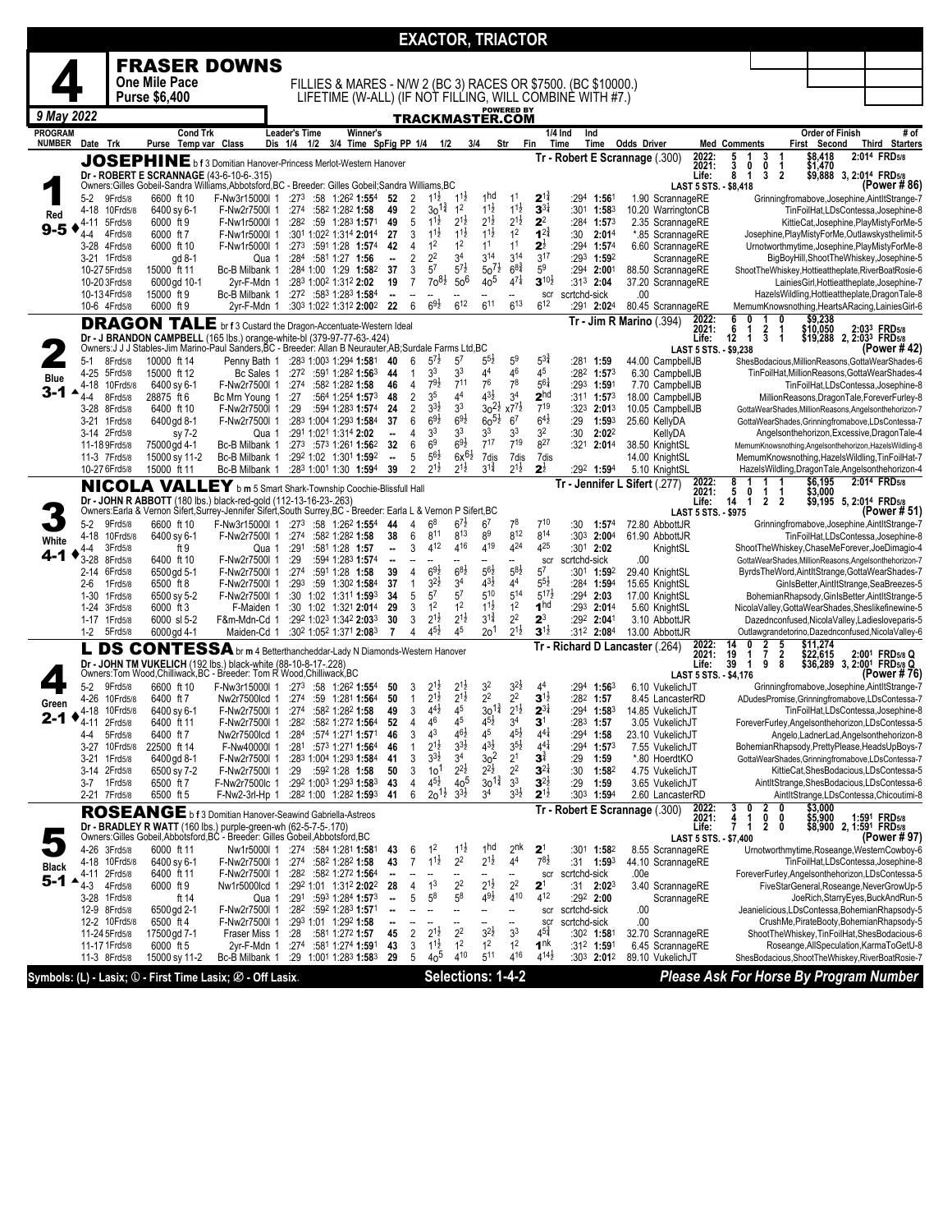# EXACTOR, TRIACTOR

## 4 FRASER DOWNS

**One Mile Pace — Purse $6,400**

FILLIES & MARES - N/W 2 (BC 3) RACES OR $7500. (BC $10000.)
LIFETIME (W-ALL) (IF NOT FILLING, WILL COMBINE WITH #7.)

**9 May 2022** — TRACKMASTER.COM

---

### 1 — Red — 9-5 — JOSEPHINE

**JOSEPHINE** b f 3 Domitian Hanover-Princess Merlot-Western Hanover
Dr - ROBERT E SCRANNAGE (43-6-10-6-.315)
Owners:Gilles Gobeil-Sandra Williams,Abbotsford,BC - Breeder: Gilles Gobeil;Sandra Williams,BC
Tr - Robert E Scrannage (.300)

2022: 5 1 3 1 $8,418 2:01⁴ FRD5/8
2021: 3 0 0 1 $1,470
Life: 8 1 3 2 $9,888 3, 2:01⁴ FRD5/8
LAST 5 STS. - $8,418 (Power # 86)

| Date Trk | Purse Cond | Class | Leader's Time | Winner's | SpFig | PP | 1/4 | 1/2 | 3/4 | Str | Fin | 1/4 Ind Time | Ind Time | Odds Driver | Order of Finish |
|---|---|---|---|---|---|---|---|---|---|---|---|---|---|---|---|
| 5-2 9Frd5/8 | 6600 ft 10 | F-Nw3r15000l 1 | :27³ :58 1:26² | 1:55⁴ | 52 | 2 | 1½ | 1½ | 1hd | 1¹ | 2¾ | :29⁴ | 1:56¹ | 1.90 ScrannageRE | Grinningfromabove,Josephine,AintItStrange-7 |
| 4-18 10Frd5/8 | 6400 sy 6-1 | F-Nw2r7500l 1 | :27⁴ :58² 1:28² | 1:58 | 49 | 2 | 3o1¾ | 1² | 1½ | 1½ | 3¾ | :30¹ | 1:58³ | 10.20 WarringtonCB | TinFoilHat,LDsContessa,Josephine-8 |
| 4-11 5Frd5/8 | 6000 ft 9 | F-Nw1r5000l 1 | :28² :59 1:28³ | 1:57¹ | 49 | 5 | 1½ | 2½ | 2½ | 2½ | 2² | :28⁴ | 1:57³ | 2.35 ScrannageRE | KittieCat,Josephine,PlayMistyForMe-5 |
| 4-4 4Frd5/8 | 6000 ft 7 | F-Nw1r5000l 1 | :30¹ 1:02² 1:31⁴ | 2:01⁴ | 27 | 3 | 1½ | 1½ | 1½ | 1² | 1¾ | :30 | 2:01⁴ | *.85 ScrannageRE | Josephine,PlayMistyForMe,Outlawskysthelimit-5 |
| 3-28 4Frd5/8 | 6000 ft 10 | F-Nw1r5000l 1 | :27³ :59¹ 1:28 | 1:57⁴ | 42 | 4 | 1² | 1² | 1¹ | 1¹ | 2½ | :29⁴ | 1:57⁴ | 6.60 ScrannageRE | Urnotworthmytime,Josephine,PlayMistyForMe-5 |
| 3-21 1Frd5/8 | gd 8-1 | Qua 1 | :28⁴ :58¹ 1:27 | 1:56 | -- | 2 | 2² | 3⁴ | 3¹⁴ | 3¹⁴ | 3¹⁷ | :29³ | 1:59² | ScrannageRE | BigBoyHill,ShootTheWhiskey,Josephine-5 |
| 10-27 5Frd5/8 | 15000 ft 11 | Bc-B Milbank 1 | :28⁴ 1:00 1:29 | 1:58² | 37 | 3 | 5⁷ | 5⁷½ | 5o7½ | 6⁸¾ | 5⁹ | :29⁴ | 2:00¹ | 88.50 ScrannageRE | ShootTheWhiskey,Hottieattheplate,RiverBoatRosie-6 |
| 10-20 3Frd5/8 | 6000 gd 10-1 | 2yr-F-Mdn 1 | :28³ 1:00² 1:31² | 2:02 | 19 | 7 | 7o8½ | 5o⁶ | 4o⁵ | 4⁷¼ | 3¹⁰½ | :31³ | 2:04 | 37.20 ScrannageRE | LainiesGirl,Hottieattheplate,Josephine-7 |
| 10-13 4Frd5/8 | 15000 ft 9 | Bc-B Milbank 1 | :27² :58³ 1:28³ | 1:58⁴ | -- | -- | -- | -- | -- | -- | scr | scrtchd-sick | | .00 | HazelsWildling,Hottieattheplate,DragonTale-8 |
| 10-6 4Frd5/8 | 6000 ft 9 | 2yr-F-Mdn 1 | :30³ 1:02² 1:31² | 2:00² | 22 | 6 | 6⁹½ | 6¹² | 6¹¹ | 6¹³ | 6¹² | :29¹ | 2:02⁴ | 80.45 ScrannageRE | MemumKnowsnothing,HeartsARacing,LainiesGirl-6 |

---

### 2 — Blue — 3-1 — DRAGON TALE

**DRAGON TALE** br f 3 Custard the Dragon-Accentuate-Western Ideal
Dr - J BRANDON CAMPBELL (165 lbs.) orange-white-bl (379-97-77-63-.424)
Owners:J J J Stables-Jim Marino-Paul Sanders,BC - Breeder: Allan B Neurauter,AB;Surdale Farms Ltd,BC
Tr - Jim R Marino (.394)

2022: 6 0 1 0 $9,238
2021: 6 1 2 1 $10,050 2:03³ FRD5/8
Life: 12 1 3 1 $19,288 2, 2:03³ FRD5/8
LAST 5 STS. - $9,238 (Power # 42)

| Date Trk | Purse Cond | Class | Leader's Time | Winner's | SpFig | PP | 1/4 | 1/2 | 3/4 | Str | Fin | 1/4 Ind Time | Ind Time | Odds Driver | Order of Finish |
|---|---|---|---|---|---|---|---|---|---|---|---|---|---|---|---|
| 5-1 8Frd5/8 | 10000 ft 14 | Penny Bath 1 | :28³ 1:00³ 1:29⁴ | 1:58¹ | 40 | 6 | 5⁷½ | 5⁷ | 5⁵½ | 5⁹ | 5³¾ | :28¹ | 1:59 | 44.00 CampbellJB | ShesBodacious,MillionReasons,GottaWearShades-6 |
| 4-25 5Frd5/8 | 15000 ft 12 | Bc Sales 1 | :27² :59¹ 1:28² | 1:56³ | 44 | 1 | 3³ | 3³ | 4⁴ | 4⁶ | 4⁵ | :28² | 1:57³ | 6.30 CampbellJB | TinFoilHat,MillionReasons,GottaWearShades-4 |
| 4-18 10Frd5/8 | 6400 sy 6-1 | F-Nw2r7500l 1 | :27⁴ :58² 1:28² | 1:58 | 46 | 4 | 7⁹½ | 7¹¹ | 7⁶ | 7⁸ | 5⁶¼ | :29³ | 1:59¹ | 7.70 CampbellJB | TinFoilHat,LDsContessa,Josephine-8 |
| 4-4 8Frd5/8 | 28875 ft 6 | Bc Mrn Young 1 | :27 :56⁴ 1:25⁴ | 1:57³ | 48 | 2 | 3⁵ | 4⁴ | 4³½ | 3⁴ | 2hd | :31¹ | 1:57³ | 18.00 CampbellJB | MillionReasons,DragonTale,ForeverFurley-8 |
| 3-28 8Frd5/8 | 6400 ft 10 | F-Nw2r7500l 1 | :29 :59⁴ 1:28³ | 1:57⁴ | 24 | 2 | 3³½ | 3³ | 3o2½ | x7⁷½ | 7¹⁹ | :32³ | 2:01³ | 10.05 CampbellJB | GottaWearShades,MillionReasons,Angelsonthehorizon-7 |
| 3-21 1Frd5/8 | 6400 gd 8-1 | F-Nw2r7500l 1 | :28³ 1:00⁴ 1:29³ | 1:58⁴ | 37 | 6 | 6⁹½ | 6⁹½ | 6o5½ | 6⁷ | 6⁴½ | :29 | 1:59³ | 25.60 KellyDA | GottaWearShades,Grinningfromabove,LDsContessa-7 |
| 3-14 2Frd5/8 | sy 7-2 | Qua 1 | :29¹ 1:02¹ 1:31⁴ | 2:02 | -- | 4 | 3³ | 3³ | 3³ | 3³ | 3² | :30 | 2:02² | KellyDA | Angelsonthehorizon,Excessive,DragonTale-4 |
| 11-18 9Frd5/8 | 75000 gd 4-1 | Bc-B Milbank 1 | :27³ :57³ 1:26¹ | 1:56² | 32 | 6 | 6⁹ | 6⁹½ | 7¹⁷ | 7¹⁹ | 8²⁷ | :32¹ | 2:01⁴ | 38.50 KnightSL | MemumKnowsnothing,Angelsonthehorizon,HazelsWildling-8 |
| 11-3 7Frd5/8 | 15000 sy 11-2 | Bc-B Milbank 1 | :29² 1:02 1:30¹ | 1:59² | -- | 5 | 5⁶½ | 6x6½ | 7dis | 7dis | 7dis | | | 14.00 KnightSL | MemumKnowsnothing,HazelsWildling,TinFoilHat-7 |
| 10-27 6Frd5/8 | 15000 ft 11 | Bc-B Milbank 1 | :28³ 1:00¹ 1:30 | 1:59⁴ | 39 | 2 | 2¹½ | 2¹½ | 3¹¾ | 2¹½ | 2½ | :29² | 1:59⁴ | 5.10 KnightSL | HazelsWildling,DragonTale,Angelsonthehorizon-4 |

---

### 3 — White — 4-1 — NICOLA VALLEY

**NICOLA VALLEY** b m 5 Smart Shark-Township Coochie-Blissfull Hall
Dr - JOHN R ABBOTT (180 lbs.) black-red-gold (112-13-16-23-.263)
Owners:Earla & Vernon Sifert,Surrey-Jennifer Sifert,South Surrey,BC - Breeder: Earla L & Vernon P Sifert,BC
Tr - Jennifer L Sifert (.277)

2022: 8 1 1 1 $6,195 2:01⁴ FRD5/8
2021: 5 0 1 1 $3,000
Life: 14 1 2 2 $9,195 5, 2:01⁴ FRD5/8
LAST 5 STS. - $975 (Power # 51)

| Date Trk | Purse Cond | Class | Leader's Time | Winner's | SpFig | PP | 1/4 | 1/2 | 3/4 | Str | Fin | 1/4 Ind Time | Ind Time | Odds Driver | Order of Finish |
|---|---|---|---|---|---|---|---|---|---|---|---|---|---|---|---|
| 5-2 9Frd5/8 | 6600 ft 10 | F-Nw3r15000l 1 | :27³ :58 1:26² | 1:55⁴ | 44 | 4 | 6⁸ | 6⁷½ | 6⁷ | 7⁸ | 7¹⁰ | :30 | 1:57⁴ | 72.80 AbbottJR | Grinningfromabove,Josephine,AintItStrange-7 |
| 4-18 10Frd5/8 | 6400 sy 6-1 | F-Nw2r7500l 1 | :27⁴ :58² 1:28² | 1:58 | 38 | 6 | 8¹¹ | 8¹³ | 8⁹ | 8¹² | 8¹⁴ | :30³ | 2:00⁴ | 61.90 AbbottJR | TinFoilHat,LDsContessa,Josephine-8 |
| 4-4 3Frd5/8 | ft 9 | Qua 1 | :29¹ :58¹ 1:28 | 1:57 | -- | 3 | 4¹² | 4¹⁶ | 4¹⁹ | 4²⁴ | 4²⁵ | :30¹ | 2:02 | KnightSL | ShootTheWhiskey,ChaseMeForever,JoeDimagio-4 |
| 3-28 8Frd5/8 | 6400 ft 10 | F-Nw2r7500l 1 | :29 :59⁴ 1:28³ | 1:57⁴ | -- | -- | -- | -- | -- | -- | scr | scrtchd-sick | | .00 | GottaWearShades,MillionReasons,Angelsonthehorizon-7 |
| 2-14 6Frd5/8 | 6500 gd 5-1 | F-Nw2r7500l 1 | :27⁴ :59¹ 1:28 | 1:58 | 39 | 4 | 6⁹½ | 6⁸½ | 5⁶½ | 5⁸½ | 5⁷ | :30¹ | 1:59² | 29.40 KnightSL | ByrdsTheWord,AintItStrange,GottaWearShades-7 |
| 2-6 1Frd5/8 | 6500 ft 8 | F-Nw2r7500l 1 | :29³ :59 1:30² | 1:58⁴ | 37 | 1 | 3²½ | 3⁴ | 4³½ | 4⁴ | 5⁵½ | :28⁴ | 1:59⁴ | 15.65 KnightSL | GinIsBetter,AintItStrange,SeaBreezes-5 |
| 1-30 1Frd5/8 | 6500 sy 5-2 | F-Nw2r7500l 1 | :30 1:02 1:31¹ | 1:59³ | 34 | 5 | 5⁷ | 5⁷ | 5¹⁰ | 5¹⁴ | 5¹⁷½ | :29⁴ | 2:03 | 17.00 KnightSL | BohemianRhapsody,GinIsBetter,AintItStrange-5 |
| 1-24 3Frd5/8 | 6000 ft 3 | F-Maiden 1 | :30 1:02 1:32¹ | 2:01⁴ | 29 | 3 | 1² | 1² | 1½ | 1² | 1hd | :29³ | 2:01⁴ | 5.60 KnightSL | NicolaValley,GottaWearShades,Sheslikefinewine-5 |
| 1-17 1Frd5/8 | 6000 sl 5-2 | F&m-Mdn-Cd 1 | :29² 1:02³ 1:34² | 2:03³ | 30 | 3 | 2¹½ | 2¹½ | 3¹¾ | 2² | 2³ | :29² | 2:04¹ | 3.10 AbbottJR | Dazednconfused,NicolaValley,Ladiesloveparis-5 |
| 1-2 5Frd5/8 | 6000 gd 4-1 | Maiden-Cd 1 | :30² 1:05² 1:37¹ | 2:08³ | 7 | 4 | 4⁵½ | 4⁵ | 2o¹ | 2¹½ | 3¹½ | :31² | 2:08⁴ | 13.00 AbbottJR | Outlawgrandetorino,Dazednconfused,NicolaValley-6 |

---

### 4 — Green — 2-1 — L DS CONTESSA

**L DS CONTESSA** br m 4 Betterthancheddar-Lady N Diamonds-Western Hanover
Dr - JOHN TM VUKELICH (192 lbs.) black-white (88-10-8-17-.228)
Owners:Tom Wood,Chilliwack,BC - Breeder: Tom R Wood,Chilliwack,BC
Tr - Richard D Lancaster (.264)

2022: 14 0 2 5 $11,274
2021: 19 1 7 2 $22,615 2:00¹ FRD5/8 Q
Life: 39 1 9 8 $36,289 3, 2:00¹ FRD5/8 Q
LAST 5 STS. - $4,176 (Power # 76)

| Date Trk | Purse Cond | Class | Leader's Time | Winner's | SpFig | PP | 1/4 | 1/2 | 3/4 | Str | Fin | 1/4 Ind Time | Ind Time | Odds Driver | Order of Finish |
|---|---|---|---|---|---|---|---|---|---|---|---|---|---|---|---|
| 5-2 9Frd5/8 | 6600 ft 10 | F-Nw3r15000l 1 | :27³ :58 1:26² | 1:55⁴ | 50 | 3 | 2¹½ | 2¹½ | 3² | 3²½ | 4⁴ | :29⁴ | 1:56³ | 6.10 VukelichJT | Grinningfromabove,Josephine,AintItStrange-7 |
| 4-26 10Frd5/8 | 6400 ft 7 | Nw2r7500lcd 1 | :27⁴ :59 1:28¹ | 1:56⁴ | 50 | 1 | 2¹½ | 2¹½ | 2² | 2² | 3¹½ | :28² | 1:57 | 8.45 LancasterRD | ADudesPromise,Grinningfromabove,LDsContessa-7 |
| 4-18 10Frd5/8 | 6400 sy 6-1 | F-Nw2r7500l 1 | :27⁴ :58² 1:28² | 1:58 | 49 | 3 | 4⁴½ | 4⁵ | 3o1¾ | 2¹½ | 2³¼ | :29⁴ | 1:58³ | 14.85 VukelichJT | TinFoilHat,LDsContessa,Josephine-8 |
| 4-11 2Frd5/8 | 6400 ft 11 | F-Nw2r7500l 1 | :28² :58² 1:27² | 1:56⁴ | 52 | 4 | 4⁶ | 4⁵ | 4⁵½ | 3⁴ | 3¹ | :28³ | 1:57 | 3.05 VukelichJT | ForeverFurley,Angelsonthehorizon,LDsContessa-5 |
| 4-4 5Frd5/8 | 6400 ft 7 | Nw2r7500lcd 1 | :28⁴ :57⁴ 1:27¹ | 1:57¹ | 46 | 3 | 4³ | 4⁶½ | 4⁵ | 4⁵½ | 4⁴¼ | :29⁴ | 1:58 | 23.10 VukelichJT | Angelo,LadnerLad,Angelsonthehorizon-8 |
| 3-27 10Frd5/8 | 22500 ft 14 | F-Nw40000l 1 | :28¹ :57³ 1:27¹ | 1:56⁴ | 46 | 1 | 2¹½ | 3³½ | 4³½ | 3⁵½ | 4⁴¼ | :29⁴ | 1:57³ | 7.55 VukelichJT | BohemianRhapsody,PrettyPlease,HeadsUpBoys-7 |
| 3-21 1Frd5/8 | 6400 gd 8-1 | F-Nw2r7500l 1 | :28³ 1:00⁴ 1:29³ | 1:58⁴ | 41 | 3 | 3³½ | 3⁴ | 3o² | 2¹ | 3¾ | :29 | 1:59 | *.80 HoerdtKO | GottaWearShades,Grinningfromabove,LDsContessa-7 |
| 3-14 2Frd5/8 | 6500 sy 7-2 | F-Nw2r7500l 1 | :29 :59² 1:28 | 1:58 | 50 | 3 | 1o¹ | 2²½ | 2²½ | 2² | 3²½ | :30 | 1:58² | 4.75 VukelichJT | KittieCat,ShesBodacious,LDsContessa-5 |
| 3-7 1Frd5/8 | 6500 ft 7 | F-Nw2r7500l 1 | :29² 1:00³ 1:29³ | 1:58³ | 43 | 4 | 4⁵½ | 4o⁵ | 3o1¾ | 3³ | 3²½ | :29 | 1:59 | 3.65 VukelichJT | AintItStrange,ShesBodacious,LDsContessa-6 |
| 2-21 7Frd5/8 | 6500 ft 5 | F-Nw2-3rl-Hp 1 | :28² 1:00 1:28² | 1:59³ | 41 | 6 | 2o1½ | 3³½ | 3⁴ | 3³½ | 2¹½ | :30³ | 1:59⁴ | 2.60 LancasterRD | AintItStrange,LDsContessa,Chicoutimi-8 |

---

### 5 — Black — 5-1 — ROSEANGE

**ROSEANGE** b f 3 Domitian Hanover-Seawind Gabriella-Astreos
Dr - BRADLEY R WATT (160 lbs.) purple-green-wh (62-5-7-5-.170)
Owners:Gilles Gobeil,Abbotsford,BC - Breeder: Gilles Gobeil,Abbotsford,BC
Tr - Robert E Scrannage (.300)

2022: 3 0 2 0 $3,000
2021: 4 1 0 0 $5,900 1:59¹ FRD5/8
Life: 7 1 2 0 $8,900 2, 1:59¹ FRD5/8
LAST 5 STS. - $7,400 (Power # 97)

| Date Trk | Purse Cond | Class | Leader's Time | Winner's | SpFig | PP | 1/4 | 1/2 | 3/4 | Str | Fin | 1/4 Ind Time | Ind Time | Odds Driver | Order of Finish |
|---|---|---|---|---|---|---|---|---|---|---|---|---|---|---|---|
| 4-26 3Frd5/8 | 6000 ft 11 | Nw1r5000l 1 | :27⁴ :58⁴ 1:28¹ | 1:58¹ | 43 | 6 | 1² | 1¹½ | 1hd | 2nk | 2¹ | :30¹ | 1:58² | 8.55 ScrannageRE | Urnotworthmytime,Roseange,WesternCowboy-6 |
| 4-18 10Frd5/8 | 6400 sy 6-1 | F-Nw2r7500l 1 | :27⁴ :58² 1:28² | 1:58 | 43 | 7 | 1¹½ | 2² | 2¹½ | 4⁴ | 7⁸½ | :31 | 1:59³ | 44.10 ScrannageRE | TinFoilHat,LDsContessa,Josephine-8 |
| 4-11 2Frd5/8 | 6400 ft 11 | F-Nw2r7500l 1 | :28² :58² 1:27² | 1:56⁴ | -- | -- | -- | -- | -- | -- | scr | scrtchd-sick | | .00e | ForeverFurley,Angelsonthehorizon,LDsContessa-5 |
| 4-3 4Frd5/8 | 6000 ft 9 | Nw1r5000lcd 1 | :29² 1:01 1:31² | 2:02² | 28 | 4 | 1³ | 2² | 2¹½ | 2² | 2¹ | :31 | 2:02³ | 3.40 ScrannageRE | FiveStarGeneral,Roseange,NeverGrowUp-5 |
| 3-28 1Frd5/8 | ft 14 | Qua 1 | :29¹ :59³ 1:28⁴ | 1:57³ | -- | 5 | 5⁸ | 5⁸ | 4⁹½ | 4¹⁰ | 4¹² | :29² | 2:00 | ScrannageRE | JoeRich,StarryEyes,BuckAndRun-5 |
| 12-9 8Frd5/8 | 6500 gd 2-1 | F-Nw2r7500l 1 | :28² :59² 1:28³ | 1:57¹ | -- | -- | -- | -- | -- | -- | scr | scrtchd-sick | | .00 | Jeanielicious,LDsContessa,BohemianRhapsody-5 |
| 12-2 10Frd5/8 | 6500 ft 4 | F-Nw2r7500l 1 | :29³ 1:01 1:29² | 1:58 | -- | -- | -- | -- | -- | -- | scr | scrtchd-sick | | .00 | CrushMe,PirateBooty,BohemianRhapsody-5 |
| 11-24 5Frd5/8 | 17500 gd 7-1 | Fraser Miss 1 | :28 :58¹ 1:27² | 1:57 | 45 | 2 | 2¹½ | 2² | 3²½ | 3³ | 4⁵¾ | :30² | 1:58¹ | 32.70 ScrannageRE | ShootTheWhiskey,TinFoilHat,ShesBodacious-6 |
| 11-17 1Frd5/8 | 6000 ft 5 | 2yr-F-Mdn 1 | :27⁴ :58¹ 1:27⁴ | 1:59¹ | 43 | 3 | 1¹½ | 1² | 1² | 1² | 1nk | :31² | 1:59¹ | 6.45 ScrannageRE | Roseange,AllSpeculation,KarmaToGetU-8 |
| 11-3 8Frd5/8 | 15000 sy 11-2 | Bc-B Milbank 1 | :29 1:00¹ 1:28³ | 1:58³ | 29 | 5 | 4o⁵ | 4¹⁰ | 5¹¹ | 4¹⁶ | 4¹⁴½ | :30³ | 2:01² | 89.10 VukelichJT | ShesBodacious,ShootTheWhiskey,RiverBoatRosie-7 |

---

Symbols: (L) - Lasix; ① - First Time Lasix; ⊘ - Off Lasix.

**Selections: 1-4-2**

*Please Ask For Horse By Program Number*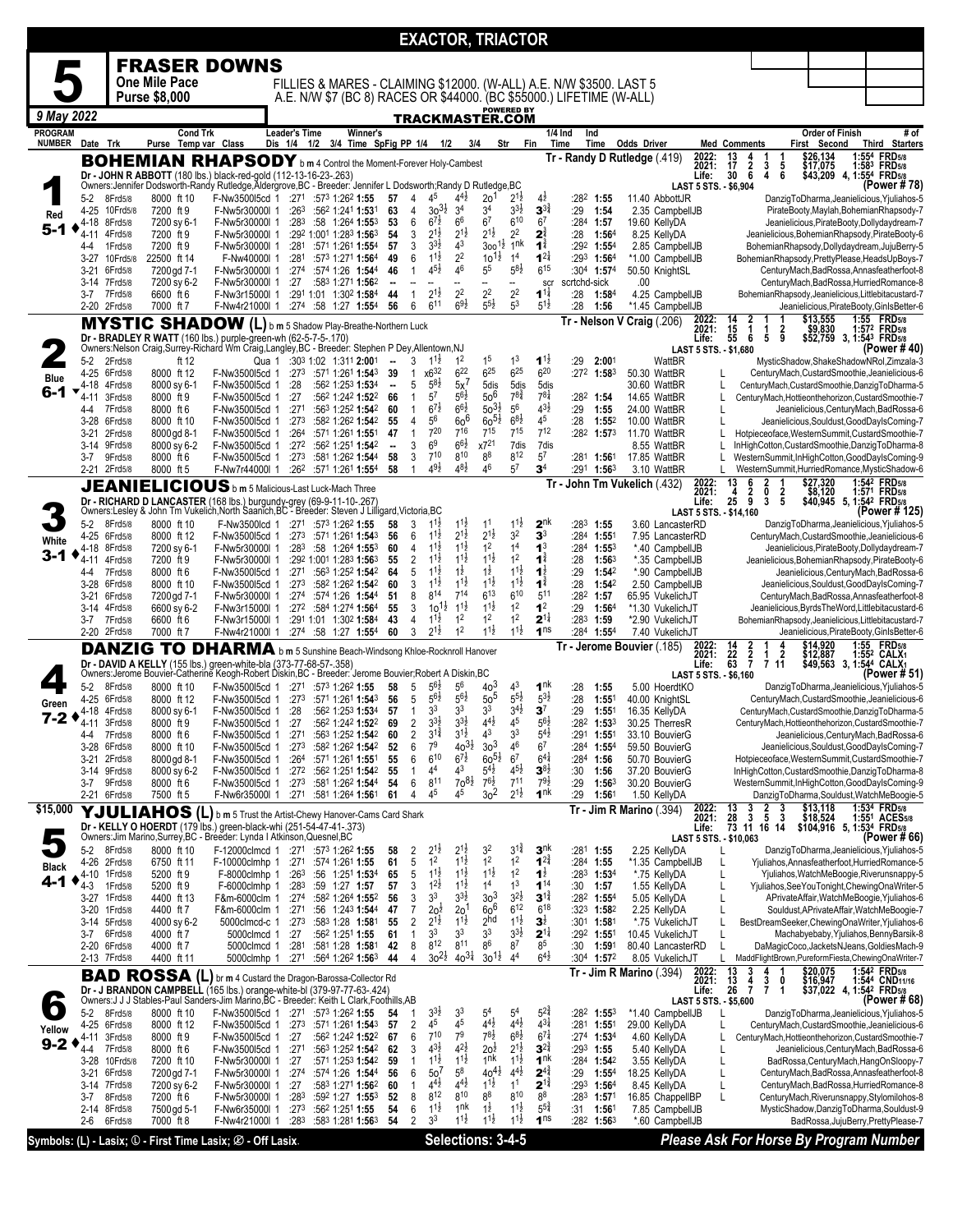# EXACTOR, TRIACTOR

## 5 — FRASER DOWNS

**One Mile Pace** — **Purse $8,000**

FILLIES & MARES - CLAIMING $12000. (W-ALL) A.E. N/W $3500. LAST 5 A.E. N/W $7 (BC 8) RACES OR $44000. (BC $55000.) LIFETIME (W-ALL)

9 May 2022 — TRACKMASTER.COM

---

### 1 — BOHEMIAN RHAPSODY (Red, 5-1)
b m 4 Control the Moment-Forever Holy-Cambest

Dr - JOHN R ABBOTT (180 lbs.) black-red-gold (112-13-16-23-.263)
Owners: Jennifer Dodsworth-Randy Rutledge, Aldergrove, BC - Breeder: Jennifer L Dodsworth; Randy D Rutledge, BC

Tr - Randy D Rutledge (.419)

| Year | Starts | 1st | 2nd | 3rd | Earnings | Best |
|---|---|---|---|---|---|---|
| 2022 | 13 | 4 | 1 | 1 | $26,134 | 1:554 FRD5/8 |
| 2021 | 17 | 2 | 3 | 5 | $17,075 | 1:583 FRD5/8 |
| Life | 30 | 6 | 4 | 6 | $43,209 | 4, 1:554 FRD5/8 |

LAST 5 STS. - $6,904 (Power # 78)

| Date | Trk | Purse | Cond | Class | Leader's Time | SpFig | PP | 1/4 | 1/2 | 3/4 | Str | Fin | Ind Time | Odds | Driver | Order of Finish |
|---|---|---|---|---|---|---|---|---|---|---|---|---|---|---|---|---|
| 5-2 | 8Frd5/8 | 8000 | ft 10 | F-Nw3500l5cd 1 | :271 :573 1:262 1:55 | 57 | 4 | 45 | 44½ | 20¹ | 2½ | 4½ | :282 1:55 | 11.40 | AbbottJR | DanzigToDharma,Jeanielicious,Yjuliahos-5 |
| 4-25 | 10Frd5/8 | 7200 | ft 9 | F-Nw5r3000l 1 | :263 :562 1:241 1:531 | 63 | 4 | 30³½ | 3⁴ | 3⁴ | 3³½ | 3³¾ | :29 1:54 | 2.35 | CampbellJB | PirateBooty,Maylah,BohemianRhapsody-7 |
| 4-18 | 4Frd5/8 | 7200 | sy 6-1 | F-Nw5r3000l 1 | :283 :58 1:264 1:553 | 53 | 6 | 6⁷½ | 6⁶ | 6⁷ | 6¹⁰ | 6⁷ | :284 1:57 | 19.60 | KellyDA | Jeanielicious,PirateBooty,Dollydaydream-7 |
| 4-11 | 4Frd5/8 | 7200 | ft 9 | F-Nw5r3000l 1 | :292 1:001 1:283 1:563 | 54 | 3 | 2¹½ | 2¹½ | 2¹½ | 2² | 2¾ | :28 1:564 | 8.25 | KellyDA | Jeanielicious,BohemianRhapsody,PirateBooty-6 |
| 4-4 | 1Frd5/8 | 7200 | ft 9 | F-Nw5r3000l 1 | :281 :571 1:261 1:554 | 57 | 3 | 3³½ | 4³ | 3oo¹½ | 1nk | 1¾ | :292 1:554 | 2.85 | CampbellJB | BohemianRhapsody,Dollydaydream,JujuBerry-5 |
| 3-27 | 10Frd5/8 | 22500 | ft 14 | F-Nw4000l 1 | :281 :573 1:271 1:564 | 49 | 6 | 1½ | 2² | 1o¹½ | 1⁴ | 1²¼ | :293 1:564 | *1.00 | CampbellJB | BohemianRhapsody,PrettyPlease,HeadsUpBoys-7 |
| 3-21 | 6Frd5/8 | 7200 | gd 7-1 | F-Nw5r3000l 1 | :274 :574 1:26 1:544 | 46 | 1 | 4⁵½ | 4⁶ | 5⁵ | 5⁸½ | 6¹⁵ | :304 1:574 | 50.50 | KnightSL | CenturyMach,BadRossa,Annasfeatherfoot-8 |
| 3-14 | 7Frd5/8 | 7200 | sy 6-2 | F-Nw5r3000l 1 | :27 :583 1:271 1:562 | -- | -- | -- | -- | -- | -- | scr | scrtchd-sick | .00 | | CenturyMach,BadRossa,HurriedRomance-8 |
| 3-7 | 7Frd5/8 | 6600 | ft 6 | F-Nw3r1500l 1 | :291 1:01 1:302 1:584 | 44 | 1 | 2¹½ | 2² | 2² | 2² | 1¼ | :28 1:584 | 4.25 | CampbellJB | BohemianRhapsody,Jeanielicious,Littlebitacustard-7 |
| 2-20 | 2Frd5/8 | 7000 | ft 7 | F-Nw4r2100l 1 | :274 :58 1:27 1:554 | 56 | 6 | 6¹¹ | 6⁹½ | 5⁵½ | 5³ | 5½ | :28 1:56 | *1.45 | CampbellJB | Jeanielicious,PirateBooty,GinlsBetter-6 |

---

### 2 — MYSTIC SHADOW (L) (Blue, 6-1)
b m 5 Shadow Play-Breathe-Northern Luck

Dr - BRADLEY R WATT (160 lbs.) purple-green-wh (62-5-7-5-.170)
Owners: Nelson Craig, Surrey-Richard Wm Craig, Langley, BC - Breeder: Stephen P Dey, Allentown, NJ

Tr - Nelson V Craig (.206)

| Year | Starts | 1st | 2nd | 3rd | Earnings | Best |
|---|---|---|---|---|---|---|
| 2022 | 14 | 2 | 1 | 1 | $13,555 | 1:55 FRD5/8 |
| 2021 | 15 | 1 | 1 | 2 | $9,830 | 1:572 FRD5/8 |
| Life | 55 | 6 | 5 | 9 | $52,759 | 3, 1:543 FRD5/8 |

LAST 5 STS. - $1,680 (Power # 40)

| Date | Trk | Purse | Cond | Class | Leader's Time | SpFig | PP | 1/4 | 1/2 | 3/4 | Str | Fin | Ind Time | Odds | Driver | Order of Finish |
|---|---|---|---|---|---|---|---|---|---|---|---|---|---|---|---|---|
| 5-2 | 2Frd5/8 | | ft 12 | Qua 1 | :303 1:02 1:311 2:001 | -- | 3 | 1¹½ | 1² | 1⁵ | 1³ | 1¹½ | :29 2:001 | | WattBR | MysticShadow,ShakeShadowNRol,Zimzala-3 |
| 4-25 | 6Frd5/8 | 8000 | ft 12 | F-Nw3500l5cd 1 | :273 :571 1:261 1:543 | 39 | 1 | x6³² | 6²² | 6²⁵ | 6²⁵ | 6²⁰ | :272 1:583 | 50.30 | WattBR | L CenturyMach,CustardSmoothie,Jeanielicious-6 |
| 4-18 | 4Frd5/8 | 8000 | sy 6-1 | F-Nw3500l5cd 1 | :28 :562 1:253 1:534 | -- | 5 | 5⁸½ | 5x⁷ | 5dis | 5dis | 5dis | | 30.60 | WattBR | L CenturyMach,CustardSmoothie,DanzigToDharma-5 |
| 4-11 | 3Frd5/8 | 8000 | ft 9 | F-Nw3500l5cd 1 | :27 :562 1:242 1:522 | 66 | 1 | 5⁷ | 5⁶½ | 5o⁶ | 7⁸¾ | 7⁸¼ | :282 1:54 | 14.65 | WattBR | L CenturyMach,Hottieonthehorizon,CustardSmoothie-7 |
| 4-4 | 7Frd5/8 | 8000 | ft 6 | F-Nw3500l5cd 1 | :271 :563 1:252 1:542 | 60 | 1 | 6⁷½ | 6⁶½ | 5o³½ | 5⁶ | 4³½ | :29 1:55 | 24.00 | WattBR | L Jeanielicious,CenturyMach,BadRossa-6 |
| 3-28 | 6Frd5/8 | 8000 | ft 10 | F-Nw3500l5cd 1 | :273 :582 1:262 1:542 | 55 | 4 | 5⁶ | 6o⁶ | 6o⁵½ | 6⁸½ | 4⁵ | :28 1:552 | 10.00 | WattBR | L Jeanielicious,Souldust,GoodDaylsComing-7 |
| 3-21 | 2Frd5/8 | 8000 | gd 8-1 | F-Nw3500l5cd 1 | :264 :571 1:261 1:551 | 47 | 1 | 7²⁰ | 7¹⁶ | 7¹⁵ | 7¹⁵ | 7¹² | :282 1:573 | 11.70 | WattBR | L Hotpieceoface,WesternSummit,CustardSmoothie-7 |
| 3-14 | 9Frd5/8 | 8000 | sy 6-2 | F-Nw3500l5cd 1 | :272 :562 1:251 1:542 | -- | 3 | 6⁹ | 6⁶½ | x7²¹ | 7dis | 7dis | | 8.55 | WattBR | L InHighCotton,CustardSmoothie,DanzigToDharma-8 |
| 3-7 | 9Frd5/8 | 8000 | ft 6 | F-Nw3500l5cd 1 | :273 :581 1:262 1:544 | 58 | 3 | 7¹⁰ | 8¹⁰ | 8⁸ | 8¹² | 5⁷ | :281 1:561 | 17.85 | WattBR | L WesternSummit,InHighCotton,GoodDaylsComing-9 |
| 2-21 | 2Frd5/8 | 8000 | ft 5 | F-Nw7r44000l 1 | :262 :571 1:261 1:554 | 58 | 1 | 4⁹½ | 4⁸½ | 4⁶ | 5⁷ | 3⁴ | :291 1:563 | 3.10 | WattBR | L WesternSummit,HurriedRomance,MysticShadow-6 |

---

### 3 — JEANIELICIOUS (White, 3-1)
b m 5 Malicious-Last Luck-Mach Three

Dr - RICHARD D LANCASTER (168 lbs.) burgundy-grey (69-9-11-10-.267)
Owners: Lesley & John Tm Vukelich, North Saanich, BC - Breeder: Steven J Lilligard, Victoria, BC

Tr - John Tm Vukelich (.432)

| Year | Starts | 1st | 2nd | 3rd | Earnings | Best |
|---|---|---|---|---|---|---|
| 2022 | 13 | 6 | 2 | 1 | $27,320 | 1:542 FRD5/8 |
| 2021 | 4 | 2 | 0 | 2 | $8,120 | 1:571 FRD5/8 |
| Life | 25 | 9 | 3 | 5 | $40,945 | 5, 1:542 FRD5/8 |

LAST 5 STS. - $14,160 (Power # 125)

| Date | Trk | Purse | Cond | Class | Leader's Time | SpFig | PP | 1/4 | 1/2 | 3/4 | Str | Fin | Ind Time | Odds | Driver | Order of Finish |
|---|---|---|---|---|---|---|---|---|---|---|---|---|---|---|---|---|
| 5-2 | 8Frd5/8 | 8000 | ft 10 | F-Nw3500l5cd 1 | :271 :573 1:262 1:55 | 58 | 3 | 1¹½ | 1¹½ | 1¹ | 1¹½ | 2nk | :283 1:55 | 3.60 | LancasterRD | DanzigToDharma,Jeanielicious,Yjuliahos-5 |
| 4-25 | 6Frd5/8 | 8000 | ft 12 | F-Nw3500l5cd 1 | :273 :571 1:261 1:543 | 56 | 6 | 1¹½ | 2¹½ | 2¹½ | 3² | 3³ | :284 1:551 | 7.95 | LancasterRD | CenturyMach,CustardSmoothie,Jeanielicious-6 |
| 4-18 | 4Frd5/8 | 7200 | sy 6-1 | F-Nw5r3000l 1 | :283 :58 1:264 1:553 | 60 | 4 | 1¹½ | 1¹½ | 1² | 1⁴ | 1³ | :284 1:553 | *.40 | CampbellJB | Jeanielicious,PirateBooty,Dollydaydream-7 |
| 4-11 | 4Frd5/8 | 7200 | ft 9 | F-Nw5r3000l 1 | :292 1:001 1:283 1:563 | 55 | 2 | 1¹½ | 1¹½ | 1¹½ | 1² | 1¾ | :28 1:563 | *.35 | CampbellJB | Jeanielicious,BohemianRhapsody,PirateBooty-6 |
| 4-4 | 7Frd5/8 | 8000 | ft 6 | F-Nw3500l5cd 1 | :271 :563 1:252 1:542 | 64 | 5 | 1¹½ | 1½ | 1½ | 1¹½ | 1½ | :29 1:542 | *.90 | CampbellJB | Jeanielicious,CenturyMach,BadRossa-6 |
| 3-28 | 6Frd5/8 | 8000 | ft 10 | F-Nw3500l5cd 1 | :273 :582 1:262 1:542 | 60 | 3 | 1¹½ | 1¹½ | 1¹½ | 1¹½ | 1¾ | :28 1:542 | 2.50 | CampbellJB | Jeanielicious,Souldust,GoodDaylsComing-7 |
| 3-21 | 6Frd5/8 | 7200 | gd 7-1 | F-Nw5r3000l 1 | :274 :574 1:26 1:544 | 51 | 8 | 8¹⁴ | 7¹⁴ | 6¹³ | 6¹⁰ | 5¹¹ | :282 1:57 | 65.95 | VukelichJT | CenturyMach,BadRossa,Annasfeatherfoot-8 |
| 3-14 | 4Frd5/8 | 6600 | sy 6-2 | F-Nw3r1500l 1 | :272 :584 1:274 1:564 | 55 | 3 | 1o¹½ | 1¹½ | 1¹½ | 1² | 1² | :29 1:564 | *1.30 | VukelichJT | Jeanielicious,ByrdsTheWord,Littlebitacustard-6 |
| 3-7 | 7Frd5/8 | 6600 | ft 6 | F-Nw3r1500l 1 | :291 1:01 1:302 1:584 | 43 | 4 | 1¹½ | 1² | 1² | 1² | 2¹¼ | :283 1:59 | *2.90 | VukelichJT | BohemianRhapsody,Jeanielicious,Littlebitacustard-7 |
| 2-20 | 2Frd5/8 | 7000 | ft 7 | F-Nw4r2100l 1 | :274 :58 1:27 1:554 | 60 | 3 | 2¹½ | 1² | 1¹½ | 1¹½ | 1ns | :284 1:554 | 7.40 | VukelichJT | Jeanielicious,PirateBooty,GinlsBetter-6 |

---

### 4 — DANZIG TO DHARMA (Green, 7-2)
b m 5 Sunshine Beach-Windsong Khloe-Rocknroll Hanover

Dr - DAVID A KELLY (155 lbs.) green-white-bla (373-77-68-57-.358)
Owners: Jerome Bouvier-Catherine Keogh-Robert Diskin, BC - Breeder: Jerome Bouvier; Robert A Diskin, BC

Tr - Jerome Bouvier (.185)

| Year | Starts | 1st | 2nd | 3rd | Earnings | Best |
|---|---|---|---|---|---|---|
| 2022 | 14 | 2 | 1 | 4 | $14,920 | 1:55 FRD5/8 |
| 2021 | 22 | 2 | 1 | 2 | $12,887 | 1:552 CALX1 |
| Life | 63 | 7 | 7 | 11 | $49,563 | 3, 1:544 CALX1 |

LAST 5 STS. - $6,160 (Power # 51)

| Date | Trk | Purse | Cond | Class | Leader's Time | SpFig | PP | 1/4 | 1/2 | 3/4 | Str | Fin | Ind Time | Odds | Driver | Order of Finish |
|---|---|---|---|---|---|---|---|---|---|---|---|---|---|---|---|---|
| 5-2 | 8Frd5/8 | 8000 | ft 10 | F-Nw3500l5cd 1 | :271 :573 1:262 1:55 | 58 | 5 | 5⁶½ | 5⁶ | 4o³ | 4³ | 1nk | :28 1:55 | 5.00 | HoerdtKO | DanzigToDharma,Jeanielicious,Yjuliahos-5 |
| 4-25 | 6Frd5/8 | 8000 | ft 12 | F-Nw3500l5cd 1 | :273 :571 1:261 1:543 | 55 | 5 | 5⁶½ | 5⁶½ | 5o⁵ | 5⁵½ | 5⁵½ | :28 1:551 | 40.00 | KnightSL | CenturyMach,CustardSmoothie,Jeanielicious-6 |
| 4-18 | 4Frd5/8 | 8000 | sy 6-1 | F-Nw3500l5cd 1 | :28 :562 1:253 1:534 | 57 | 1 | 3³ | 3³ | 3³ | 3⁴½ | 3⁷ | :29 1:551 | 16.35 | KellyDA | CenturyMach,CustardSmoothie,DanzigToDharma-5 |
| 4-11 | 3Frd5/8 | 8000 | ft 9 | F-Nw3500l5cd 1 | :27 :562 1:242 1:522 | 69 | 2 | 3³½ | 3³½ | 4⁴½ | 4⁵ | 5⁶½ | :282 1:533 | 30.25 | TherresR | CenturyMach,Hottieonthehorizon,CustardSmoothie-7 |
| 4-4 | 7Frd5/8 | 8000 | ft 6 | F-Nw3500l5cd 1 | :271 :563 1:252 1:542 | 60 | 2 | 3¹⁴ | 3¹½ | 4³ | 3³ | 5⁴½ | :291 1:551 | 33.10 | BouvierG | Jeanielicious,CenturyMach,BadRossa-6 |
| 3-28 | 6Frd5/8 | 8000 | ft 10 | F-Nw3500l5cd 1 | :273 :582 1:262 1:542 | 52 | 6 | 7⁹ | 4o³½ | 3o³ | 4⁶ | 6⁷ | :284 1:554 | 59.50 | BouvierG | Jeanielicious,Souldust,GoodDaylsComing-7 |
| 3-21 | 2Frd5/8 | 8000 | gd 8-1 | F-Nw3500l5cd 1 | :264 :571 1:261 1:551 | 55 | 6 | 6¹⁰ | 6⁷½ | 6o⁵½ | 6⁷ | 6⁴¾ | :284 1:56 | 50.70 | BouvierG | Hotpieceoface,WesternSummit,CustardSmoothie-7 |
| 3-14 | 9Frd5/8 | 8000 | sy 6-2 | F-Nw3500l5cd 1 | :272 :562 1:251 1:542 | 55 | 1 | 4⁴ | 4³ | 5⁴½ | 4⁵½ | 3⁸½ | :30 1:56 | 37.20 | BouvierG | InHighCotton,CustardSmoothie,DanzigToDharma-8 |
| 3-7 | 9Frd5/8 | 8000 | ft 6 | F-Nw3500l5cd 1 | :273 :581 1:262 1:544 | 54 | 6 | 8¹¹ | 7o⁸½ | 7⁶½ | 7¹¹ | 7⁹½ | :29 1:563 | 30.20 | BouvierG | WesternSummit,InHighCotton,GoodDaylsComing-9 |
| 2-21 | 6Frd5/8 | 7500 | ft 5 | F-Nw6r3500l 1 | :271 :581 1:264 1:561 | 61 | 4 | 4⁵ | 4⁵ | 3o² | 2¹½ | 1nk | :29 1:561 | 1.50 | KellyDA | DanzigToDharma,Souldust,WatchMeBoogie-5 |

---

### 5 — YJULIAHOS (L) (Black, 4-1) — $15,000
b m 5 Trust the Artist-Chewy Hanover-Cams Card Shark

Dr - KELLY O HOERDT (179 lbs.) green-black-whi (251-54-47-41-.373)
Owners: Jim Marino, Surrey, BC - Breeder: Lynda I Atkinson, Quesnel, BC

Tr - Jim R Marino (.394)

| Year | Starts | 1st | 2nd | 3rd | Earnings | Best |
|---|---|---|---|---|---|---|
| 2022 | 13 | 3 | 2 | 3 | $13,118 | 1:534 FRD5/8 |
| 2021 | 28 | 3 | 5 | 3 | $18,524 | 1:551 ACES5/8 |
| Life | 73 | 11 | 16 | 14 | $104,916 | 5, 1:534 FRD5/8 |

LAST 5 STS. - $10,063 (Power # 66)

| Date | Trk | Purse | Cond | Class | Leader's Time | SpFig | PP | 1/4 | 1/2 | 3/4 | Str | Fin | Ind Time | Odds | Driver | Order of Finish |
|---|---|---|---|---|---|---|---|---|---|---|---|---|---|---|---|---|
| 5-2 | 8Frd5/8 | 8000 | ft 10 | F-12000clmcd 1 | :271 :573 1:262 1:55 | 58 | 2 | 2¹½ | 2¹½ | 3² | 3¹¾ | 3nk | :281 1:55 | 2.25 | KellyDA | L DanzigToDharma,Jeanielicious,Yjuliahos-5 |
| 4-26 | 2Frd5/8 | 6750 | ft 11 | F-10000clmhp 1 | :271 :574 1:261 1:55 | 61 | 5 | 1² | 1¹½ | 1² | 1² | 1²¾ | :284 1:55 | *1.35 | CampbellJB | L Yjuliahos,Annasfeatherfoot,HurriedRomance-5 |
| 4-10 | 1Frd5/8 | 5200 | ft 9 | F-8000clmhp 1 | :263 :56 1:251 1:534 | 65 | 5 | 1¹½ | 1¹½ | 1¹½ | 1² | 1¹ | :283 1:534 | *.75 | KellyDA | L Yjuliahos,WatchMeBoogie,Riverunsnappy-5 |
| 4-3 | 1Frd5/8 | 5200 | ft 9 | F-6000clmhp 1 | :283 :59 1:27 1:57 | 57 | 3 | 1²½ | 1¹½ | 1⁴ | 1³ | 1¹⁴ | :30 1:57 | 1.55 | KellyDA | L Yjuliahos,SeeYouTonight,ChewingOnaWriter-5 |
| 3-27 | 1Frd5/8 | 4400 | ft 13 | F&m-6000clm 1 | :274 :582 1:264 1:552 | 56 | 3 | 3³ | 3³½ | 3o³ | 3²½ | 3¹¾ | :282 1:554 | 5.05 | KellyDA | L APrivateAffair,WatchMeBoogie,Yjuliahos-6 |
| 3-20 | 1Frd5/8 | 4400 | ft 7 | F&m-6000clm 1 | :271 :56 1:243 1:544 | 47 | 7 | 2o² | 2o¹ | 6o⁶ | 6¹² | 6¹⁸ | :323 1:582 | 2.25 | KellyDA | L Souldust,APrivateAffair,WatchMeBoogie-7 |
| 3-14 | 5Frd5/8 | 4000 | sy 6-2 | 5000clmcd-c 1 | :273 :583 1:28 1:581 | 55 | 2 | 2¹½ | 1¹½ | 2hd | 1¹½ | 3½ | :301 1:581 | *.75 | VukelichJT | L BestDreamSeeker,ChewingOnaWriter,Yjuliahos-6 |
| 3-7 | 6Frd5/8 | 4000 | ft 7 | 5000clmcd 1 | :27 :562 1:251 1:55 | 61 | 1 | 3³ | 3³ | 3³ | 3³½ | 2¹¼ | :292 1:551 | 10.45 | VukelichJT | L Machabyebaby,Yjuliahos,BennyBarsik-8 |
| 2-20 | 6Frd5/8 | 4000 | ft 7 | 5000clmcd 1 | :281 :581 1:28 1:581 | 42 | 8 | 8¹² | 8¹¹ | 8⁶ | 8⁷ | 8⁵ | :30 1:591 | 80.40 | LancasterRD | L DaMagicCoco,JacketsNJeans,GoldiesMach-9 |
| 2-13 | 7Frd5/8 | 4400 | ft 11 | 5000clmhp 1 | :271 :564 1:262 1:563 | 44 | 4 | 3o²½ | 4o³¼ | 3o¹½ | 4⁴ | 6⁴½ | :304 1:572 | 8.05 | VukelichJT | L MaddFlightBrown,PureformFiesta,ChewingOnaWriter-7 |

---

### 6 — BAD ROSSA (L) (Yellow, 9-2)
br m 4 Custard the Dragon-Barossa-Collector Rd

Dr - J BRANDON CAMPBELL (165 lbs.) orange-white-bl (379-97-77-63-.424)
Owners: J J J Stables-Paul Sanders-Jim Marino, BC - Breeder: Keith L Clark, Foothills, AB

Tr - Jim R Marino (.394)

| Year | Starts | 1st | 2nd | 3rd | Earnings | Best |
|---|---|---|---|---|---|---|
| 2022 | 13 | 3 | 4 | 1 | $20,075 | 1:542 FRD5/8 |
| 2021 | 13 | 4 | 3 | 0 | $16,947 | 1:544 CND11/16 |
| Life | 26 | 7 | 7 | 1 | $37,022 | 4, 1:542 FRD5/8 |

LAST 5 STS. - $5,600 (Power # 68)

| Date | Trk | Purse | Cond | Class | Leader's Time | SpFig | PP | 1/4 | 1/2 | 3/4 | Str | Fin | Ind Time | Odds | Driver | Order of Finish |
|---|---|---|---|---|---|---|---|---|---|---|---|---|---|---|---|---|
| 5-2 | 8Frd5/8 | 8000 | ft 10 | F-Nw3500l5cd 1 | :271 :573 1:262 1:55 | 54 | 1 | 3³½ | 3³ | 5⁴ | 5⁴ | 5²¾ | :282 1:553 | *1.40 | CampbellJB | L DanzigToDharma,Jeanielicious,Yjuliahos-5 |
| 4-25 | 6Frd5/8 | 8000 | ft 12 | F-Nw3500l5cd 1 | :273 :571 1:261 1:543 | 57 | 2 | 4⁵ | 4⁵ | 4⁴½ | 4⁴½ | 4³¼ | :281 1:551 | 29.00 | KellyDA | L CenturyMach,CustardSmoothie,Jeanielicious-6 |
| 4-11 | 3Frd5/8 | 8000 | ft 9 | F-Nw3500l5cd 1 | :27 :562 1:242 1:522 | 67 | 6 | 7¹⁰ | 7⁹ | 7⁸½ | 6⁸½ | 6⁷¼ | :274 1:534 | 4.60 | KellyDA | L CenturyMach,Hottieonthehorizon,CustardSmoothie-7 |
| 4-4 | 7Frd5/8 | 8000 | ft 6 | F-Nw3500l5cd 1 | :271 :563 1:252 1:542 | 62 | 3 | 4³½ | 4²½ | 2o³ | 2¹½ | 3²¼ | :293 1:55 | 5.40 | KellyDA | L Jeanielicious,CenturyMach,BadRossa-6 |
| 3-28 | 10Frd5/8 | 7200 | ft 10 | F-Nw5r3000l 1 | :27 :571 1:253 1:542 | 59 | 1 | 1¹½ | 1¹½ | 1nk | 1¹½ | 1nk | :284 1:542 | 3.55 | KellyDA | L BadRossa,CenturyMach,HangOnSloopy-7 |
| 3-21 | 6Frd5/8 | 7200 | gd 7-1 | F-Nw5r3000l 1 | :274 :574 1:26 1:544 | 56 | 6 | 5o⁷ | 5⁸ | 4o⁴½ | 4⁴½ | 2⁴¾ | :29 1:554 | 18.25 | KellyDA | L CenturyMach,BadRossa,Annasfeatherfoot-8 |
| 3-14 | 7Frd5/8 | 7200 | sy 6-2 | F-Nw5r3000l 1 | :27 :583 1:271 1:562 | 60 | 1 | 4⁴½ | 4⁴½ | 1¹½ | 1¹ | 2¹½ | :293 1:564 | 8.45 | KellyDA | L CenturyMach,BadRossa,HurriedRomance-8 |
| 3-7 | 8Frd5/8 | 7200 | ft 6 | F-Nw5r3000l 1 | :283 :592 1:27 1:553 | 52 | 8 | 8¹² | 8¹⁰ | 8⁸ | 8¹⁰ | 8⁸ | :283 1:571 | 16.85 | ChappellBP | L CenturyMach,Riverunsnappy,Stylomilohos-8 |
| 2-14 | 8Frd5/8 | 7500 | gd 5-1 | F-Nw6r3500l 1 | :273 :562 1:251 1:55 | 54 | 6 | 1½ | 1nk | 1½ | 1¹½ | 5⁵¾ | :31 1:561 | 7.85 | CampbellJB | MysticShadow,DanzigToDharma,Souldust-9 |
| 2-6 | 6Frd5/8 | 7000 | ft 8 | F-Nw4r2100l 1 | :283 :583 1:281 1:563 | 54 | 2 | 3³ | 1¹½ | 1¹½ | 1¹½ | 1ns | :282 1:563 | *.60 | CampbellJB | BadRossa,JujuBerry,PrettyPlease-7 |

---

Symbols: (L) - Lasix; Ⓛ - First Time Lasix; Ⓛ̸ - Off Lasix.

**Selections: 3-4-5**

*Please Ask For Horse By Program Number*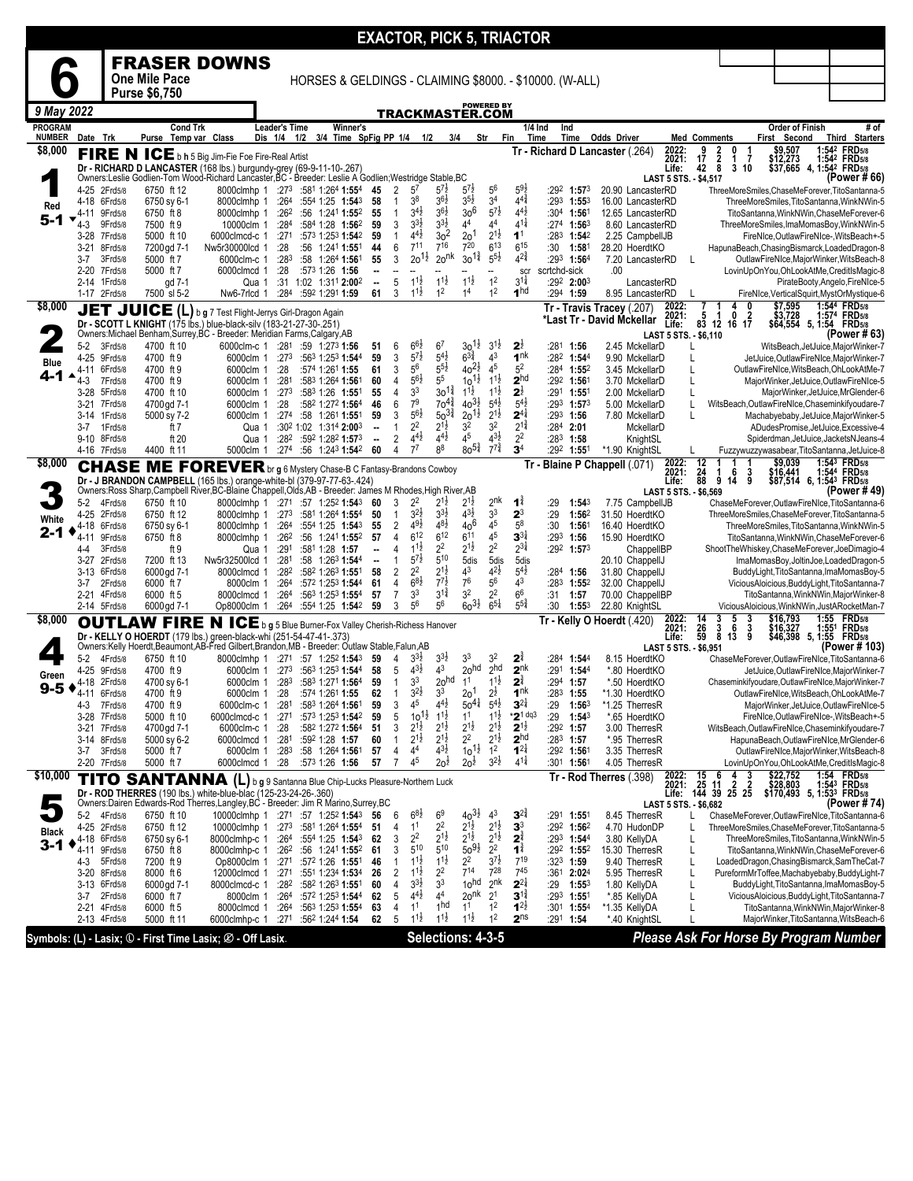# EXACTOR, PICK 5, TRIACTOR

## 6 FRASER DOWNS

**One Mile Pace**
**Purse $6,750**

HORSES & GELDINGS - CLAIMING $8000. - $10000. (W-ALL)

**9 May 2022** — TRACKMASTER.COM

---

### 1 — $8,000 — Red — 5-1

**FIRE N ICE** b h 5 Big Jim-Fie Foe Fire-Real Artist
Dr - RICHARD D LANCASTER (168 lbs.) burgundy-grey (69-9-11-10-.267)
Owners:Leslie Godlien-Tom Wood-Richard Lancaster,BC - Breeder: Leslie A Godlien;Westridge Stable,BC
Tr - Richard D Lancaster (.264)

2022: 9 2 0 1 $9,507 1:54² FRD5/8
2021: 17 2 1 7 $12,273 1:54² FRD5/8
Life: 42 8 3 10 $37,665 4, 1:54² FRD5/8
LAST 5 STS. - $4,517 (Power # 66)

| Date Trk | Purse | Cond Trk Temp var | Class | Dis | Leader's Time 1/4 1/2 3/4 | Winner's Time | SpFig | PP | 1/4 | 1/2 | 3/4 | Str | Fin | 1/4 Ind Time | Ind Time | Odds Driver | Med | Order of Finish |
|---|---|---|---|---|---|---|---|---|---|---|---|---|---|---|---|---|---|---|
| 4-25 2Frd5/8 | 6750 | ft 12 | 8000clmhp | 1 | :27³ :58¹ 1:26⁴ | 1:55⁴ | 45 | 2 | 5⁷ | 5⁷½ | 5⁷½ | 5⁶ | 5⁹½ | :29² | 1:57³ | 20.90 LancasterRD | | ThreeMoreSmiles,ChaseMeForever,TitoSantanna-5 |
| 4-18 6Frd5/8 | 6750 | sy 6-1 | 8000clmhp | 1 | :26⁴ :55⁴ 1:25 | 1:54³ | 58 | 1 | 3⁸ | 3⁶½ | 3⁵½ | 3⁴ | 4⁴¾ | :29³ | 1:55³ | 16.00 LancasterRD | | ThreeMoreSmiles,TitoSantanna,WinkNWin-5 |
| 4-11 9Frd5/8 | 6750 | ft 8 | 8000clmhp | 1 | :26² :56 1:24¹ | 1:55² | 55 | 1 | 3⁴½ | 3⁶½ | 3o⁶ | 5⁷½ | 4⁴½ | :30⁴ | 1:56¹ | 12.65 LancasterRD | | TitoSantanna,WinkNWin,ChaseMeForever-6 |
| 4-3 9Frd5/8 | 7500 | ft 9 | 10000clm | 1 | :28⁴ :58⁴ 1:28 | 1:56² | 59 | 3 | 3³½ | 3³½ | 4⁴ | 4⁴ | 4¹¾ | :27⁴ | 1:56³ | 8.60 LancasterRD | | ThreeMoreSmiles,ImaMomasBoy,WinkNWin-5 |
| 3-28 7Frd5/8 | 5000 | ft 10 | 6000clmcd-c | 1 | :27¹ :57³ 1:25³ | 1:54² | 59 | 1 | 4⁴½ | 3o² | 2o¹ | 2¹½ | 1¹ | :28³ | 1:54² | 2.25 CampbellJB | | FireNIce,OutlawFireNIce-,WitsBeach+-5 |
| 3-21 8Frd5/8 | 7200 | gd 7-1 | Nw5r30000lcd | 1 | :28 :56 1:24¹ | 1:55¹ | 44 | 6 | 7¹¹ | 7¹⁶ | 7²⁰ | 6¹³ | 6¹⁵ | :30 | 1:58¹ | 28.20 HoerdtKO | | HapunaBeach,ChasingBismarck,LoadedDragon-8 |
| 3-7 3Frd5/8 | 5000 | ft 7 | 6000clm-c | 1 | :28³ :58 1:26⁴ | 1:56¹ | 55 | 3 | 2o¹½ | 2o^nk | 3o¹¾ | 5⁵½ | 4²¾ | :29³ | 1:56⁴ | 7.20 LancasterRD | L | OutlawFireNIce,MajorWinker,WitsBeach-8 |
| 2-20 7Frd5/8 | 5000 | ft 7 | 6000clmcd | 1 | :28 :57³ 1:26 | 1:56 | -- | | -- | -- | -- | scr | scrtchd-sick | | | .00 | | LovinUpOnYou,OhLookAtMe,CreditIsMagic-8 |
| 2-14 1Frd5/8 | | gd 7-1 | Qua | 1 | :31 1:02 1:31¹ | 2:00² | -- | 5 | 1¹½ | 1¹½ | 1¹½ | 1² | 3¹¼ | :29² | 2:00³ | LancasterRD | | PirateBooty,Angelo,FireNIce-5 |
| 1-17 2Frd5/8 | 7500 | sl 5-2 | Nw6-7rlcd | 1 | :28⁴ :59² 1:29¹ | 1:59 | 61 | 3 | 1¹½ | 1² | 1⁴ | 1² | 1hd | :29⁴ | 1:59 | 8.95 LancasterRD | L | FireNIce,VerticalSquirt,MystOrMystique-6 |

---

### 2 — $8,000 — Blue — 4-1

**JET JUICE (L)** b g 7 Test Flight-Jerrys Girl-Dragon Again
Dr - SCOTT L KNIGHT (175 lbs.) blue-black-silv (183-21-27-30-.251)
Owners:Michael Benham,Surrey,BC - Breeder: Meridian Farms,Calgary,AB
Tr - Travis Tracey (.207)
*Last Tr - David Mckellar

2022: 7 1 4 0 $7,595 1:54⁴ FRD5/8
2021: 5 1 0 2 $3,728 1:57⁴ FRD5/8
Life: 83 12 16 17 $64,554 5, 1:54 FRD5/8
LAST 5 STS. - $6,110 (Power # 63)

| Date Trk | Purse | Cond Trk Temp var | Class | Dis | Leader's Time 1/4 1/2 3/4 | Winner's Time | SpFig | PP | 1/4 | 1/2 | 3/4 | Str | Fin | 1/4 Ind Time | Ind Time | Odds Driver | Med | Order of Finish |
|---|---|---|---|---|---|---|---|---|---|---|---|---|---|---|---|---|---|---|
| 5-2 4Frd5/8 | 4700 | ft 10 | 6000clm-c | 1 | :28¹ :59 1:27³ | 1:56 | 51 | 6 | 6⁶½ | 6⁷ | 3o¹½ | 3¹½ | 2½ | :28¹ | 1:56 | 2.45 MckellarD | L | WitsBeach,JetJuice,MajorWinker-7 |
| 4-25 9Frd5/8 | 4700 | ft 9 | 6000clm | 1 | :27³ :56³ 1:25³ | 1:54⁴ | 59 | 3 | 5⁷½ | 5⁴½ | 6³¾ | 4³ | 1nk | :28² | 1:54⁴ | 9.90 MckellarD | L | JetJuice,OutlawFireNIce,MajorWinker-7 |
| 4-11 6Frd5/8 | 4700 | ft 8 | 6000clm | 1 | :28 :57⁴ 1:26¹ | 1:55 | 61 | 3 | 5⁶ | 5⁵½ | 4o²½ | 4⁵ | 5² | :28⁴ | 1:55² | 3.45 MckellarD | L | OutlawFireNIce,WitsBeach,OhLookAtMe-7 |
| 4-3 7Frd5/8 | 4700 | ft 9 | 6000clm | 1 | :28¹ :58³ 1:26⁴ | 1:56¹ | 60 | 4 | 5⁶½ | 5⁵ | 1o¹½ | 1¹½ | 2hd | :29² | 1:56¹ | 3.70 MckellarD | L | MajorWinker,JetJuice,OutlawFireNIce-5 |
| 3-28 5Frd5/8 | 4700 | ft 10 | 6000clm | 1 | :27³ :58³ 1:26 | 1:55¹ | 55 | 4 | 3³ | 3o¹¾ | 1¹½ | 1¹½ | 2½ | :29¹ | 1:55¹ | 2.00 MckellarD | L | MajorWinker,JetJuice,MrGlender-6 |
| 3-21 7Frd5/8 | 4700 | gd 7-1 | 6000clm | 1 | :28 :58² 1:27² | 1:56⁴ | 46 | 6 | 7⁹ | 7o⁴¾ | 4o³½ | 5⁴½ | 5⁴½ | :29³ | 1:57³ | 5.00 MckellarD | L | WitsBeach,OutlawFireNIce,Chaseminkifyoudare-7 |
| 3-14 1Frd5/8 | 5000 | sy 7-2 | 6000clm | 1 | :27⁴ :58 1:26¹ | 1:55¹ | 59 | 3 | 5⁶½ | 5o³¾ | 2o¹½ | 2¹½ | 2⁴¼ | :29³ | 1:56 | 7.80 MckellarD | L | Machabyebaby,JetJuice,MajorWinker-5 |
| 3-7 1Frd5/8 | | ft 7 | Qua | 1 | :30² 1:02 1:31⁴ | 2:00³ | -- | 1 | 2² | 2¹½ | 3² | 3² | 2¹¾ | :28⁴ | 2:01 | MckellarD | | ADudesPromise,JetJuice,Excessive-4 |
| 9-10 8Frd5/8 | | ft 20 | Qua | 1 | :28² :59² 1:28² | 1:57³ | -- | 2 | 4⁴½ | 4⁴½ | 4⁵ | 4³½ | 2² | :28³ | 1:58 | KnightSL | | Spiderdman,JetJuice,JacketsNJeans-4 |
| 4-16 7Frd5/8 | 4400 | ft 11 | 5000clm | 1 | :27⁴ :56 1:24³ | 1:54² | 60 | 4 | 7⁷ | 8⁸ | 8o⁵¾ | 7⁷¾ | 3⁴ | :29² | 1:55¹ | *1.90 KnightSL | L | Fuzzywuzzywasabear,TitoSantanna,JetJuice-8 |

---

### 3 — $8,000 — White — 2-1

**CHASE ME FOREVER** br g 6 Mystery Chase-B C Fantasy-Brandons Cowboy
Dr - J BRANDON CAMPBELL (165 lbs.) orange-white-bl (379-97-77-63-.424)
Owners:Ross Sharp,Campbell River,BC-Blaine Chappell,Olds,AB - Breeder: James M Rhodes,High River,AB
Tr - Blaine P Chappell (.071)

2022: 12 1 1 1 $9,039 1:54³ FRD5/8
2021: 24 1 6 3 $16,441 1:54⁴ FRD5/8
Life: 88 9 14 9 $87,514 6, 1:54³ FRD5/8
LAST 5 STS. - $6,569 (Power # 49)

| Date Trk | Purse | Cond Trk Temp var | Class | Dis | Leader's Time 1/4 1/2 3/4 | Winner's Time | SpFig | PP | 1/4 | 1/2 | 3/4 | Str | Fin | 1/4 Ind Time | Ind Time | Odds Driver | Med | Order of Finish |
|---|---|---|---|---|---|---|---|---|---|---|---|---|---|---|---|---|---|---|
| 5-2 4Frd5/8 | 6750 | ft 10 | 8000clmhp | 1 | :27¹ :57 1:25² | 1:54³ | 60 | 3 | 2² | 2¹½ | 2¹½ | 2nk | 1¾ | :29 | 1:54³ | 7.75 CampbellJB | | ChaseMeForever,OutlawFireNIce,TitoSantanna-6 |
| 4-25 2Frd5/8 | 6750 | ft 12 | 8000clmhp | 1 | :27³ :58¹ 1:26⁴ | 1:55⁴ | 50 | 1 | 3²½ | 3³½ | 4³½ | 3³ | 2³ | :29 | 1:56² | 31.50 HoerdtKO | | ThreeMoreSmiles,ChaseMeForever,TitoSantanna-5 |
| 4-18 6Frd5/8 | 6750 | sy 6-1 | 8000clmhp | 1 | :26⁴ :55⁴ 1:25 | 1:54³ | 55 | 2 | 4⁹½ | 4⁸½ | 4o⁶ | 4⁵ | 5⁸ | :30 | 1:56¹ | 16.40 HoerdtKO | | ThreeMoreSmiles,TitoSantanna,WinkNWin-5 |
| 4-11 9Frd5/8 | 6750 | ft 8 | 8000clmhp | 1 | :26² :56 1:24¹ | 1:55² | 57 | 4 | 6¹² | 6¹² | 6¹¹ | 4⁵ | 3³¾ | :29³ | 1:56 | 15.90 HoerdtKO | | TitoSantanna,WinkNWin,ChaseMeForever-6 |
| 4-4 3Frd5/8 | | ft 9 | Qua | 1 | :29¹ :58¹ 1:28 | 1:57 | -- | 4 | 1¹½ | 2² | 2¹½ | 2² | 2³¼ | :29² | 1:57³ | ChappellBP | | ShootTheWhiskey,ChaseMeForever,JoeDimagio-4 |
| 3-27 2Frd5/8 | 7200 | ft 13 | Nw5r32500lcd | 1 | :28¹ :58 1:26³ | 1:54⁴ | -- | 1 | 5⁷½ | 5¹⁰ | 5dis | 5dis | 5dis | | | 20.10 ChappellJJ | | ImaMomasBoy,JoltinJoe,LoadedDragon-5 |
| 3-13 6Frd5/8 | 6000 | gd 7-1 | 8000clmcd | 1 | :28² :58² 1:26³ | 1:55¹ | 58 | 2 | 2² | 2¹½ | 4³ | 4²½ | 5⁴½ | :28⁴ | 1:56 | 31.80 ChappellJJ | | BuddyLight,TitoSantanna,ImaMomasBoy-5 |
| 3-7 2Frd5/8 | 6000 | ft 7 | 8000clm | 1 | :26⁴ :57² 1:25³ | 1:54⁴ | 61 | 4 | 6⁶½ | 7⁷½ | 7⁶ | 5⁶ | 4³ | :28³ | 1:55² | 32.00 ChappellJJ | | ViciousAloicious,BuddyLight,TitoSantanna-7 |
| 2-21 4Frd5/8 | 6000 | ft 5 | 8000clmcd | 1 | :26⁴ :56³ 1:25³ | 1:55⁴ | 57 | 7 | 3³ | 3¹¾ | 3² | 2² | 6⁶ | :31 | 1:57 | 70.00 ChappellBP | | TitoSantanna,WinkNWin,MajorWinker-8 |
| 2-14 5Frd5/8 | 6000 | gd 7-2 | Op8000clm | 1 | :26⁴ :55⁴ 1:25 | 1:54² | 59 | 3 | 5⁶ | 5⁶ | 6o³½ | 6⁵¼ | 5⁵¾ | :30 | 1:55³ | 22.80 KnightSL | | ViciousAloicious,WinkNWin,JustARocketMan-7 |

---

### 4 — $8,000 — Green — 9-5

**OUTLAW FIRE N ICE** b g 5 Blue Burner-Fox Valley Cherish-Richess Hanover
Dr - KELLY O HOERDT (179 lbs.) green-black-whi (251-54-47-41-.373)
Owners:Kelly Hoerdt,Beaumont,AB-Fred Gilbert,Brandon,MB - Breeder: Outlaw Stable,Falun,AB
Tr - Kelly O Hoerdt (.420)

2022: 14 3 5 3 $16,793 1:55 FRD5/8
2021: 26 3 6 3 $16,327 1:55¹ FRD5/8
Life: 59 8 13 9 $46,398 5, 1:55 FRD5/8
LAST 5 STS. - $6,951 (Power # 103)

| Date Trk | Purse | Cond Trk Temp var | Class | Dis | Leader's Time 1/4 1/2 3/4 | Winner's Time | SpFig | PP | 1/4 | 1/2 | 3/4 | Str | Fin | 1/4 Ind Time | Ind Time | Odds Driver | Med | Order of Finish |
|---|---|---|---|---|---|---|---|---|---|---|---|---|---|---|---|---|---|---|
| 5-2 4Frd5/8 | 6750 | ft 10 | 8000clmhp | 1 | :27¹ :57 1:25² | 1:54³ | 59 | 4 | 3³½ | 3³½ | 3³ | 3² | 2¾ | :28⁴ | 1:54⁴ | 8.15 HoerdtKO | | ChaseMeForever,OutlawFireNIce,TitoSantanna-6 |
| 4-25 9Frd5/8 | 4700 | ft 9 | 6000clm | 1 | :27³ :56³ 1:25³ | 1:54⁴ | 58 | 5 | 4³½ | 4³ | 2ohd | 2hd | 2nk | :29¹ | 1:54⁴ | *.80 HoerdtKO | | JetJuice,OutlawFireNIce,MajorWinker-7 |
| 4-18 2Frd5/8 | 4700 | sy 6-1 | 6000clm | 1 | :28³ :58³ 1:27¹ | 1:56⁴ | 59 | 1 | 3³ | 2ohd | 1¹ | 1¹½ | 2¾ | :29⁴ | 1:57 | *.50 HoerdtKO | | Chaseminkifyoudare,OutlawFireNIce,MajorWinker-7 |
| 4-11 6Frd5/8 | 4700 | ft 8 | 6000clm | 1 | :28 :57⁴ 1:26¹ | 1:55 | 62 | 1 | 3²½ | 3³ | 2o¹ | 2½ | 1nk | :28³ | 1:55 | *1.30 HoerdtKO | | OutlawFireNIce,WitsBeach,OhLookAtMe-7 |
| 4-3 7Frd5/8 | 4700 | ft 9 | 6000clm-c | 1 | :28¹ :58³ 1:26⁴ | 1:56¹ | 59 | 3 | 4⁵ | 4⁴½ | 5o⁴¼ | 5⁴½ | 3²½ | :29 | 1:56³ | *1.25 TherresR | | MajorWinker,JetJuice,OutlawFireNIce-5 |
| 3-28 7Frd5/8 | 5000 | ft 10 | 6000clmcd-c | 1 | :27¹ :57³ 1:25³ | 1:54² | 59 | 5 | 1o¹½ | 1¹½ | 1¹ | 1¹½ | *2¹ dq3 | :29 | 1:54³ | *.65 HoerdtKO | | FireNIce,OutlawFireNIce-,WitsBeach+-5 |
| 3-21 7Frd5/8 | 4700 | gd 7-1 | 6000clm-c | 1 | :28 :58² 1:27² | 1:56⁴ | 51 | 3 | 2¹½ | 2¹½ | 2¹½ | 2¹½ | 2¹½ | :29² | 1:57 | 3.00 TherresR | | WitsBeach,OutlawFireNIce,Chaseminkifyoudare-7 |
| 3-14 8Frd5/8 | 5000 | sy 6-2 | 6000clmcd | 1 | :28¹ :59² 1:28 | 1:57 | 60 | 1 | 2¹½ | 2¹½ | 2² | 2¹½ | 2hd | :28³ | 1:57 | *.95 TherresR | | HapunaBeach,OutlawFireNIce,MrGlender-6 |
| 3-7 3Frd5/8 | 5000 | ft 7 | 6000clm | 1 | :28³ :58 1:26⁴ | 1:56¹ | 57 | 4 | 4⁴ | 4³½ | 1o¹½ | 1² | 1²¼ | :29² | 1:56¹ | 3.35 TherresR | | OutlawFireNIce,MajorWinker,WitsBeach-8 |
| 2-20 7Frd5/8 | 5000 | ft 7 | 6000clmcd | 1 | :28 :57³ 1:26 | 1:56 | 57 | 7 | 4⁵ | 2o³ | 2o³ | 3²½ | 4¹¾ | :30¹ | 1:56¹ | 4.05 TherresR | | LovinUpOnYou,OhLookAtMe,CreditIsMagic-8 |

---

### 5 — $10,000 — Black — 3-1

**TITO SANTANNA (L)** b g 9 Santanna Blue Chip-Lucks Pleasure-Northern Luck
Dr - ROD THERRES (190 lbs.) white-blue-blac (125-23-24-26-.360)
Owners:Dairen Edwards-Rod Therres,Langley,BC - Breeder: Jim R Marino,Surrey,BC
Tr - Rod Therres (.398)

2022: 15 6 4 3 $22,752 1:54 FRD5/8
2021: 25 11 2 2 $28,803 1:54³ FRD5/8
Life: 144 39 25 25 $170,493 5, 1:53³ FRD5/8
LAST 5 STS. - $6,682 (Power # 74)

| Date Trk | Purse | Cond Trk Temp var | Class | Dis | Leader's Time 1/4 1/2 3/4 | Winner's Time | SpFig | PP | 1/4 | 1/2 | 3/4 | Str | Fin | 1/4 Ind Time | Ind Time | Odds Driver | Med | Order of Finish |
|---|---|---|---|---|---|---|---|---|---|---|---|---|---|---|---|---|---|---|
| 5-2 4Frd5/8 | 6750 | ft 10 | 10000clmhp | 1 | :27¹ :57 1:25² | 1:54³ | 56 | 6 | 6⁸½ | 6⁹ | 4o³½ | 4³ | 3²¾ | :29¹ | 1:55¹ | 8.45 TherresR | L | ChaseMeForever,OutlawFireNIce,TitoSantanna-6 |
| 4-25 2Frd5/8 | 6750 | ft 12 | 10000clmhp | 1 | :27³ :58¹ 1:26⁴ | 1:55⁴ | 51 | 4 | 1¹ | 2² | 2¹½ | 2¹½ | 3³ | :29² | 1:56² | 4.70 HudonDP | L | ThreeMoreSmiles,ChaseMeForever,TitoSantanna-5 |
| 4-18 6Frd5/8 | 6750 | sy 6-1 | 8000clmhp-c | 1 | :26⁴ :55⁴ 1:25 | 1:54³ | 62 | 3 | 2² | 2¹½ | 2¹½ | 2¹½ | 2¾ | :29³ | 1:54⁴ | 3.80 KellyDA | L | ThreeMoreSmiles,TitoSantanna,WinkNWin-5 |
| 4-11 9Frd5/8 | 6750 | ft 8 | 8000clmhp-c | 1 | :26² :56 1:24¹ | 1:55² | 61 | 3 | 5¹⁰ | 5¹⁰ | 5o⁹½ | 2² | 1¾ | :29² | 1:55² | 15.30 TherresR | L | TitoSantanna,WinkNWin,ChaseMeForever-6 |
| 4-3 5Frd5/8 | 7200 | ft 9 | Op8000clm | 1 | :27¹ :57² 1:26 | 1:55¹ | 46 | 1 | 1¹½ | 1¹½ | 2² | 3⁷½ | 7¹⁹ | :32³ | 1:59 | 9.40 TherresR | L | LoadedDragon,ChasingBismarck,SamTheCat-7 |
| 3-20 8Frd5/8 | 8000 | ft 6 | 12000clmcd | 1 | :27¹ :55¹ 1:23⁴ | 1:53⁴ | 26 | 2 | 1¹½ | 2² | 7¹⁴ | 7²⁸ | 7⁴⁵ | :36¹ | 2:02⁴ | 5.95 TherresR | L | PureformMrToffee,Machabyebaby,BuddyLight-7 |
| 3-13 6Frd5/8 | 6000 | gd 7-1 | 8000clmcd-c | 1 | :28² :58² 1:26³ | 1:55¹ | 60 | 4 | 3³½ | 3³ | 1ohd | 1nk | 2nk | :29 | 1:55³ | 1.80 KellyDA | L | BuddyLight,TitoSantanna,ImaMomasBoy-5 |
| 3-7 2Frd5/8 | 6000 | ft 7 | 8000clm | 1 | :26⁴ :57² 1:25³ | 1:54⁴ | 62 | 5 | 4⁴½ | 4⁴ | 2o^nk | 2¹ | 3¹¾ | :29³ | 1:55¹ | *.85 KellyDA | L | ViciousAloicious,BuddyLight,TitoSantanna-7 |
| 2-21 4Frd5/8 | 6000 | ft 5 | 8000clmcd | 1 | :26⁴ :56³ 1:25³ | 1:55⁴ | 63 | 4 | 1¹ | 1hd | 1¹ | 1² | 1²½ | :30¹ | 1:55⁴ | *1.35 KellyDA | L | TitoSantanna,WinkNWin,MajorWinker-8 |
| 2-13 4Frd5/8 | 5000 | ft 11 | 6000clmhp-c | 1 | :27¹ :56² 1:24⁴ | 1:54 | 62 | 5 | 1¹½ | 1¹½ | 1¹½ | 1² | 2ns | :29¹ | 1:54 | *.40 KnightSL | L | MajorWinker,TitoSantanna,WitsBeach-6 |

---

Symbols: (L) - Lasix; ① - First Time Lasix; ⊘ - Off Lasix.

**Selections: 4-3-5**

*Please Ask For Horse By Program Number*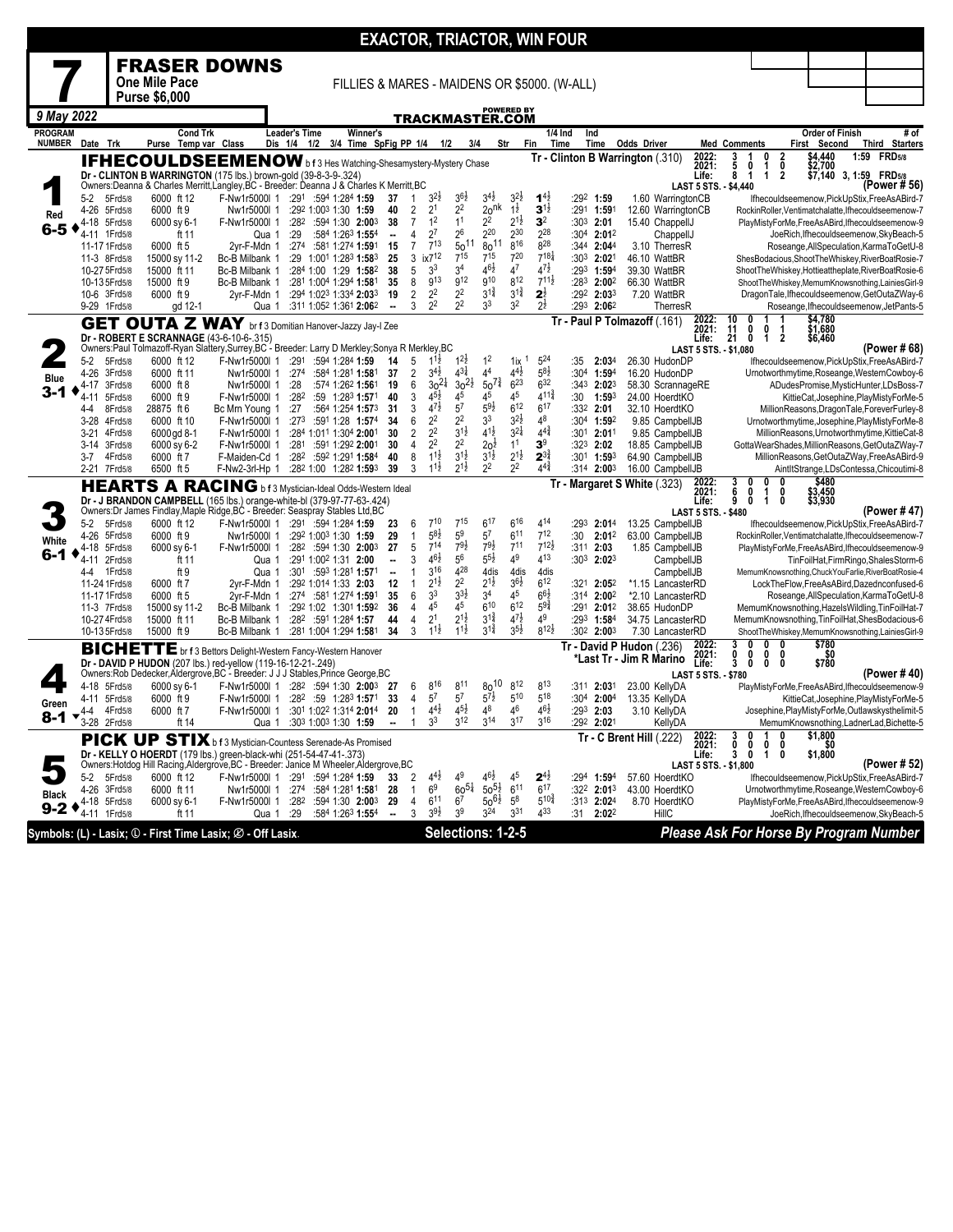# EXACTOR, TRIACTOR, WIN FOUR

## 7 — FRASER DOWNS

**One Mile Pace** — FILLIES & MARES - MAIDENS OR $5000. (W-ALL)
**Purse $6,000**

*9 May 2022* — TRACKMASTER.COM

---

### 1 — IFHECOULDSEEMENOW (Red, 6-5)
b f 3 Hes Watching-Shesamystery-Mystery Chase
Dr - CLINTON B WARRINGTON (175 lbs.) brown-gold (39-8-3-9-.324)
Owners: Deanna & Charles Merritt, Langley, BC - Breeder: Deanna J & Charles K Merritt, BC
Tr - Clinton B Warrington (.310)
2022: 3 1 0 2 $4,440 1:59 FRD5/8 | 2021: 5 0 1 0 $2,700 | Life: 8 1 1 2 $7,140 3, 1:59 FRD5/8
LAST 5 STS. - $4,440 (Power # 56)

| Date Trk | Purse Cond | Class | Leader's Time | Time | SpFig | PP | 1/4 | 1/2 | 3/4 | Str | Fin | Ind Time | Odds Driver | Order of Finish |
|---|---|---|---|---|---|---|---|---|---|---|---|---|---|---|
| 5-2 5Frd5/8 | 6000 ft 12 | F-Nw1r5000l 1 | :291 :594 1:284 | 1:59 | 37 | 1 | 3 2½ | 3 6½ | 3 4½ | 3 2½ | 1 4½ | :292 1:59 | 1.60 WarringtonCB | Ifhecouldseemenow,PickUpStix,FreeAsABird-7 |
| 4-26 5Frd5/8 | 6000 ft 9 | Nw1r5000l 1 | :292 1:003 1:30 | 1:59 | 40 | 2 | 2 1 | 2 2 | 2o nk | 1 ½ | 3 1½ | :291 1:591 | 12.60 WarringtonCB | RockinRoller,Ventimatchalatte,Ifhecouldseemenow-7 |
| 4-18 5Frd5/8 | 6000 sy 6-1 | F-Nw1r5000l 1 | :282 :594 1:30 | 2:003 | 38 | 7 | 1 2 | 1 1 | 2 2 | 2 1½ | 3 2 | :303 2:01 | 15.40 ChappellJ | PlayMistyForMe,FreeAsABird,Ifhecouldseemenow-9 |
| 4-11 1Frd5/8 | ft 11 | Qua 1 | :29 :584 1:263 | 1:554 | -- | 4 | 2 7 | 2 6 | 2 20 | 2 30 | 2 28 | :304 2:012 | ChappellJ | JoeRich,Ifhecouldseemenow,SkyBeach-5 |
| 11-17 1Frd5/8 | 6000 ft 5 | 2yr-F-Mdn 1 | :274 :581 1:274 | 1:591 | 15 | 7 | 7 13 | 5o 11 | 8o 11 | 8 16 | 8 28 | :344 2:044 | 3.10 TherresR | Roseange,AllSpeculation,KarmaToGetU-8 |
| 11-3 8Frd5/8 | 15000 sy 11-2 | Bc-B Milbank 1 | :29 1:001 1:283 | 1:583 | 25 | 3 | ix7 12 | 7 15 | 7 15 | 7 20 | 7 18¼ | :303 2:021 | 46.10 WattBR | ShesBodacious,ShootTheWhiskey,RiverBoatRosie-7 |
| 10-27 5Frd5/8 | 15000 ft 11 | Bc-B Milbank 1 | :284 1:00 1:29 | 1:582 | 38 | 5 | 3 3 | 3 4 | 4 6½ | 4 7 | 4 7½ | :293 1:594 | 39.30 WattBR | ShootTheWhiskey,Hottieattheplate,RiverBoatRosie-6 |
| 10-13 5Frd5/8 | 15000 ft 9 | Bc-B Milbank 1 | :281 1:004 1:294 | 1:581 | 35 | 8 | 9 13 | 9 12 | 9 10 | 8 12 | 7 11½ | :283 2:002 | 66.30 WattBR | ShootTheWhiskey,MemumKnowsnothing,LainiesGirl-9 |
| 10-6 3Frd5/8 | 6000 ft 9 | 2yr-F-Mdn 1 | :294 1:023 1:334 | 2:033 | 19 | 2 | 2 2 | 2 2 | 3 1¾ | 3 1¾ | 2 ½ | :292 2:033 | 7.20 WattBR | DragonTale,Ifhecouldseemenow,GetOutaZWay-6 |
| 9-29 1Frd5/8 | gd 12-1 | Qua 1 | :311 1:052 1:361 | 2:062 | -- | 3 | 2 2 | 2 2 | 3 3 | 3 2 | 2 ½ | :293 2:062 | TherresR | Roseange,Ifhecouldseemenow,JetPants-5 |

---

### 2 — GET OUTA Z WAY (Blue, 3-1)
br f 3 Domitian Hanover-Jazzy Jay-I Zee
Dr - ROBERT E SCRANNAGE (43-6-10-6-.315)
Owners: Paul Tolmazoff-Ryan Slattery, Surrey, BC - Breeder: Larry D Merkley; Sonya R Merkley, BC
Tr - Paul P Tolmazoff (.161)
2022: 10 0 1 1 $4,780 | 2021: 11 0 0 1 $1,680 | Life: 21 0 1 2 $6,460
LAST 5 STS. - $1,080 (Power # 68)

| Date Trk | Purse Cond | Class | Leader's Time | Time | SpFig | PP | 1/4 | 1/2 | 3/4 | Str | Fin | Ind Time | Odds Driver | Order of Finish |
|---|---|---|---|---|---|---|---|---|---|---|---|---|---|---|
| 5-2 5Frd5/8 | 6000 ft 12 | F-Nw1r5000l 1 | :291 :594 1:284 | 1:59 | 14 | 5 | 1 1½ | 1 2½ | 1 2 | 1ix 1 | 5 24 | :35 2:034 | 26.30 HudonDP | Ifhecouldseemenow,PickUpStix,FreeAsABird-7 |
| 4-26 3Frd5/8 | 6000 ft 11 | Nw1r5000l 1 | :274 :584 1:281 | 1:581 | 37 | 2 | 3 4½ | 4 3¾ | 4 4 | 4 4½ | 5 8½ | :304 1:594 | 16.20 HudonDP | Urnotworthmytime,Roseange,WesternCowboy-6 |
| 4-17 3Frd5/8 | 6000 ft 8 | Nw1r5000l 1 | :28 :574 1:262 | 1:561 | 19 | 6 | 3o 2¼ | 3o 2½ | 5o 7¾ | 6 23 | 6 32 | :343 2:023 | 58.30 ScrannageRE | ADudesPromise,MysticHunter,LDsBoss-7 |
| 4-11 5Frd5/8 | 6000 ft 9 | F-Nw1r5000l 1 | :282 :59 1:283 | 1:571 | 40 | 3 | 4 5½ | 4 5 | 4 5 | 4 5 | 4 11¾ | :30 1:593 | 24.00 HoerdtKO | KittieCat,Josephine,PlayMistyForMe-5 |
| 4-4 8Frd5/8 | 28875 ft 6 | Bc Mrn Young 1 | :27 :564 1:254 | 1:573 | 31 | 3 | 4 7½ | 5 7 | 5 9½ | 6 12 | 6 17 | :332 2:01 | 32.10 HoerdtKO | MillionReasons,DragonTale,ForeverFurley-8 |
| 3-28 4Frd5/8 | 6000 ft 10 | F-Nw1r5000l 1 | :273 :591 1:28 | 1:574 | 34 | 6 | 2 2 | 2 2 | 3 3 | 3 2½ | 4 8 | :304 1:592 | 9.85 CampbellJB | Urnotworthmytime,Josephine,PlayMistyForMe-8 |
| 3-21 4Frd5/8 | 6000 gd 8-1 | F-Nw1r5000l 1 | :284 1:011 1:304 | 2:001 | 30 | 2 | 2 2 | 3 1½ | 4 1½ | 3 2¼ | 4 4¾ | :301 2:011 | 9.85 CampbellJB | MillionReasons,Urnotworthmytime,KittieCat-8 |
| 3-14 3Frd5/8 | 6000 sy 6-2 | F-Nw1r5000l 1 | :281 :591 1:292 | 2:001 | 30 | 4 | 2 2 | 2 2 | 2o ½ | 1 1 | 3 9 | :323 2:02 | 18.85 CampbellJB | GottaWearShades,MillionReasons,GetOutaZWay-7 |
| 3-7 4Frd5/8 | 6000 ft 7 | F-Maiden-Cd 1 | :282 :592 1:291 | 1:584 | 40 | 8 | 1 1½ | 3 1½ | 3 1½ | 2 1½ | 2 3¾ | :301 1:593 | 64.90 CampbellJB | MillionReasons,GetOutaZWay,FreeAsABird-9 |
| 2-21 7Frd5/8 | 6500 ft 5 | F-Nw2-3rl-Hp 1 | :282 1:00 1:282 | 1:593 | 39 | 3 | 1 1½ | 2 1½ | 2 2 | 2 2 | 4 4¾ | :314 2:003 | 16.00 CampbellJB | AintItStrange,LDsContessa,Chicoutimi-8 |

---

### 3 — HEARTS A RACING (White, 6-1)
b f 3 Mystician-Ideal Odds-Western Ideal
Dr - J BRANDON CAMPBELL (165 lbs.) orange-white-bl (379-97-77-63-.424)
Owners: Dr James Findlay, Maple Ridge, BC - Breeder: Seaspray Stables Ltd, BC
Tr - Margaret S White (.323)
2022: 3 0 0 0 $480 | 2021: 6 0 1 0 $3,450 | Life: 9 0 1 0 $3,930
LAST 5 STS. - $480 (Power # 47)

| Date Trk | Purse Cond | Class | Leader's Time | Time | SpFig | PP | 1/4 | 1/2 | 3/4 | Str | Fin | Ind Time | Odds Driver | Order of Finish |
|---|---|---|---|---|---|---|---|---|---|---|---|---|---|---|
| 5-2 5Frd5/8 | 6000 ft 12 | F-Nw1r5000l 1 | :291 :594 1:284 | 1:59 | 23 | 6 | 7 10 | 7 15 | 6 17 | 6 16 | 4 14 | :293 2:014 | 13.25 CampbellJB | Ifhecouldseemenow,PickUpStix,FreeAsABird-7 |
| 4-26 5Frd5/8 | 6000 ft 9 | Nw1r5000l 1 | :292 1:003 1:30 | 1:59 | 29 | 1 | 5 8½ | 5 9 | 5 7 | 6 11 | 7 12 | :30 2:012 | 63.00 CampbellJB | RockinRoller,Ventimatchalatte,Ifhecouldseemenow-7 |
| 4-18 5Frd5/8 | 6000 sy 6-1 | F-Nw1r5000l 1 | :282 :594 1:30 | 2:003 | 27 | 5 | 7 14 | 7 9½ | 7 9½ | 7 11 | 7 12½ | :311 2:03 | 1.85 CampbellJB | PlayMistyForMe,FreeAsABird,Ifhecouldseemenow-9 |
| 4-11 2Frd5/8 | ft 11 | Qua 1 | :291 1:002 1:31 | 2:00 | -- | 3 | 4 6½ | 5 6 | 5 5½ | 4 9 | 4 13 | :303 2:023 | CampbellJB | TinFoilHat,FirmRingo,ShalesStorm-6 |
| 4-4 1Frd5/8 | ft 9 | Qua 1 | :301 :593 1:281 | 1:571 | -- | 1 | 3 16 | 4 28 | 4dis | 4dis | 4dis | | CampbellJB | MemumKnowsnothing,ChuckYouFarlie,RiverBoatRosie-4 |
| 11-24 1Frd5/8 | 6000 ft 7 | 2yr-F-Mdn 1 | :292 1:014 1:33 | 2:03 | 12 | 1 | 2 1½ | 2 2 | 2 1½ | 3 6½ | 6 12 | :321 2:052 | *1.15 LancasterRD | LockTheFlow,FreeAsABird,Dazednconfused-6 |
| 11-17 1Frd5/8 | 6000 ft 5 | 2yr-F-Mdn 1 | :274 :581 1:274 | 1:591 | 35 | 6 | 3 3 | 3 3½ | 3 4 | 4 5 | 6 6½ | :314 2:002 | *2.10 LancasterRD | Roseange,AllSpeculation,KarmaToGetU-8 |
| 11-3 7Frd5/8 | 15000 sy 11-2 | Bc-B Milbank 1 | :292 1:02 1:301 | 1:592 | 36 | 4 | 4 5 | 4 5 | 6 10 | 6 12 | 5 9¾ | :291 2:012 | 38.65 HudonDP | MemumKnowsnothing,HazelsWildling,TinFoilHat-7 |
| 10-27 4Frd5/8 | 15000 ft 11 | Bc-B Milbank 1 | :282 :591 1:284 | 1:57 | 44 | 4 | 2 1 | 2 1½ | 3 1¾ | 4 7½ | 4 9 | :293 1:584 | 34.75 LancasterRD | MemumKnowsnothing,TinFoilHat,ShesBodacious-6 |
| 10-13 5Frd5/8 | 15000 ft 9 | Bc-B Milbank 1 | :281 1:004 1:294 | 1:581 | 34 | 3 | 1 1½ | 1 1½ | 3 1¾ | 3 5½ | 8 12½ | :302 2:003 | 7.30 LancasterRD | ShootTheWhiskey,MemumKnowsnothing,LainiesGirl-9 |

---

### 4 — BICHETTE (Green, 8-1)
br f 3 Bettors Delight-Western Fancy-Western Hanover
Dr - DAVID P HUDON (207 lbs.) red-yellow (119-16-12-21-.249)
Owners: Rob Dedecker, Aldergrove, BC - Breeder: J J J Stables, Prince George, BC
Tr - David P Hudon (.236) — *Last Tr - Jim R Marino
2022: 3 0 0 0 $780 | 2021: 0 0 0 0 $0 | Life: 3 0 0 0 $780
LAST 5 STS. - $780 (Power # 40)

| Date Trk | Purse Cond | Class | Leader's Time | Time | SpFig | PP | 1/4 | 1/2 | 3/4 | Str | Fin | Ind Time | Odds Driver | Order of Finish |
|---|---|---|---|---|---|---|---|---|---|---|---|---|---|---|
| 4-18 5Frd5/8 | 6000 sy 6-1 | F-Nw1r5000l 1 | :282 :594 1:30 | 2:003 | 27 | 6 | 8 16 | 8 11 | 8o 10 | 8 12 | 8 13 | :311 2:031 | 23.00 KellyDA | PlayMistyForMe,FreeAsABird,Ifhecouldseemenow-9 |
| 4-11 5Frd5/8 | 6000 ft 9 | F-Nw1r5000l 1 | :282 :59 1:283 | 1:571 | 33 | 4 | 5 7 | 5 7 | 5 7½ | 5 10 | 5 18 | :304 2:004 | 13.35 KellyDA | KittieCat,Josephine,PlayMistyForMe-5 |
| 4-4 4Frd5/8 | 6000 ft 7 | F-Nw1r5000l 1 | :301 1:022 1:314 | 2:014 | 20 | 1 | 4 4½ | 4 5½ | 4 8 | 4 6 | 4 6½ | :293 2:03 | 3.10 KellyDA | Josephine,PlayMistyForMe,Outlawskysthelimit-5 |
| 3-28 2Frd5/8 | ft 14 | Qua 1 | :303 1:003 1:30 | 1:59 | -- | 1 | 3 3 | 3 12 | 3 14 | 3 17 | 3 16 | :292 2:021 | KellyDA | MemumKnowsnothing,LadnerLad,Bichette-5 |

---

### 5 — PICK UP STIX (Black, 9-2)
b f 3 Mystician-Countess Serenade-As Promised
Dr - KELLY O HOERDT (179 lbs.) green-black-whi (251-54-47-41-.373)
Owners: Hotdog Hill Racing, Aldergrove, BC - Breeder: Janice M Wheeler, Aldergrove, BC
Tr - C Brent Hill (.222)
2022: 3 0 1 0 $1,800 | 2021: 0 0 0 0 $0 | Life: 3 0 1 0 $1,800
LAST 5 STS. - $1,800 (Power # 52)

| Date Trk | Purse Cond | Class | Leader's Time | Time | SpFig | PP | 1/4 | 1/2 | 3/4 | Str | Fin | Ind Time | Odds Driver | Order of Finish |
|---|---|---|---|---|---|---|---|---|---|---|---|---|---|---|
| 5-2 5Frd5/8 | 6000 ft 12 | F-Nw1r5000l 1 | :291 :594 1:284 | 1:59 | 33 | 2 | 4 4½ | 4 9 | 4 6½ | 4 5 | 2 4½ | :294 1:594 | 57.60 HoerdtKO | Ifhecouldseemenow,PickUpStix,FreeAsABird-7 |
| 4-26 3Frd5/8 | 6000 ft 11 | Nw1r5000l 1 | :274 :584 1:281 | 1:581 | 28 | 1 | 6 9 | 6o 5¼ | 5o 5½ | 6 11 | 6 17 | :322 2:013 | 43.00 HoerdtKO | Urnotworthmytime,Roseange,WesternCowboy-6 |
| 4-18 5Frd5/8 | 6000 sy 6-1 | F-Nw1r5000l 1 | :282 :594 1:30 | 2:003 | 29 | 4 | 6 11 | 6 7 | 5o 6½ | 5 8 | 5 10¾ | :313 2:024 | 8.70 HoerdtKO | PlayMistyForMe,FreeAsABird,Ifhecouldseemenow-9 |
| 4-11 1Frd5/8 | ft 11 | Qua 1 | :29 :584 1:263 | 1:554 | -- | 3 | 3 9½ | 3 9 | 3 24 | 3 31 | 4 33 | :31 2:022 | HillC | JoeRich,Ifhecouldseemenow,SkyBeach-5 |

---

**Selections: 1-2-5**

Symbols: (L) - Lasix; Ⓛ - First Time Lasix; Ⓧ - Off Lasix.

*Please Ask For Horse By Program Number*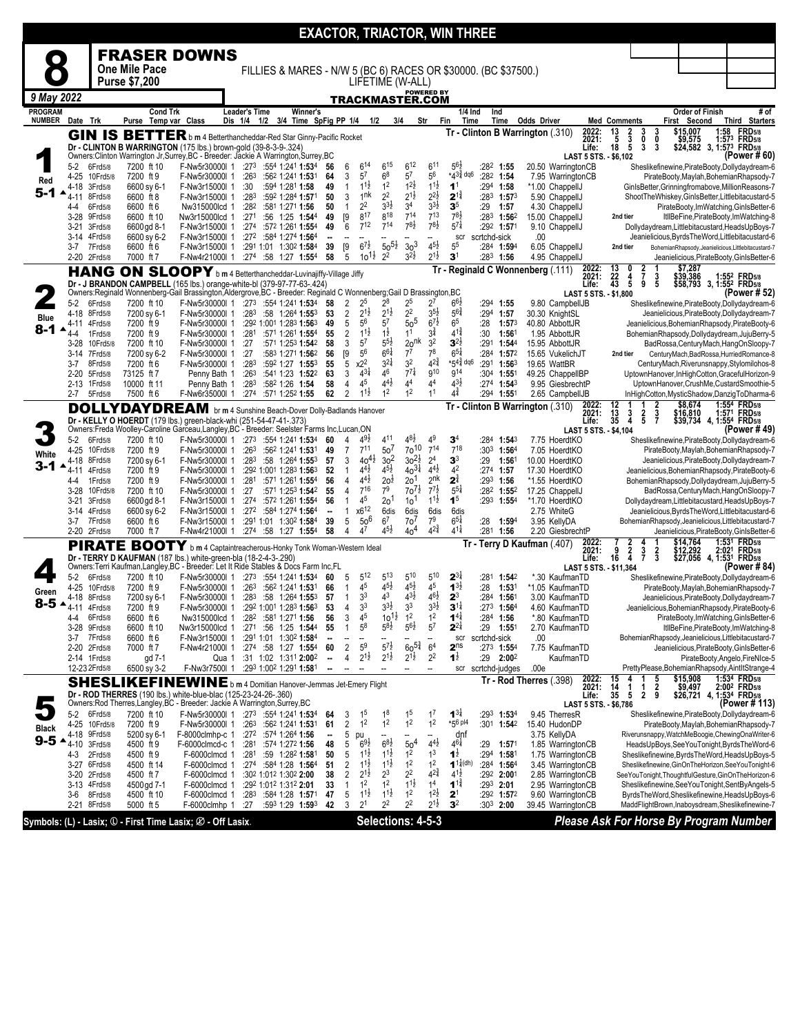# EXACTOR, TRIACTOR, WIN THREE

## 8 — FRASER DOWNS

**One Mile Pace — Purse $7,200**

FILLIES & MARES - N/W 5 (BC 6) RACES OR $30000. (BC $37500.) LIFETIME (W-ALL)

9 May 2022 — TRACKMASTER.COM

---

### 1 — GIN IS BETTER (Red, 5-1)
b m 4 Betterthancheddar-Red Star Ginny-Pacific Rocket
Dr - CLINTON B WARRINGTON (175 lbs.) brown-gold (39-8-3-9-.324)
Owners: Clinton Warrington Jr, Surrey, BC - Breeder: Jackie A Warrington, Surrey, BC
Tr - Clinton B Warrington (.310)

2022: 13 2 3 3 $15,007 1:58 FRD5/8 — 2021: 5 3 0 0 $9,575 1:57³ FRD5/8 — Life: 18 5 3 3 $24,582 3, 1:57³ FRD5/8 — LAST 5 STS. - $6,102 — (Power # 60)

| Date | Trk | Purse | Cond | Class | 1/4 | 1/2 | 3/4 | Time | SpFig | PP | 1/4 | 1/2 | 3/4 | Str | Fin | 1/4 Ind | Ind Time | Odds Driver | Order of Finish |
|---|---|---|---|---|---|---|---|---|---|---|---|---|---|---|---|---|---|---|---|
| 5-2 | 6Frd5/8 | 7200 | ft 10 | F-Nw5r30000l 1 | :27³ | :55⁴ | 1:24¹ | 1:53⁴ | 56 | 6 | 6¹⁴ | 6¹⁵ | 6¹² | 6¹¹ | 5⁶½ | :28² | 1:55 | 20.50 WarringtonCB | Sheslikefinewine,PirateBooty,Dollydaydream-6 |
| 4-25 | 10Frd5/8 | 7200 | ft 9 | F-Nw5r30000l 1 | :26³ | :56² | 1:24¹ | 1:53¹ | 64 | 3 | 5⁷ | 6⁸ | 5⁷ | 5⁶ | *4³¾ dq6 | :28² | 1:54 | 7.95 WarringtonCB | PirateBooty,Maylah,BohemianRhapsody-7 |
| 4-18 | 3Frd5/8 | 6600 | sy 6-1 | F-Nw3r15000l 1 | :30 | :59⁴ | 1:28¹ | 1:58 | 49 | 1 | 1¹½ | 1² | 1²½ | 1¹½ | 1¹ | :29⁴ | 1:58 | *1.00 ChappellJ | GinIsBetter,Grinningfromabove,MillionReasons-7 |
| 4-11 | 8Frd5/8 | 6600 | ft 8 | F-Nw3r15000l 1 | :28³ | :59² | 1:28⁴ | 1:57¹ | 50 | 3 | 1nk | 2² | 2¹½ | 2²½ | 2¹¾ | :28³ | 1:57³ | 5.90 ChappellJ | ShootTheWhiskey,GinIsBetter,Littlebitacustard-5 |
| 4-4 | 6Frd5/8 | 6600 | ft 6 | Nw315000lcd 1 | :28² | :58¹ | 1:27¹ | 1:56 | 50 | 1 | 2² | 3³½ | 3⁴ | 3³½ | 3⁵ | :29 | 1:57 | 4.30 ChappellJ | PirateBooty,ImWatching,GinIsBetter-6 |
| 3-28 | 9Frd5/8 | 6600 | ft 10 | Nw3r15000lcd 1 | :27¹ | :56 | 1:25 | 1:54⁴ | 49 | [9 | 8¹⁷ | 8¹⁸ | 7¹⁴ | 7¹³ | 7⁸½ | :28³ | 1:56² | 15.00 ChappellJ (2nd tier) | ItllBeFine,PirateBooty,ImWatching-8 |
| 3-21 | 3Frd5/8 | 6600 | gd 8-1 | F-Nw3r15000l 1 | :27⁴ | :57² | 1:26¹ | 1:55⁴ | 49 | 6 | 7¹² | 7¹⁴ | 7⁸½ | 7⁸½ | 5⁷¼ | :29² | 1:57¹ | 9.10 ChappellJ | Dollydaydream,Littlebitacustard,HeadsUpBoys-7 |
| 3-14 | 4Frd5/8 | 6600 | sy 6-2 | F-Nw3r15000l 1 | :27² | :58⁴ | 1:27⁴ | 1:56⁴ | -- | | -- | -- | -- | -- | scr | scrtchd-sick | | .00 | Jeanielicious,ByrdsTheWord,Littlebitacustard-6 |
| 3-7 | 7Frd5/8 | 6600 | ft 6 | F-Nw3r15000l 1 | :29¹ | 1:01 | 1:30² | 1:58⁴ | 39 | [9 | 6⁷½ | 5o⁵½ | 3o³ | 4⁵½ | 5⁵ | :28⁴ | 1:59⁴ | 6.05 ChappellJ (2nd tier) | BohemianRhapsody,Jeanielicious,Littlebitacustard-7 |
| 2-20 | 2Frd5/8 | 7000 | ft 7 | F-Nw4r21000l 1 | :27⁴ | :58 | 1:27 | 1:55⁴ | 58 | 5 | 10¹½ | 2² | 3²½ | 2¹½ | 3¹ | :28³ | 1:56 | 4.95 ChappellJ | Jeanielicious,PirateBooty,GinIsBetter-6 |

### 2 — HANG ON SLOOPY (Blue, 8-1)
b m 4 Betterthancheddar-Luvinajiffy-Village Jiffy
Dr - J BRANDON CAMPBELL (165 lbs.) orange-white-bl (379-97-77-63-.424)
Owners: Reginald Wonnenberg-Gail Brassington, Aldergrove, BC - Breeder: Reginald C Wonnenberg; Gail D Brassington, BC
Tr - Reginald C Wonnenberg (.111)

2022: 13 0 2 1 $7,287 — 2021: 22 4 7 3 $39,386 1:55² FRD5/8 — Life: 43 5 9 5 $58,793 3, 1:55² FRD5/8 — LAST 5 STS. - $1,800 — (Power # 52)

| Date | Trk | Purse | Cond | Class | 1/4 | 1/2 | 3/4 | Time | SpFig | PP | 1/4 | 1/2 | 3/4 | Str | Fin | 1/4 Ind | Ind Time | Odds Driver | Order of Finish |
|---|---|---|---|---|---|---|---|---|---|---|---|---|---|---|---|---|---|---|---|
| 5-2 | 6Frd5/8 | 7200 | ft 10 | F-Nw5r30000l 1 | :27³ | :55⁴ | 1:24¹ | 1:53⁴ | 58 | 2 | 2⁵ | 2⁸ | 2⁵ | 2⁷ | 6⁶½ | :29⁴ | 1:55 | 9.80 CampbellJB | Sheslikefinewine,PirateBooty,Dollydaydream-6 |
| 4-18 | 8Frd5/8 | 7200 | sy 6-1 | F-Nw5r30000l 1 | :28³ | :58 | 1:26⁴ | 1:55³ | 53 | 2 | 2¹½ | 2¹½ | 2² | 3⁵½ | 5⁶¾ | :29⁴ | 1:57 | 30.30 KnightSL | Jeanielicious,PirateBooty,Dollydaydream-7 |
| 4-11 | 4Frd5/8 | 7200 | ft 9 | F-Nw5r30000l 1 | :29² | 1:00¹ | 1:28³ | 1:56³ | 49 | 5 | 5⁶ | 5⁷ | 5o⁵ | 6⁷½ | 6⁵ | :28 | 1:57³ | 40.80 AbbottJR | Jeanielicious,BohemianRhapsody,PirateBooty-6 |
| 4-4 | 1Frd5/8 | 7200 | ft 9 | F-Nw5r30000l 1 | :28¹ | :57¹ | 1:26¹ | 1:55⁴ | 55 | 2 | 1¹½ | 1½ | 1¹ | 3¾ | 4¹¾ | :30 | 1:56¹ | 1.95 AbbottJR | BohemianRhapsody,Dollydaydream,JujuBerry-5 |
| 3-28 | 10Frd5/8 | 7200 | ft 10 | F-Nw5r30000l 1 | :27 | :57¹ | 1:25³ | 1:54² | 58 | 3 | 5⁷ | 5⁵½ | 2onk | 3² | 3²½ | :29¹ | 1:54⁴ | 15.95 AbbottJR | BadRossa,CenturyMach,HangOnSloopy-7 |
| 3-14 | 7Frd5/8 | 7200 | sy 6-2 | F-Nw5r30000l 1 | :27 | :58³ | 1:27¹ | 1:56² | 56 | [9 | 5⁶ | 6⁶¼ | 7⁷ | 7⁸ | 6⁵¾ | :28⁴ | 1:57² | 15.65 VukelichJT (2nd tier) | CenturyMach,BadRossa,HurriedRomance-8 |
| 3-7 | 8Frd5/8 | 7200 | ft 6 | F-Nw5r30000l 1 | :28³ | :59² | 1:27 | 1:55³ | 55 | 5 | x2² | 3²¼ | 3² | 4²¾ | *5⁴¾ dq6 | :29¹ | 1:56³ | 19.65 WattBR | CenturyMach,Riverunsnappy,Stylomilohos-8 |
| 2-20 | 5Frd5/8 | 73125 | ft 7 | Penny Bath 1 | :26³ | :54¹ | 1:23 | 1:52² | 63 | 3 | 4³¼ | 4⁶ | 7⁷¼ | 9¹⁰ | 9¹⁴ | :30⁴ | 1:55¹ | 49.25 ChappellBP | UptownHanover,InHighCotton,GracefulHorizon-9 |
| 2-13 | 1Frd5/8 | 10000 | ft 11 | Penny Bath 1 | :28³ | :58² | 1:26 | 1:54 | 58 | 4 | 4⁵ | 4⁴½ | 4⁴ | 4⁴ | 4³½ | :27⁴ | 1:54³ | 9.95 GiesbrechtP | UptownHanover,CrushMe,CustardSmoothie-5 |
| 2-7 | 5Frd5/8 | 7500 | ft 6 | F-Nw6r35000l 1 | :27⁴ | :57¹ | 1:25² | 1:55 | 62 | 2 | 1¹½ | 1² | 1² | 1¹ | 4¾ | :29⁴ | 1:55¹ | 2.65 CampbellJB | InHighCotton,MysticShadow,DanzigToDharma-6 |

### 3 — DOLLYDAYDREAM (White, 3-1)
br m 4 Sunshine Beach-Dover Dolly-Badlands Hanover
Dr - KELLY O HOERDT (179 lbs.) green-black-whi (251-54-47-41-.373)
Owners: Freda Woolley-Caroline Garceau, Langley, BC - Breeder: Seelster Farms Inc, Lucan, ON
Tr - Clinton B Warrington (.310)

2022: 12 1 1 2 $8,674 1:55⁴ FRD5/8 — 2021: 13 3 2 3 $16,810 1:57¹ FRD5/8 — Life: 35 4 5 7 $39,734 4, 1:55⁴ FRD5/8 — LAST 5 STS. - $4,104 — (Power # 49)

| Date | Trk | Purse | Cond | Class | 1/4 | 1/2 | 3/4 | Time | SpFig | PP | 1/4 | 1/2 | 3/4 | Str | Fin | 1/4 Ind | Ind Time | Odds Driver | Order of Finish |
|---|---|---|---|---|---|---|---|---|---|---|---|---|---|---|---|---|---|---|---|
| 5-2 | 6Frd5/8 | 7200 | ft 10 | F-Nw5r30000l 1 | :27³ | :55⁴ | 1:24¹ | 1:53⁴ | 60 | 4 | 4⁹½ | 4¹¹ | 4⁸½ | 4⁹ | 3⁴ | :28⁴ | 1:54³ | 7.75 HoerdtKO | Sheslikefinewine,PirateBooty,Dollydaydream-6 |
| 4-25 | 10Frd5/8 | 7200 | ft 9 | F-Nw5r30000l 1 | :26³ | :56² | 1:24¹ | 1:53¹ | 49 | 7 | 7¹¹ | 5o⁷ | 7o¹⁰ | 7¹⁴ | 7¹⁸ | :30³ | 1:56⁴ | 7.05 HoerdtKO | PirateBooty,Maylah,BohemianRhapsody-7 |
| 4-18 | 8Frd5/8 | 7200 | sy 6-1 | F-Nw5r30000l 1 | :28³ | :58 | 1:26⁴ | 1:55³ | 57 | 3 | 4o⁴½ | 3o² | 3o²½ | 2⁴ | 3³ | :29 | 1:56¹ | 10.00 HoerdtKO | Jeanielicious,PirateBooty,Dollydaydream-7 |
| 4-11 | 4Frd5/8 | 7200 | ft 9 | F-Nw5r30000l 1 | :29² | 1:00¹ | 1:28³ | 1:56³ | 52 | 1 | 4⁴½ | 4⁵½ | 4o³¼ | 4⁴½ | 4² | :27⁴ | 1:57 | 17.30 HoerdtKO | Jeanielicious,BohemianRhapsody,PirateBooty-6 |
| 4-4 | 1Frd5/8 | 7200 | ft 9 | F-Nw5r30000l 1 | :28¹ | :57¹ | 1:26¹ | 1:55⁴ | 56 | 4 | 4⁴½ | 2o¹ | 2o¹ | 2nk | 2¾ | :29³ | 1:56 | *1.55 HoerdtKO | BohemianRhapsody,Dollydaydream,JujuBerry-5 |
| 3-28 | 10Frd5/8 | 7200 | ft 10 | F-Nw5r30000l 1 | :27 | :57¹ | 1:25³ | 1:54² | 55 | 4 | 7¹⁶ | 7⁹ | 7o⁷½ | 7⁷½ | 5⁵¼ | :28² | 1:55² | 17.25 ChappellJ | BadRossa,CenturyMach,HangOnSloopy-7 |
| 3-21 | 3Frd5/8 | 6600 | gd 8-1 | F-Nw3r15000l 1 | :27⁴ | :57² | 1:26¹ | 1:55⁴ | 56 | 1 | 4⁵ | 2o¹ | 1o¹ | 1¹½ | 1⁵ | :29³ | 1:55⁴ | *1.70 HoerdtKO | Dollydaydream,Littlebitacustard,HeadsUpBoys-7 |
| 3-14 | 4Frd5/8 | 6600 | sy 6-2 | F-Nw3r15000l 1 | :27² | :58⁴ | 1:27⁴ | 1:56⁴ | -- | 1 | x6¹² | 6dis | 6dis | 6dis | 6dis | | | 2.75 WhiteG | Jeanielicious,ByrdsTheWord,Littlebitacustard-6 |
| 3-7 | 7Frd5/8 | 6600 | ft 6 | F-Nw3r15000l 1 | :29¹ | 1:01 | 1:30² | 1:58⁴ | 39 | 5 | 5o⁶ | 6⁷ | 7o⁷ | 7⁹ | 6⁵¼ | :28 | 1:59⁴ | 3.95 KellyDA | BohemianRhapsody,Jeanielicious,Littlebitacustard-7 |
| 2-20 | 2Frd5/8 | 7000 | ft 7 | F-Nw4r21000l 1 | :27⁴ | :58 | 1:27 | 1:55⁴ | 58 | 4 | 4⁷ | 4⁵½ | 4o⁴ | 4²¾ | 4¹¼ | :28¹ | 1:56 | 2.20 GiesbrechtP | Jeanielicious,PirateBooty,GinIsBetter-6 |

### 4 — PIRATE BOOTY (Green, 8-5)
b m 4 Captaintreacherous-Honky Tonk Woman-Western Ideal
Dr - TERRY D KAUFMAN (187 lbs.) white-green-bla (18-2-4-3-.290)
Owners: Terri Kaufman, Langley, BC - Breeder: Let It Ride Stables & Docs Farm Inc, FL
Tr - Terry D Kaufman (.407)

2022: 7 2 4 1 $14,764 1:53¹ FRD5/8 — 2021: 9 2 3 2 $12,292 2:02¹ FRD5/8 — Life: 16 4 7 3 $27,056 4, 1:53¹ FRD5/8 — LAST 5 STS. - $11,364 — (Power # 84)

| Date | Trk | Purse | Cond | Class | 1/4 | 1/2 | 3/4 | Time | SpFig | PP | 1/4 | 1/2 | 3/4 | Str | Fin | 1/4 Ind | Ind Time | Odds Driver | Order of Finish |
|---|---|---|---|---|---|---|---|---|---|---|---|---|---|---|---|---|---|---|---|
| 5-2 | 6Frd5/8 | 7200 | ft 10 | F-Nw5r30000l 1 | :27³ | :55⁴ | 1:24¹ | 1:53⁴ | 60 | 5 | 5¹² | 5¹³ | 5¹⁰ | 5¹⁰ | 2³¼ | :28¹ | 1:54² | *.30 KaufmanTD | Sheslikefinewine,PirateBooty,Dollydaydream-6 |
| 4-25 | 10Frd5/8 | 7200 | ft 9 | F-Nw5r30000l 1 | :26³ | :56² | 1:24¹ | 1:53¹ | 66 | 1 | 4⁵ | 4⁵½ | 4⁵½ | 4⁵ | 1³½ | :28 | 1:53¹ | *1.05 KaufmanTD | PirateBooty,Maylah,BohemianRhapsody-7 |
| 4-18 | 8Frd5/8 | 7200 | sy 6-1 | F-Nw5r30000l 1 | :28³ | :58 | 1:26⁴ | 1:55³ | 57 | 1 | 3³ | 4³ | 4³½ | 4⁶½ | 2³ | :28⁴ | 1:56¹ | 3.00 KaufmanTD | Jeanielicious,PirateBooty,Dollydaydream-7 |
| 4-11 | 4Frd5/8 | 7200 | ft 9 | F-Nw5r30000l 1 | :29² | 1:00¹ | 1:28³ | 1:56³ | 53 | 4 | 3³ | 3³½ | 3³ | 3³½ | 3¹¼ | :27³ | 1:56⁴ | 4.60 KaufmanTD | Jeanielicious,BohemianRhapsody,PirateBooty-6 |
| 4-4 | 6Frd5/8 | 6600 | ft 6 | Nw315000lcd 1 | :28² | :58¹ | 1:27¹ | 1:56 | 56 | 3 | 4⁵ | 10¹½ | 1² | 1² | 1⁴¾ | :28⁴ | 1:56 | *.80 KaufmanTD | PirateBooty,ImWatching,GinIsBetter-6 |
| 3-28 | 9Frd5/8 | 6600 | ft 10 | Nw3r15000lcd 1 | :27¹ | :56 | 1:25 | 1:54⁴ | 55 | 1 | 5⁸ | 5⁸½ | 5⁶½ | 5⁷ | 2²¼ | :29 | 1:55¹ | 2.70 KaufmanTD | ItllBeFine,PirateBooty,ImWatching-8 |
| 3-7 | 7Frd5/8 | 6600 | ft 6 | F-Nw3r15000l 1 | :29¹ | 1:01 | 1:30² | 1:58⁴ | -- | | -- | -- | -- | -- | scr | scrtchd-sick | | .00 | BohemianRhapsody,Jeanielicious,Littlebitacustard-7 |
| 2-20 | 2Frd5/8 | 7000 | ft 7 | F-Nw4r21000l 1 | :27⁴ | :58 | 1:27 | 1:55⁴ | 60 | 2 | 5⁹ | 5⁷½ | 6o⁵¾ | 6⁴ | 2ns | :27³ | 1:55⁴ | 7.75 KaufmanTD | Jeanielicious,PirateBooty,GinIsBetter-6 |
| 2-14 | 1Frd5/8 | | gd 7-1 | Qua 1 | :31 | 1:02 | 1:31¹ | 2:00² | -- | 4 | 2¹½ | 2¹½ | 2¹½ | 2² | 1½ | :29 | 2:00² | KaufmanTD | PirateBooty,Angelo,FireNIce-5 |
| 12-23 | 2Frd5/8 | 6500 | sy 3-2 | F-Nw3r7500l 1 | :29³ | 1:00² | 1:29¹ | 1:58¹ | -- | | -- | -- | -- | -- | scr | scrtchd-judges | | .00e | PrettyPlease,BohemianRhapsody,AintItStrange-4 |

### 5 — SHESLIKEFINEWINE (Black, 9-5)
b m 4 Domitian Hanover-Jemmas Jet-Emery Flight
Dr - ROD THERRES (190 lbs.) white-blue-blac (125-23-24-26-.360)
Owners: Rod Therres, Langley, BC - Breeder: Jackie A Warrington, Surrey, BC
Tr - Rod Therres (.398)

2022: 15 4 1 5 $15,908 1:53⁴ FRD5/8 — 2021: 14 1 1 2 $9,497 2:00² FRD5/8 — Life: 35 5 2 9 $26,721 4, 1:53⁴ FRD5/8 — LAST 5 STS. - $6,786 — (Power # 113)

| Date | Trk | Purse | Cond | Class | 1/4 | 1/2 | 3/4 | Time | SpFig | PP | 1/4 | 1/2 | 3/4 | Str | Fin | 1/4 Ind | Ind Time | Odds Driver | Order of Finish |
|---|---|---|---|---|---|---|---|---|---|---|---|---|---|---|---|---|---|---|---|
| 5-2 | 6Frd5/8 | 7200 | ft 10 | F-Nw5r30000l 1 | :27³ | :55⁴ | 1:24¹ | 1:53⁴ | 64 | 3 | 1⁵ | 1⁸ | 1⁵ | 1⁷ | 1³¼ | :29³ | 1:53⁴ | 9.45 TherresR | Sheslikefinewine,PirateBooty,Dollydaydream-6 |
| 4-25 | 10Frd5/8 | 7200 | ft 9 | F-Nw5r30000l 1 | :26³ | :56² | 1:24¹ | 1:53¹ | 61 | 2 | 1² | 1² | 1² | 1² | *5⁶ pl4 | :30¹ | 1:54² | 15.40 HudonDP | PirateBooty,Maylah,BohemianRhapsody-7 |
| 4-18 | 9Frd5/8 | 5200 | sy 6-1 | F-8000clmhp-c 1 | :27² | :57⁴ | 1:26⁴ | 1:56 | -- | 5 | pu | -- | -- | -- | dnf | | | 3.75 KellyDA | Riverunsnappy,WatchMeBoogie,ChewingOnaWriter-6 |
| 4-10 | 3Frd5/8 | 4500 | ft 9 | F-6000clmcd-c 1 | :28¹ | :57⁴ | 1:27² | 1:56 | 48 | 5 | 6⁹½ | 6⁸½ | 5o⁴ | 4⁴½ | 4⁶¼ | :29 | 1:57¹ | 1.85 WarringtonCB | HeadsUpBoys,SeeYouTonight,ByrdsTheWord-6 |
| 4-3 | 2Frd5/8 | 4500 | ft 9 | F-6000clmcd 1 | :28¹ | :59 | 1:28² | 1:58¹ | 50 | 5 | 1¹½ | 1¹½ | 1² | 1³ | 1½ | :29⁴ | 1:58¹ | 1.75 WarringtonCB | Sheslikefinewine,ByrdsTheWord,HeadsUpBoys-5 |
| 3-27 | 6Frd5/8 | 4500 | ft 14 | F-6000clmcd 1 | :27⁴ | :58⁴ | 1:28 | 1:56⁴ | 51 | 2 | 1¹½ | 1¹½ | 1² | 1² | 1¹¼(dh) | :28⁴ | 1:56⁴ | 3.45 WarringtonCB | Sheslikefinewine,GinOnTheHorizon,SeeYouTonight-6 |
| 3-20 | 2Frd5/8 | 4500 | ft 7 | F-6000clmcd 1 | :30² | 1:01² | 1:30² | 2:00 | 38 | 2 | 2¹½ | 2³ | 2² | 4²¾ | 4²½ | :29² | 2:00¹ | 2.85 WarringtonCB | SeeYouTonight,ThoughtfulGesture,GinOnTheHorizon-6 |
| 3-13 | 4Frd5/8 | 4500 | gd 7-1 | F-6000clmcd 1 | :29² | 1:01² | 1:31² | 2:01 | 33 | 1 | 1² | 1² | 1¹½ | 1⁴ | 1¹¾ | :29³ | 2:01 | 2.95 WarringtonCB | Sheslikefinewine,SeeYouTonight,SentByAngels-5 |
| 3-6 | 8Frd5/8 | 4500 | ft 10 | F-6000clmcd 1 | :28³ | :58⁴ | 1:28 | 1:57¹ | 47 | 5 | 1¹½ | 1¹½ | 1² | 1²½ | 2¹ | :29² | 1:57² | 9.60 WarringtonCB | ByrdsTheWord,Sheslikefinewine,HeadsUpBoys-6 |
| 2-21 | 8Frd5/8 | 5000 | ft 5 | F-6000clmhp 1 | :27 | :59³ | 1:29 | 1:59³ | 42 | 3 | 2¹ | 2² | 2² | 2¹½ | 3² | :30³ | 2:00 | 39.45 WarringtonCB | MaddFlightBrown,Inaboysdream,Sheslikefinewine-7 |

Symbols: (L) - Lasix; Ⓛ - First Time Lasix; Ⓛ̸ - Off Lasix. — Selections: 4-5-3 — Please Ask For Horse By Program Number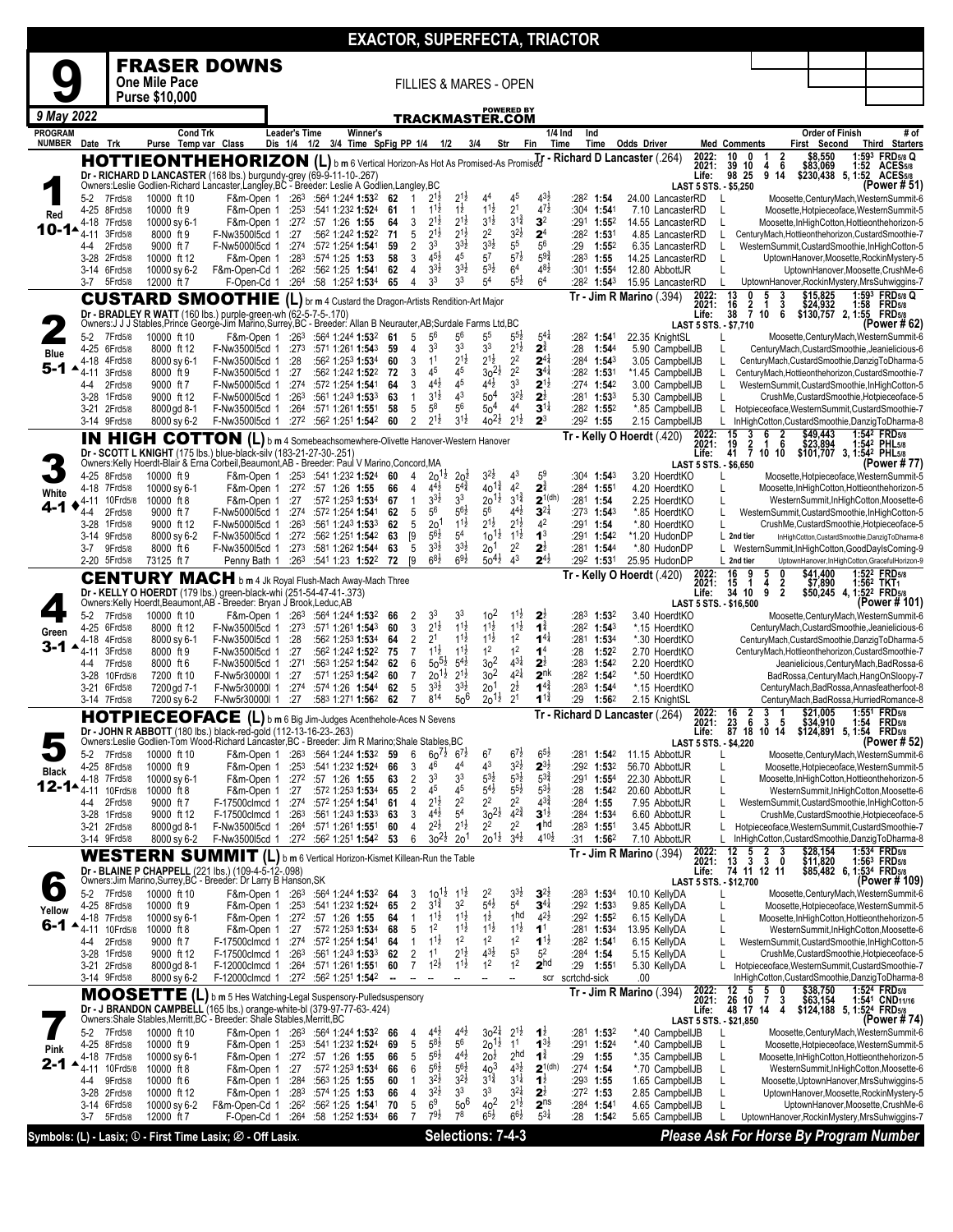# EXACTOR, SUPERFECTA, TRIACTOR

## 9 — FRASER DOWNS

**One Mile Pace — FILLIES & MARES - OPEN**
**Purse $10,000**

*9 May 2022* — TRACKMASTER.COM

---

### 1 — HOTTIEONTHEHORIZON (L) — Red — 10-1
b m 6 Vertical Horizon-As Hot As Promised-As Promised
Tr - Richard D Lancaster (.264)
Dr - RICHARD D LANCASTER (168 lbs.) burgundy-grey (69-9-11-10-.267)
Owners:Leslie Godlien-Richard Lancaster,Langley,BC - Breeder: Leslie G Godlien,Langley,BC

2022: 10 0 1 2 $8,550 1:59³ FRD5/8 Q
2021: 39 10 4 6 $83,069 1:52 ACES5/8
Life: 98 25 9 14 $230,438 5, 1:52 ACES5/8
LAST 5 STS. - $5,250 (Power # 51)

| Date Trk | Purse | Cond Trk | Class | Leader's Time | SpFig PP | 1/4 | 1/2 | 3/4 | Str | Fin | 1/4 Ind Time | Ind Time | Odds Driver | Order of Finish |
|---|---|---|---|---|---|---|---|---|---|---|---|---|---|---|
| 5-2 7Frd5/8 | 10000 | ft 10 | F&M-Open 1 | :26³ :56⁴ 1:24⁴ 1:53² | 62 1 | 2 1½ | 2 1½ | 4⁴ | 4⁵ | 4 3¾ | :28² | 1:54 | 24.00 LancasterRD | L Moosette,CenturyMach,WesternSummit-6 |
| 4-25 8Frd5/8 | 10000 | ft 9 | F&M-Open 1 | :25³ :54¹ 1:23² 1:52⁴ | 61 1 | 1 1½ | 1 ½ | 1 1½ | 2¹ | 4 7½ | :30⁴ | 1:54¹ | 7.10 LancasterRD | L Moosette,Hotpieceoface,WesternSummit-5 |
| 4-18 7Frd5/8 | 10000 | sy 6-1 | F&M-Open 1 | :27² :57 1:26 1:55 | 64 3 | 2 1½ | 2 1½ | 3 1½ | 3 1¾ | 3² | :29¹ | 1:55² | 14.55 LancasterRD | L Moosette,InHighCotton,Hottieonthehorizon-5 |
| 4-11 3Frd5/8 | 8000 | ft 9 | F-Nw3500l5cd 1 | :27 :56² 1:24² 1:52² | 71 5 | 2 1½ | 2 1½ | 2² | 3 2½ | 2⁴ | :28² | 1:53¹ | 4.85 LancasterRD | L CenturyMach,Hottieonthehorizon,CustardSmoothie-7 |
| 4-4 2Frd5/8 | 9000 | ft 7 | F-Nw5000l5cd 1 | :27⁴ :57² 1:25⁴ 1:54¹ | 59 2 | 3³ | 3 3½ | 3 3½ | 5⁵ | 5⁶ | :29 | 1:55² | 6.35 LancasterRD | L WesternSummit,CustardSmoothie,InHighCotton-5 |
| 3-28 2Frd5/8 | 10000 | ft 12 | F&M-Open 1 | :28³ :57⁴ 1:25 1:53 | 58 3 | 4 5½ | 4⁵ | 5⁷ | 5 7½ | 5 9¾ | :28³ | 1:55 | 14.25 LancasterRD | L UptownHanover,Moosette,RockinMystery-5 |
| 3-14 6Frd5/8 | 10000 | sy 6-2 | F&M-Open-Cd 1 | :26² :56² 1:25 1:54¹ | 62 4 | 3 3½ | 3 3½ | 5 3½ | 6⁴ | 4 8½ | :30¹ | 1:55⁴ | 12.80 AbbottJR | L UptownHanover,Moosette,CrushMe-6 |
| 3-7 5Frd5/8 | 12000 | ft 7 | F-Open-Cd 1 | :26⁴ :58 1:25² 1:53⁴ | 65 4 | 3³ | 3³ | 5⁴ | 5 5½ | 6⁴ | :28² | 1:54³ | 15.95 LancasterRD | L UptownHanover,RockinMystery,MrsSuhwiggins-7 |

---

### 2 — CUSTARD SMOOTHIE (L) — Blue — 5-1
br m 4 Custard the Dragon-Artists Rendition-Art Major
Tr - Jim R Marino (.394)
Dr - BRADLEY R WATT (160 lbs.) purple-green-wh (62-5-7-5-.170)
Owners:J J J Stables,Prince George-Jim Marino,Surrey,BC - Breeder: Allan B Neurauter,AB;Surdale Farms Ltd,BC

2022: 13 0 5 3 $15,825 1:59³ FRD5/8 Q
2021: 16 2 1 3 $24,932 1:58 FRD5/8
Life: 38 7 10 6 $130,757 2, 1:55 FRD5/8
LAST 5 STS. - $7,710 (Power # 62)

| Date Trk | Purse | Cond Trk | Class | Leader's Time | SpFig PP | 1/4 | 1/2 | 3/4 | Str | Fin | 1/4 Ind Time | Ind Time | Odds Driver | Order of Finish |
|---|---|---|---|---|---|---|---|---|---|---|---|---|---|---|
| 5-2 7Frd5/8 | 10000 | ft 10 | F&M-Open 1 | :26³ :56⁴ 1:24⁴ 1:53² | 61 5 | 5⁶ | 5⁶ | 5⁵ | 5 5½ | 5 4¼ | :28² | 1:54¹ | 22.35 KnightSL | L Moosette,CenturyMach,WesternSummit-6 |
| 4-25 6Frd5/8 | 8000 | ft 12 | F-Nw3500l5cd 1 | :27³ :57¹ 1:26¹ 1:54³ | 59 4 | 3³ | 3³ | 3³ | 2 1½ | 2¾ | :28 | 1:54⁴ | 5.90 CampbellJB | L CenturyMach,CustardSmoothie,Jeanielicious-6 |
| 4-18 4Frd5/8 | 8000 | sy 6-1 | F-Nw3500l5cd 1 | :28 :56² 1:25³ 1:53⁴ | 60 3 | 1¹ | 2 1½ | 2 1½ | 2² | 2 4¾ | :28⁴ | 1:54³ | 3.05 CampbellJB | L CenturyMach,CustardSmoothie,DanzigToDharma-5 |
| 4-11 3Frd5/8 | 8000 | ft 9 | F-Nw3500l5cd 1 | :27 :56² 1:24² 1:52² | 72 3 | 4⁵ | 4⁵ | 3o 2½ | 2² | 3 4¾ | :28² | 1:53¹ | *1.45 CampbellJB | L CenturyMach,Hottieonthehorizon,CustardSmoothie-7 |
| 4-4 2Frd5/8 | 9000 | ft 7 | F-Nw5000l5cd 1 | :27⁴ :57² 1:25⁴ 1:54¹ | 64 3 | 4 4½ | 4⁵ | 4 4½ | 3³ | 2 1½ | :27⁴ | 1:54² | 3.00 CampbellJB | L WesternSummit,CustardSmoothie,InHighCotton-5 |
| 3-28 1Frd5/8 | 9000 | ft 12 | F-Nw5000l5cd 1 | :26³ :56¹ 1:24³ 1:53³ | 63 1 | 3 1½ | 4³ | 5o⁴ | 3 2½ | 2½ | :28¹ | 1:53³ | 5.30 CampbellJB | L CrushMe,CustardSmoothie,Hotpieceoface-5 |
| 3-21 2Frd5/8 | 8000 | gd 8-1 | F-Nw3500l5cd 1 | :26⁴ :57¹ 1:26¹ 1:55¹ | 58 5 | 5⁸ | 5⁶ | 5o⁴ | 4⁴ | 3 1¼ | :28² | 1:55² | *.85 CampbellJB | L Hotpieceoface,WesternSummit,CustardSmoothie-7 |
| 3-14 9Frd5/8 | 8000 | sy 6-2 | F-Nw3500l5cd 1 | :27² :56² 1:25¹ 1:54² | 60 2 | 2 1½ | 3 1½ | 4o 2½ | 2 1½ | 2³ | :29² | 1:55 | 2.15 CampbellJB | L InHighCotton,CustardSmoothie,DanzigToDharma-8 |

---

### 3 — IN HIGH COTTON (L) — White — 4-1
b m 4 Somebeachsomewhere-Olivette Hanover-Western Hanover
Tr - Kelly O Hoerdt (.420)
Dr - SCOTT L KNIGHT (175 lbs.) blue-black-silv (183-21-27-30-.251)
Owners:Kelly Hoerdt-Blair & Erna Corbeil,Beaumont,AB - Breeder: Paul V Marino,Concord,MA

2022: 15 3 6 2 $49,443 1:54² FRD5/8
2021: 19 2 1 6 $23,894 1:54² PHL5/8
Life: 41 7 10 10 $101,707 3, 1:54² PHL5/8
LAST 5 STS. - $6,650 (Power # 77)

| Date Trk | Purse | Cond Trk | Class | Leader's Time | SpFig PP | 1/4 | 1/2 | 3/4 | Str | Fin | 1/4 Ind Time | Ind Time | Odds Driver | Order of Finish |
|---|---|---|---|---|---|---|---|---|---|---|---|---|---|---|
| 4-25 8Frd5/8 | 10000 | ft 9 | F&M-Open 1 | :25³ :54¹ 1:23² 1:52⁴ | 60 4 | 2o 1½ | 2o³ | 3 2½ | 4³ | 5⁹ | :30⁴ | 1:54³ | 3.20 HoerdtKO | L Moosette,Hotpieceoface,WesternSummit-5 |
| 4-18 7Frd5/8 | 10000 | sy 6-1 | F&M-Open 1 | :27² :57 1:26 1:55 | 66 4 | 4 4½ | 5 4¾ | 4o 1¾ | 4² | 2¾ | :28⁴ | 1:55¹ | 4.20 HoerdtKO | L Moosette,InHighCotton,Hottieonthehorizon-5 |
| 4-11 10Frd5/8 | 10000 | ft 8 | F&M-Open 1 | :27 :57² 1:25³ 1:53⁴ | 67 1 | 3 3½ | 3³ | 2o 1½ | 3 1¾ | 2 1(dh) | :28¹ | 1:54 | 2.25 HoerdtKO | L WesternSummit,InHighCotton,Moosette-6 |
| 4-4 2Frd5/8 | 9000 | ft 7 | F-Nw5000l5cd 1 | :27⁴ :57² 1:25⁴ 1:54¹ | 62 5 | 5⁶ | 5 6½ | 5⁶ | 4 4½ | 3 2¼ | :27³ | 1:54³ | *.85 HoerdtKO | L WesternSummit,CustardSmoothie,InHighCotton-5 |
| 3-28 1Frd5/8 | 9000 | ft 12 | F-Nw5000l5cd 1 | :26³ :56¹ 1:24³ 1:53³ | 62 5 | 2o¹ | 1 1½ | 2 1½ | 2 1½ | 4² | :29¹ | 1:54 | *.80 HoerdtKO | L CrushMe,CustardSmoothie,Hotpieceoface-5 |
| 3-14 9Frd5/8 | 8000 | sy 6-2 | F-Nw3500l5cd 1 | :27² :56² 1:25¹ 1:54² | 63 [9 | 5 6½ | 5⁴ | 1o 1½ | 1 1½ | 1³ | :29¹ | 1:54² | *1.20 HudonDP | L 2nd tier InHighCotton,CustardSmoothie,DanzigToDharma-8 |
| 3-7 9Frd5/8 | 8000 | ft 6 | F-Nw3500l5cd 1 | :27³ :58¹ 1:26² 1:54⁴ | 63 5 | 3 3½ | 3 3½ | 2o¹ | 2² | 2½ | :28¹ | 1:54⁴ | *.80 HudonDP | L WesternSummit,InHighCotton,GoodDaylsComing-9 |
| 2-20 5Frd5/8 | 73125 | ft 7 | Penny Bath 1 | :26³ :54¹ 1:23 1:52² | 72 [9 | 6 8½ | 6 9½ | 5o 4½ | 4³ | 2 4½ | :29² | 1:53¹ | 25.95 HudonDP | L 2nd tier UptownHanover,InHighCotton,GracefulHorizon-9 |

---

### 4 — CENTURY MACH — Green — 3-1
b m 4 Jk Royal Flush-Mach Away-Mach Three
Tr - Kelly O Hoerdt (.420)
Dr - KELLY O HOERDT (179 lbs.) green-black-whi (251-54-47-41-.373)
Owners:Kelly Hoerdt,Beaumont,AB - Breeder: Bryan J Brook,Leduc,AB

2022: 16 9 5 0 $41,400 1:52² FRD5/8
2021: 15 1 4 2 $7,890 1:56² TKT1
Life: 34 10 9 2 $50,245 4, 1:52² FRD5/8
LAST 5 STS. - $16,500 (Power # 101)

| Date Trk | Purse | Cond Trk | Class | Leader's Time | SpFig PP | 1/4 | 1/2 | 3/4 | Str | Fin | 1/4 Ind Time | Ind Time | Odds Driver | Order of Finish |
|---|---|---|---|---|---|---|---|---|---|---|---|---|---|---|
| 5-2 7Frd5/8 | 10000 | ft 10 | F&M-Open 1 | :26³ :56⁴ 1:24⁴ 1:53² | 66 2 | 3³ | 3³ | 1o² | 1 1½ | 2½ | :28³ | 1:53² | 3.40 HoerdtKO | Moosette,CenturyMach,WesternSummit-6 |
| 4-25 6Frd5/8 | 8000 | ft 12 | F-Nw3500l5cd 1 | :27³ :57¹ 1:26¹ 1:54³ | 66 3 | 2 1½ | 1 1½ | 1 1½ | 1 1½ | 1¾ | :28² | 1:54³ | *.15 HoerdtKO | CenturyMach,CustardSmoothie,Jeanielicious-6 |
| 4-18 4Frd5/8 | 8000 | sy 6-1 | F-Nw3500l5cd 1 | :28 :56² 1:25³ 1:53⁴ | 64 2 | 2¹ | 1 1½ | 1 1½ | 1² | 1 4¾ | :28¹ | 1:53⁴ | *.30 HoerdtKO | CenturyMach,CustardSmoothie,DanzigToDharma-5 |
| 4-11 3Frd5/8 | 8000 | ft 9 | F-Nw3500l5cd 1 | :27 :56² 1:24² 1:52² | 75 7 | 1 1½ | 1 1½ | 1² | 1² | 1⁴ | :28 | 1:52² | 2.70 HoerdtKO | CenturyMach,Hottieonthehorizon,CustardSmoothie-7 |
| 4-4 7Frd5/8 | 8000 | ft 6 | F-Nw3500l5cd 1 | :27¹ :56³ 1:25² 1:54² | 62 6 | 5o 5½ | 5 4½ | 3o² | 4 3¾ | 2½ | :28³ | 1:54² | 2.20 HoerdtKO | Jeanielicious,CenturyMach,BadRossa-6 |
| 3-28 10Frd5/8 | 7200 | ft 10 | F-Nw5r3000l 1 | :27 :57¹ 1:25³ 1:54² | 60 7 | 2o 1½ | 2 1½ | 3o² | 4 2¼ | 2nk | :28² | 1:54² | *.50 HoerdtKO | BadRossa,CenturyMach,HangOnSloopy-7 |
| 3-21 6Frd5/8 | 7200 | gd 7-1 | F-Nw5r3000l 1 | :27⁴ :57⁴ 1:26 1:54⁴ | 62 5 | 3 3½ | 3 3½ | 2o¹ | 2½ | 1 4¾ | :28³ | 1:54⁴ | *.15 HoerdtKO | CenturyMach,BadRossa,Annasfeatherfoot-8 |
| 3-14 7Frd5/8 | 7200 | sy 6-2 | F-Nw5r3000l 1 | :27 :58³ 1:27¹ 1:56² | 62 7 | 8¹⁴ | 5o⁶ | 2o 1½ | 2¹ | 1 1¾ | :29 | 1:56² | 2.15 KnightSL | CenturyMach,BadRossa,HurriedRomance-8 |

---

### 5 — HOTPIECEOFACE (L) — Black — 12-1
b m 6 Big Jim-Judges Acenthehole-Aces N Sevens
Tr - Richard D Lancaster (.264)
Dr - JOHN R ABBOTT (180 lbs.) black-red-gold (112-13-16-23-.263)
Owners:Leslie Godlien-Tom Wood-Richard Lancaster,BC - Breeder: Jim R Marino;Shale Stables,BC

2022: 16 2 3 1 $21,005 1:55¹ FRD5/8
2021: 23 6 3 5 $34,910 1:54 FRD5/8
Life: 87 18 10 14 $124,891 5, 1:54 FRD5/8
LAST 5 STS. - $4,220 (Power # 52)

| Date Trk | Purse | Cond Trk | Class | Leader's Time | SpFig PP | 1/4 | 1/2 | 3/4 | Str | Fin | 1/4 Ind Time | Ind Time | Odds Driver | Order of Finish |
|---|---|---|---|---|---|---|---|---|---|---|---|---|---|---|
| 5-2 7Frd5/8 | 10000 | ft 10 | F&M-Open 1 | :26³ :56⁴ 1:24⁴ 1:53² | 59 6 | 6o 7½ | 6 7½ | 6⁷ | 6 7½ | 6 5½ | :28¹ | 1:54² | 11.15 AbbottJR | L Moosette,CenturyMach,WesternSummit-6 |
| 4-25 8Frd5/8 | 10000 | ft 9 | F&M-Open 1 | :25³ :54¹ 1:23² 1:52⁴ | 66 3 | 4⁶ | 4⁴ | 4³ | 3 2½ | 2 3½ | :29² | 1:53² | 56.70 AbbottJR | L Moosette,Hotpieceoface,WesternSummit-5 |
| 4-18 7Frd5/8 | 10000 | sy 6-1 | F&M-Open 1 | :27² :57 1:26 1:55 | 63 2 | 3³ | 3³ | 5 3½ | 5 3½ | 5 3¾ | :29¹ | 1:55⁴ | 22.30 AbbottJR | L Moosette,InHighCotton,Hottieonthehorizon-5 |
| 4-11 10Frd5/8 | 10000 | ft 8 | F&M-Open 1 | :27 :57² 1:25³ 1:53⁴ | 65 2 | 4⁵ | 4⁵ | 5 4½ | 5 5½ | 5 3½ | :28 | 1:54² | 20.60 AbbottJR | L WesternSummit,InHighCotton,Moosette-6 |
| 4-4 2Frd5/8 | 9000 | ft 7 | F-17500clmcd 1 | :27⁴ :57² 1:25⁴ 1:54¹ | 61 4 | 2 1½ | 2² | 2² | 2² | 4 3¾ | :28⁴ | 1:55 | 7.95 AbbottJR | L WesternSummit,CustardSmoothie,InHighCotton-5 |
| 3-28 1Frd5/8 | 9000 | ft 12 | F-17500clmcd 1 | :26³ :56¹ 1:24³ 1:53³ | 63 3 | 4 4½ | 5⁴ | 3o 2½ | 4 2¾ | 3 1½ | :28⁴ | 1:53⁴ | 6.60 AbbottJR | L CrushMe,CustardSmoothie,Hotpieceoface-5 |
| 3-21 2Frd5/8 | 8000 | gd 8-1 | F-Nw3500l5cd 1 | :26⁴ :57¹ 1:26¹ 1:55¹ | 60 4 | 2 2½ | 2 1½ | 2² | 2² | 1hd | :28³ | 1:55¹ | 3.45 AbbottJR | L Hotpieceoface,WesternSummit,CustardSmoothie-7 |
| 3-14 9Frd5/8 | 8000 | sy 6-2 | F-Nw3500l5cd 1 | :27² :56² 1:25¹ 1:54² | 53 6 | 3o 2½ | 2o¹ | 2o 1½ | 3 4½ | 4 10½ | :31 | 1:56² | 7.10 AbbottJR | L InHighCotton,CustardSmoothie,DanzigToDharma-8 |

---

### 6 — WESTERN SUMMIT (L) — Yellow — 6-1
b m 6 Vertical Horizon-Kismet Killean-Run the Table
Tr - Jim R Marino (.394)
Dr - BLAINE P CHAPPELL (221 lbs.) (109-4-5-12-.098)
Owners:Jim Marino,Surrey,BC - Breeder: Dr Larry B Hanson,SK

2022: 12 5 2 3 $28,154 1:53⁴ FRD5/8
2021: 13 3 3 0 $11,820 1:56³ FRD5/8
Life: 74 11 12 11 $85,482 6, 1:53⁴ FRD5/8
LAST 5 STS. - $12,700 (Power # 109)

| Date Trk | Purse | Cond Trk | Class | Leader's Time | SpFig PP | 1/4 | 1/2 | 3/4 | Str | Fin | 1/4 Ind Time | Ind Time | Odds Driver | Order of Finish |
|---|---|---|---|---|---|---|---|---|---|---|---|---|---|---|
| 5-2 7Frd5/8 | 10000 | ft 10 | F&M-Open 1 | :26³ :56⁴ 1:24⁴ 1:53² | 64 3 | 1o 1½ | 1 1½ | 2² | 3 3½ | 3 2½ | :28³ | 1:53⁴ | 10.10 KellyDA | L Moosette,CenturyMach,WesternSummit-6 |
| 4-25 8Frd5/8 | 10000 | ft 9 | F&M-Open 1 | :25³ :54¹ 1:23² 1:52⁴ | 65 2 | 3 1¾ | 3² | 5 4½ | 5⁴ | 3 4¼ | :29² | 1:53³ | 9.85 KellyDA | L Moosette,Hotpieceoface,WesternSummit-5 |
| 4-18 7Frd5/8 | 10000 | sy 6-1 | F&M-Open 1 | :27² :57 1:26 1:55 | 64 1 | 1 1½ | 1 1½ | 1 ½ | 1hd | 4 2½ | :29² | 1:55² | 6.15 KellyDA | L Moosette,InHighCotton,Hottieonthehorizon-5 |
| 4-11 10Frd5/8 | 10000 | ft 8 | F&M-Open 1 | :27 :57² 1:25³ 1:53⁴ | 68 5 | 1² | 1 1½ | 1 1½ | 1 1½ | 1¹ | :28¹ | 1:53⁴ | 13.95 KellyDA | L WesternSummit,InHighCotton,Moosette-6 |
| 4-4 2Frd5/8 | 9000 | ft 7 | F-17500clmcd 1 | :27⁴ :57² 1:25⁴ 1:54¹ | 64 1 | 1 1½ | 1² | 1² | 1² | 1 1½ | :28² | 1:54¹ | 6.15 KellyDA | L WesternSummit,CustardSmoothie,InHighCotton-5 |
| 3-28 1Frd5/8 | 9000 | ft 12 | F-17500clmcd 1 | :26³ :56¹ 1:24³ 1:53³ | 62 2 | 1¹ | 2 1½ | 4 3½ | 5³ | 5² | :28⁴ | 1:54 | 5.15 KellyDA | L CrushMe,CustardSmoothie,Hotpieceoface-5 |
| 3-21 2Frd5/8 | 8000 | gd 8-1 | F-12000clmcd 1 | :26⁴ :57¹ 1:26¹ 1:55¹ | 60 7 | 1 2½ | 1 1½ | 1² | 1² | 2hd | :29 | 1:55¹ | 5.30 KellyDA | L Hotpieceoface,WesternSummit,CustardSmoothie-7 |
| 3-14 9Frd5/8 | 8000 | sy 6-2 | F-12000clmcd 1 | :27² :56² 1:25¹ 1:54² | -- | -- | -- | -- | -- | scr | scrtchd-sick | | .00 | InHighCotton,CustardSmoothie,DanzigToDharma-8 |

---

### 7 — MOOSETTE (L) — Pink — 2-1
b m 5 Hes Watching-Legal Suspensory-Pulledsuspensory
Tr - Jim R Marino (.394)
Dr - J BRANDON CAMPBELL (165 lbs.) orange-white-bl (379-97-77-63-.424)
Owners:Shale Stables,Merritt,BC - Breeder: Shale Stables,Merritt,BC

2022: 12 5 5 0 $38,750 1:52⁴ FRD5/8
2021: 26 10 7 3 $63,154 1:54¹ CND11/16
Life: 48 17 14 4 $124,188 5, 1:52⁴ FRD5/8
LAST 5 STS. - $21,850 (Power # 74)

| Date Trk | Purse | Cond Trk | Class | Leader's Time | SpFig PP | 1/4 | 1/2 | 3/4 | Str | Fin | 1/4 Ind Time | Ind Time | Odds Driver | Order of Finish |
|---|---|---|---|---|---|---|---|---|---|---|---|---|---|---|
| 5-2 7Frd5/8 | 10000 | ft 10 | F&M-Open 1 | :26³ :56⁴ 1:24⁴ 1:53² | 66 4 | 4 4½ | 4 4½ | 3o 2¼ | 2 1½ | 1½ | :28¹ | 1:53² | *.40 CampbellJB | L Moosette,CenturyMach,WesternSummit-6 |
| 4-25 8Frd5/8 | 10000 | ft 9 | F&M-Open 1 | :25³ :54¹ 1:23² 1:52⁴ | 69 5 | 5 8½ | 5⁶ | 2o 1½ | 1¹ | 1 3½ | :29¹ | 1:52⁴ | *.40 CampbellJB | L Moosette,Hotpieceoface,WesternSummit-5 |
| 4-18 7Frd5/8 | 10000 | sy 6-1 | F&M-Open 1 | :27² :57 1:26 1:55 | 66 5 | 5 6½ | 4 4½ | 2o ½ | 2hd | 1¾ | :29 | 1:55 | *.35 CampbellJB | L Moosette,InHighCotton,Hottieonthehorizon-5 |
| 4-11 10Frd5/8 | 10000 | ft 8 | F&M-Open 1 | :27 :57² 1:25³ 1:53⁴ | 66 6 | 5 6½ | 5 6½ | 4o³ | 4 3½ | 2 1(dh) | :27⁴ | 1:54 | *.70 CampbellJB | L WesternSummit,InHighCotton,Moosette-6 |
| 4-4 9Frd5/8 | 10000 | ft 6 | F&M-Open 1 | :28⁴ :56³ 1:25 1:55 | 60 1 | 3 2½ | 3 2½ | 3 1¾ | 3 1¼ | 1½ | :29³ | 1:55 | 1.65 CampbellJB | L Moosette,UptownHanover,MrsSuhwiggins-5 |
| 3-28 2Frd5/8 | 10000 | ft 12 | F&M-Open 1 | :28³ :57⁴ 1:25 1:53 | 66 4 | 3 2½ | 3³ | 3³ | 3 2½ | 2½ | :27² | 1:53 | 2.85 CampbellJB | L UptownHanover,Moosette,RockinMystery-5 |
| 3-14 6Frd5/8 | 10000 | sy 6-2 | F&M-Open-Cd 1 | :26² :56² 1:25 1:54¹ | 70 5 | 6⁹ | 5o⁶ | 4o² | 2 1½ | 2ns | :28⁴ | 1:54¹ | 4.65 CampbellJB | L UptownHanover,Moosette,CrushMe-6 |
| 3-7 5Frd5/8 | 12000 | ft 7 | F-Open-Cd 1 | :26⁴ :58 1:25² 1:53⁴ | 66 7 | 7 9½ | 7⁸ | 6 5½ | 6 6½ | 5 3¼ | :28 | 1:54² | 5.65 CampbellJB | L UptownHanover,RockinMystery,MrsSuhwiggins-7 |

---

Symbols: (L) - Lasix; ① - First Time Lasix; ⊘ - Off Lasix.

**Selections: 7-4-3**

*Please Ask For Horse By Program Number*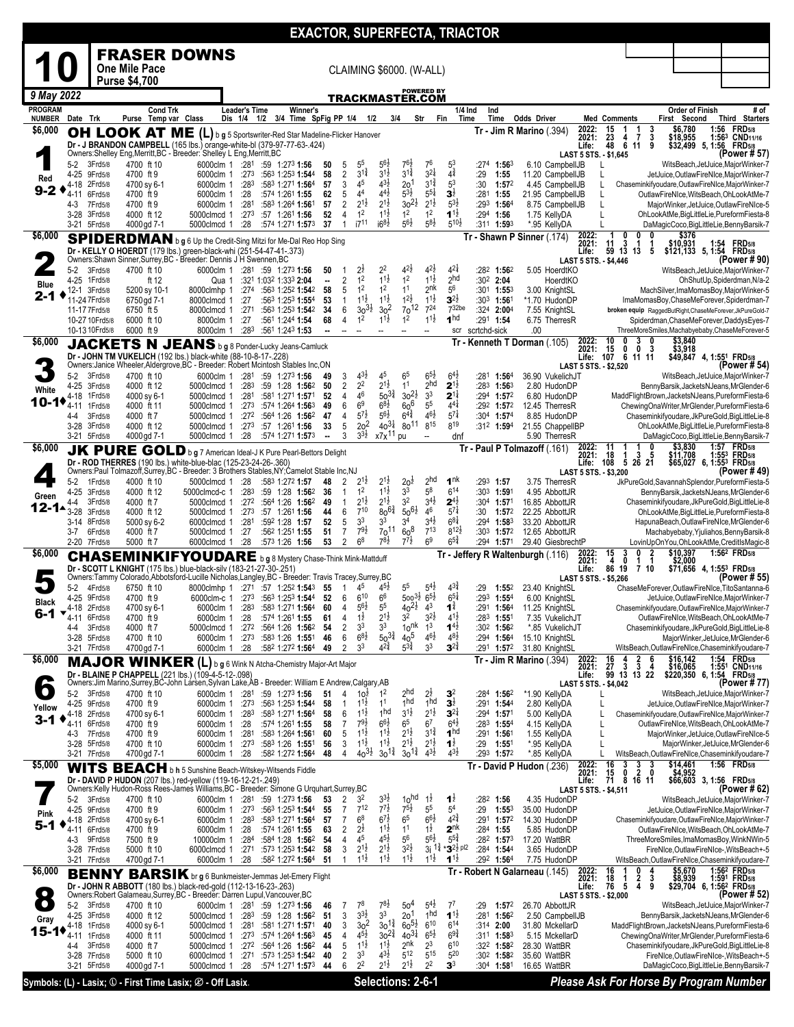# EXACTOR, SUPERFECTA, TRIACTOR

## 10 — FRASER DOWNS

**One Mile Pace** — CLAIMING $6000. (W-ALL)

**Purse $4,700**

**9 May 2022** — TRACKMASTER.COM

---

### 1 — $6,000 — Red — 9-2 — OH LOOK AT ME (L) b g 5 Sportswriter-Red Star Madeline-Flicker Hanover

Dr - J BRANDON CAMPBELL (165 lbs.) orange-white-bl (379-97-77-63-.424)
Owners: Shelley Eng, Merritt, BC - Breeder: Shelley L Eng, Merritt, BC
Tr - Jim R Marino (.394)

2022: 15 1 1 3 $6,780 1:56 FRD5/8 | 2021: 23 4 7 3 $18,955 1:56³ CND11/16 | Life: 48 6 11 9 $32,499 5, 1:56 FRD5/8 | LAST 5 STS. - $1,645 | (Power # 57)

| Date Trk | Purse | Cond Trk Temp var | Class | 1/4 | 1/2 | 3/4 | Time | SpFig | PP | 1/4 | 1/2 | 3/4 | Str | Fin | 1/4 Time | Ind Time | Odds Driver | Med | Order of Finish |
|---|---|---|---|---|---|---|---|---|---|---|---|---|---|---|---|---|---|---|---|
| 5-2 3Frd5/8 | 4700 | ft 10 | 6000clm 1 | :281 | :59 | 1:27³ | 1:56 | 50 | 5 | 5⁵ | 5⁶½ | 7⁶½ | 7⁶ | 5³ | :27⁴ | 1:56³ | 6.10 CampbellJB | L | WitsBeach,JetJuice,MajorWinker-7 |
| 4-25 9Frd5/8 | 4700 | ft 9 | 6000clm 1 | :27³ | :56³ | 1:25³ | 1:54⁴ | 58 | 2 | 3¹¾ | 3¹½ | 3¹¾ | 3²¼ | 4¾ | :29 | 1:55 | 11.20 CampbellJB | L | JetJuice,OutlawFireNIce,MajorWinker-7 |
| 4-18 2Frd5/8 | 4700 | sy 6-1 | 6000clm 1 | :28³ | :58³ | 1:27¹ | 1:56⁴ | 57 | 3 | 4⁵ | 4³½ | 2o¹ | 3¹¾ | 5³ | :30 | 1:57² | 4.45 CampbellJB | L | Chaseminkifyoudare,OutlawFireNIce,MajorWinker-7 |
| 4-11 6Frd5/8 | 4700 | ft 9 | 6000clm 1 | :28 | :57⁴ | 1:26¹ | 1:55 | 62 | 5 | 4⁴ | 4⁴½ | 5³½ | 5⁵¼ | 3½ | :28¹ | 1:55 | 21.95 CampbellJB | L | OutlawFireNIce,WitsBeach,OhLookAtMe-7 |
| 4-3 7Frd5/8 | 4700 | ft 9 | 6000clm 1 | :28¹ | :58³ | 1:26⁴ | 1:56¹ | 57 | 2 | 2¹½ | 2¹½ | 3o²½ | 2¹½ | 5³½ | :29³ | 1:56⁴ | 8.75 CampbellJB | L | MajorWinker,JetJuice,OutlawFireNIce-5 |
| 3-28 3Frd5/8 | 4000 | ft 12 | 5000clmcd 1 | :27³ | :57 | 1:26¹ | 1:56 | 52 | 4 | 1² | 1¹½ | 1² | 1² | 1¹½ | :29⁴ | 1:56 | 1.75 KellyDA | L | OhLookAtMe,BigLittleLie,PureformFiesta-8 |
| 3-21 5Frd5/8 | 4000 | gd 7-1 | 5000clmcd 1 | :28 | :57⁴ | 1:27¹ | 1:57³ | 37 | 1 | i7¹¹ | i6⁸½ | 5⁶½ | 5⁸½ | 5¹⁰½ | :31¹ | 1:59³ | *.95 KellyDA | L | DaMagicCoco,BigLittleLie,BennyBarsik-7 |

### 2 — $6,000 — Blue — 2-1 — SPIDERDMAN b g 6 Up the Credit-Sing Mitzi for Me-Dal Reo Hop Sing

Dr - KELLY O HOERDT (179 lbs.) green-black-whi (251-54-47-41-.373)
Owners: Shawn Sinner, Surrey, BC - Breeder: Dennis J H Swennen, BC
Tr - Shawn P Sinner (.174)

2022: 1 0 0 0 $376 | 2021: 11 3 1 1 $10,931 1:54 FRD5/8 | Life: 59 13 13 5 $121,133 5, 1:54 FRD5/8 | LAST 5 STS. - $4,446 | (Power # 90)

| Date Trk | Purse | Cond Trk Temp var | Class | 1/4 | 1/2 | 3/4 | Time | SpFig | PP | 1/4 | 1/2 | 3/4 | Str | Fin | 1/4 Time | Ind Time | Odds Driver | Med | Order of Finish |
|---|---|---|---|---|---|---|---|---|---|---|---|---|---|---|---|---|---|---|---|
| 5-2 3Frd5/8 | 4700 | ft 10 | 6000clm 1 | :28¹ | :59 | 1:27³ | 1:56 | 50 | 1 | 2½ | 2² | 4²½ | 4²½ | 4²¼ | :28² | 1:56² | 5.05 HoerdtKO | | WitsBeach,JetJuice,MajorWinker-7 |
| 4-25 1Frd5/8 | | ft 12 | Qua 1 | :32¹ | 1:03² | 1:33³ | 2:04 | -- | 2 | 1² | 1¹½ | 1² | 1¹½ | 2hd | :30² | 2:04 | HoerdtKO | | OhShutUp,Spiderman,N/a-2 |
| 12-1 3Frd5/8 | 5200 | sy 10-1 | 8000clmhp 1 | :27⁴ | :56³ | 1:25³ | 1:54² | 58 | 5 | 1² | 1² | 1¹ | 2nk | 5⁶ | :30¹ | 1:55³ | 3.00 KnightSL | | MachSilver,ImaMomasBoy,MajorWinker-5 |
| 11-24 7Frd5/8 | 6750 | gd 7-1 | 8000clmcd 1 | :27 | :56³ | 1:25³ | 1:55⁴ | 53 | 1 | 1¹½ | 1¹½ | 1²½ | 1¹½ | 3²½ | :30³ | 1:56¹ | *1.70 HudonDP | | ImaMomasBoy,ChaseMeForever,Spiderman-7 |
| 11-17 7Frd5/8 | 6750 | ft 5 | 8000clmcd 1 | :27¹ | :56³ | 1:25³ | 1:54² | 34 | 6 | 3o³½ | 3o² | 7o¹² | 7²⁴ | 7³²be | :32⁴ | 2:00⁴ | 7.55 KnightSL | | broken equip RaggedButRight,ChaseMeForever,JkPureGold-7 |
| 10-27 10Frd5/8 | 6000 | ft 10 | 8000clm 1 | :27 | :56¹ | 1:24⁴ | 1:54 | 68 | 4 | 1² | 1¹½ | 1² | 1¹½ | 1hd | :29¹ | 1:54 | 6.75 TherresR | | Spiderman,ChaseMeForever,DaddysEyes-7 |
| 10-13 10Frd5/8 | 6000 | ft 9 | 8000clm 1 | :28³ | :56¹ | 1:24³ | 1:53 | -- | | | | | | scr | scrtchd-sick | | .00 | | ThreeMoreSmiles,Machabyebaby,ChaseMeForever-5 |

### 3 — $6,000 — White — 10-1 — JACKETS N JEANS b g 8 Ponder-Lucky Jeans-Camluck

Dr - JOHN TM VUKELICH (192 lbs.) black-white (88-10-8-17-.228)
Owners: Janice Wheeler, Aldergrove, BC - Breeder: Robert Mcintosh Stables Inc, ON
Tr - Kenneth T Dorman (.105)

2022: 10 0 3 0 $3,840 | 2021: 15 0 0 3 $3,918 | Life: 107 6 11 11 $49,847 4, 1:55¹ FRD5/8 | LAST 5 STS. - $2,520 | (Power # 54)

| Date Trk | Purse | Cond Trk Temp var | Class | 1/4 | 1/2 | 3/4 | Time | SpFig | PP | 1/4 | 1/2 | 3/4 | Str | Fin | 1/4 Time | Ind Time | Odds Driver | Med | Order of Finish |
|---|---|---|---|---|---|---|---|---|---|---|---|---|---|---|---|---|---|---|---|
| 5-2 3Frd5/8 | 4700 | ft 10 | 6000clm 1 | :28¹ | :59 | 1:27³ | 1:56 | 49 | 3 | 4³½ | 4⁵ | 6⁵ | 6⁵½ | 6⁴½ | :28¹ | 1:56⁴ | 36.90 VukelichJT | | WitsBeach,JetJuice,MajorWinker-7 |
| 4-25 3Frd5/8 | 4000 | ft 12 | 5000clmcd 1 | :28³ | :59 | 1:28 | 1:56² | 50 | 2 | 2² | 2¹½ | 1¹ | 2hd | 2½ | :28³ | 1:56³ | 2.80 HudonDP | | BennyBarsik,JacketsNJeans,MrGlender-6 |
| 4-18 1Frd5/8 | 4000 | sy 6-1 | 5000clmcd 1 | :28¹ | :58¹ | 1:27¹ | 1:57¹ | 52 | 4 | 4⁶ | 5o³¾ | 3o²½ | 3³ | 2¼ | :29⁴ | 1:57² | 6.80 HudonDP | | MaddFlightBrown,JacketsNJeans,PureformFiesta-6 |
| 4-11 1Frd5/8 | 4000 | ft 11 | 5000clmcd 1 | :27³ | :57⁴ | 1:26⁴ | 1:56³ | 49 | 6 | 6⁹ | 6⁸½ | 6o⁶ | 5⁵ | 4⁴¼ | :29² | 1:57² | 12.45 TherresR | | ChewingOnaWriter,MrGlender,PureformFiesta-6 |
| 4-4 3Frd5/8 | 4000 | ft 7 | 5000clmcd 1 | :27² | :56⁴ | 1:26 | 1:56² | 47 | 4 | 5⁷½ | 5⁶½ | 6⁴¾ | 4⁶½ | 5⁷¼ | :30⁴ | 1:57⁴ | 8.85 HudonDP | | Chaseminkifyoudare,JkPureGold,BigLittleLie-8 |
| 3-28 3Frd5/8 | 4000 | ft 12 | 5000clmcd 1 | :27³ | :57 | 1:26¹ | 1:56 | 33 | 5 | 2o² | 4o³¼ | 8o¹¹ | 8¹⁵ | 8¹⁹ | :31² | 1:59⁴ | 21.55 ChappellBP | | OhLookAtMe,BigLittleLie,PureformFiesta-8 |
| 3-21 5Frd5/8 | 4000 | gd 7-1 | 5000clmcd 1 | :28 | :57⁴ | 1:27¹ | 1:57³ | -- | 3 | 3³½ | x7x¹¹ | pu | -- | dnf | | | 5.90 TherresR | | DaMagicCoco,BigLittleLie,BennyBarsik-7 |

### 4 — $6,000 — Green — 12-1 — JK PURE GOLD b g 7 American Ideal-J K Pure Pearl-Bettors Delight

Dr - ROD THERRES (190 lbs.) white-blue-blac (125-23-24-26-.360)
Owners: Paul Tolmazoff, Surrey, BC - Breeder: 3 Brothers Stables, NY; Camelot Stable Inc, NJ
Tr - Paul P Tolmazoff (.161)

2022: 11 1 1 0 $3,830 1:57 FRD5/8 | 2021: 18 1 3 5 $11,708 1:55³ FRD5/8 | Life: 108 5 26 21 $65,027 6, 1:55³ FRD5/8 | LAST 5 STS. - $3,200 | (Power # 49)

| Date Trk | Purse | Cond Trk Temp var | Class | 1/4 | 1/2 | 3/4 | Time | SpFig | PP | 1/4 | 1/2 | 3/4 | Str | Fin | 1/4 Time | Ind Time | Odds Driver | Med | Order of Finish |
|---|---|---|---|---|---|---|---|---|---|---|---|---|---|---|---|---|---|---|---|
| 5-2 1Frd5/8 | 4000 | ft 10 | 5000clmcd 1 | :28 | :58³ | 1:27² | 1:57 | 48 | 2 | 2¹½ | 2¹½ | 2o½ | 2hd | 1nk | :29³ | 1:57 | 3.75 TherresR | | JkPureGold,SavannahSplendor,PureformFiesta-5 |
| 4-25 3Frd5/8 | 4000 | ft 12 | 5000clmcd-c 1 | :28³ | :59 | 1:28 | 1:56² | 36 | 1 | 1² | 1¹½ | 3³ | 5⁸ | 6¹⁴ | :30³ | 1:59¹ | 4.95 AbbottJR | | BennyBarsik,JacketsNJeans,MrGlender-6 |
| 4-4 3Frd5/8 | 4000 | ft 7 | 5000clmcd 1 | :27² | :56⁴ | 1:26 | 1:56² | 49 | 1 | 2¹½ | 2¹½ | 3² | 3⁴½ | 2⁴¼ | :30⁴ | 1:57¹ | 16.85 AbbottJR | | Chaseminkifyoudare,JkPureGold,BigLittleLie-8 |
| 3-28 3Frd5/8 | 4000 | ft 12 | 5000clmcd 1 | :27³ | :57 | 1:26¹ | 1:56 | 44 | 6 | 7¹⁰ | 8o⁶¾ | 5o⁶½ | 4⁶ | 5⁷¼ | :30 | 1:57² | 22.25 AbbottJR | | OhLookAtMe,BigLittleLie,PureformFiesta-8 |
| 3-14 8Frd5/8 | 5000 | sy 6-2 | 6000clmcd 1 | :28¹ | :59² | 1:28 | 1:57 | 52 | 5 | 3³ | 3³ | 3³ | 3⁴½ | 6⁸½ | :29⁴ | 1:58³ | 33.20 AbbottJR | | HapunaBeach,OutlawFireNIce,MrGlender-6 |
| 3-7 6Frd5/8 | 4000 | ft 7 | 5000clmcd 1 | :27 | :56² | 1:25¹ | 1:55 | 51 | 7 | 7⁹½ | 7o¹¹ | 6o⁸ | 7¹³ | 8¹²½ | :30³ | 1:57² | 12.65 AbbottJR | | Machabyebaby,Yjuliahos,BennyBarsik-8 |
| 2-20 7Frd5/8 | 5000 | ft 7 | 6000clmcd 1 | :28 | :57³ | 1:26 | 1:56 | 53 | 2 | 6⁸ | 7⁸½ | 7⁷½ | 6⁹ | 6⁵¾ | :29⁴ | 1:57¹ | 29.40 GiesbrechtP | | LovinUpOnYou,OhLookAtMe,CreditIsMagic-8 |

### 5 — $6,000 — Black — 6-1 — CHASEMINKIFYOUDARE b g 8 Mystery Chase-Think Mink-Mattduff

Dr - SCOTT L KNIGHT (175 lbs.) blue-black-silv (183-21-27-30-.251)
Owners: Tammy Colorado, Abbotsford-Lucille Nicholas, Langley, BC - Breeder: Travis Tracey, Surrey, BC
Tr - Jeffery R Waltenburgh (.116)

2022: 15 3 0 2 $10,397 1:56² FRD5/8 | 2021: 4 0 1 1 $2,000 | Life: 86 19 7 10 $71,656 4, 1:55³ FRD5/8 | LAST 5 STS. - $5,266 | (Power # 55)

| Date Trk | Purse | Cond Trk Temp var | Class | 1/4 | 1/2 | 3/4 | Time | SpFig | PP | 1/4 | 1/2 | 3/4 | Str | Fin | 1/4 Time | Ind Time | Odds Driver | Med | Order of Finish |
|---|---|---|---|---|---|---|---|---|---|---|---|---|---|---|---|---|---|---|---|
| 5-2 4Frd5/8 | 6750 | ft 10 | 8000clmhp 1 | :27¹ | :57 | 1:25² | 1:54³ | 55 | 1 | 4⁵ | 4⁵½ | 5⁵ | 5⁴½ | 4³¾ | :29 | 1:55² | 23.40 KnightSL | | ChaseMeForever,OutlawFireNIce,TitoSantanna-6 |
| 4-25 9Frd5/8 | 4700 | ft 9 | 6000clm-c 1 | :27³ | :56³ | 1:25³ | 1:54⁴ | 52 | 6 | 6¹⁰ | 6⁶ | 5oo³½ | 6⁵½ | 6⁵¾ | :29³ | 1:55⁴ | 6.00 KnightSL | | JetJuice,OutlawFireNIce,MajorWinker-7 |
| 4-18 2Frd5/8 | 4700 | sy 6-1 | 6000clm 1 | :28³ | :58³ | 1:27¹ | 1:56⁴ | 60 | 4 | 5⁶½ | 5⁵ | 4o²½ | 4³ | 1¾ | :29¹ | 1:56⁴ | 11.25 KnightSL | | Chaseminkifyoudare,OutlawFireNIce,MajorWinker-7 |
| 4-11 6Frd5/8 | 4700 | ft 9 | 6000clm 1 | :28 | :57⁴ | 1:26¹ | 1:55 | 61 | 4 | 1½ | 2¹½ | 3² | 3²½ | 4¹½ | :28³ | 1:55¹ | 7.35 VukelichJT | | OutlawFireNIce,WitsBeach,OhLookAtMe-7 |
| 4-4 3Frd5/8 | 4000 | ft 7 | 5000clmcd 1 | :27² | :56⁴ | 1:26 | 1:56² | 54 | 2 | 3³ | 3³ | 1onk | 1³ | 1¾ | :30² | 1:56² | *.85 VukelichJT | | Chaseminkifyoudare,JkPureGold,BigLittleLie-8 |
| 3-28 5Frd5/8 | 4700 | ft 10 | 6000clm 1 | :27³ | :58³ | 1:26 | 1:55¹ | 46 | 6 | 6⁸½ | 5o³¾ | 4o⁵ | 4⁶½ | 4⁸½ | :29⁴ | 1:56⁴ | 15.10 KnightSL | | MajorWinker,JetJuice,MrGlender-6 |
| 3-21 7Frd5/8 | 4700 | gd 7-1 | 6000clm 1 | :28 | :58² | 1:27² | 1:56⁴ | 49 | 2 | 3³ | 4²¾ | 5³¾ | 3³ | 3²¾ | :29¹ | 1:57² | 31.80 KnightSL | | WitsBeach,OutlawFireNIce,Chaseminkifyoudare-7 |

### 6 — $6,000 — Yellow — 3-1 — MAJOR WINKER (L) b g 6 Wink N Atcha-Chemistry Major-Art Major

Dr - BLAINE P CHAPPELL (221 lbs.) (109-4-5-12-.098)
Owners: Jim Marino, Surrey, BC-John Larsen, Sylvan Lake, AB - Breeder: William E Andrew, Calgary, AB
Tr - Jim R Marino (.394)

2022: 16 4 2 6 $16,142 1:54 FRD5/8 | 2021: 27 3 3 4 $16,065 1:55¹ CND11/16 | Life: 99 13 13 22 $220,350 6, 1:54 FRD5/8 | LAST 5 STS. - $4,042 | (Power # 77)

| Date Trk | Purse | Cond Trk Temp var | Class | 1/4 | 1/2 | 3/4 | Time | SpFig | PP | 1/4 | 1/2 | 3/4 | Str | Fin | 1/4 Time | Ind Time | Odds Driver | Med | Order of Finish |
|---|---|---|---|---|---|---|---|---|---|---|---|---|---|---|---|---|---|---|---|
| 5-2 3Frd5/8 | 4700 | ft 10 | 6000clm 1 | :28¹ | :59 | 1:27³ | 1:56 | 51 | 4 | 1o½ | 1² | 2hd | 2½ | 3² | :28⁴ | 1:56² | *1.90 KellyDA | L | WitsBeach,JetJuice,MajorWinker-7 |
| 4-25 9Frd5/8 | 4700 | ft 9 | 6000clm 1 | :27³ | :56³ | 1:25³ | 1:54⁴ | 58 | 1 | 1¹½ | 1¹ | 1hd | 1hd | 3½ | :29¹ | 1:54⁴ | 2.80 KellyDA | L | JetJuice,OutlawFireNIce,MajorWinker-7 |
| 4-18 2Frd5/8 | 4700 | sy 6-1 | 6000clm 1 | :28³ | :58³ | 1:27¹ | 1:56⁴ | 58 | 6 | 1¹½ | 1hd | 3¹½ | 2¹½ | 3²¼ | :29⁴ | 1:57¹ | 5.00 KellyDA | L | Chaseminkifyoudare,OutlawFireNIce,MajorWinker-7 |
| 4-11 6Frd5/8 | 4700 | ft 9 | 6000clm 1 | :28 | :57⁴ | 1:26¹ | 1:55 | 58 | 7 | 7⁹½ | 6⁶½ | 6⁵ | 6⁷ | 6⁴½ | :28³ | 1:55⁴ | 4.15 KellyDA | L | OutlawFireNIce,WitsBeach,OhLookAtMe-7 |
| 4-3 7Frd5/8 | 4700 | ft 9 | 6000clm 1 | :28¹ | :58³ | 1:26⁴ | 1:56¹ | 60 | 5 | 1¹½ | 1¹½ | 2¹½ | 3¹¾ | 1hd | :29¹ | 1:56¹ | 1.55 KellyDA | L | MajorWinker,JetJuice,OutlawFireNIce-5 |
| 3-28 5Frd5/8 | 4700 | ft 10 | 6000clm 1 | :27³ | :58³ | 1:26 | 1:55¹ | 56 | 3 | 1¹½ | 1¹½ | 2¹½ | 2¹½ | 1½ | :29 | 1:55¹ | *.95 KellyDA | L | MajorWinker,JetJuice,MrGlender-6 |
| 3-21 7Frd5/8 | 4700 | gd 7-1 | 6000clm 1 | :28 | :58² | 1:27² | 1:56⁴ | 48 | 4 | 4o³½ | 3o¹¾ | 3o¹¾ | 4³½ | 4³½ | :29³ | 1:57² | *.85 KellyDA | L | WitsBeach,OutlawFireNIce,Chaseminkifyoudare-7 |

### 7 — $5,000 — Pink — 5-1 — WITS BEACH b h 5 Sunshine Beach-Witskey-Witsends Fiddle

Dr - DAVID P HUDON (207 lbs.) red-yellow (119-16-12-21-.249)
Owners: Kelly Hudon-Ross Rees-James Williams, BC - Breeder: Simone G Urquhart, Surrey, BC
Tr - David P Hudon (.236)

2022: 16 3 3 3 $14,461 1:56 FRD5/8 | 2021: 15 0 2 0 $4,952 | Life: 71 8 16 11 $66,603 3, 1:56 FRD5/8 | LAST 5 STS. - $4,511 | (Power # 62)

| Date Trk | Purse | Cond Trk Temp var | Class | 1/4 | 1/2 | 3/4 | Time | SpFig | PP | 1/4 | 1/2 | 3/4 | Str | Fin | 1/4 Time | Ind Time | Odds Driver | Med | Order of Finish |
|---|---|---|---|---|---|---|---|---|---|---|---|---|---|---|---|---|---|---|---|
| 5-2 3Frd5/8 | 4700 | ft 10 | 6000clm 1 | :28¹ | :59 | 1:27³ | 1:56 | 53 | 2 | 3² | 3³½ | 1ohd | 1½ | 1½ | :28² | 1:56 | 4.35 HudonDP | | WitsBeach,JetJuice,MajorWinker-7 |
| 4-25 9Frd5/8 | 4700 | ft 9 | 6000clm 1 | :27³ | :56³ | 1:25³ | 1:54⁴ | 55 | 7 | 7¹² | 7⁷½ | 7⁵½ | 5⁵ | 5⁴ | :29 | 1:55³ | 35.00 HudonDP | | JetJuice,OutlawFireNIce,MajorWinker-7 |
| 4-18 2Frd5/8 | 4700 | sy 6-1 | 6000clm 1 | :28³ | :58³ | 1:27¹ | 1:56⁴ | 57 | 7 | 6⁸ | 6⁷½ | 6⁵ | 6⁶½ | 4²¾ | :29¹ | 1:57² | 14.30 HudonDP | | Chaseminkifyoudare,OutlawFireNIce,MajorWinker-7 |
| 4-11 6Frd5/8 | 4700 | ft 9 | 6000clm 1 | :28 | :57⁴ | 1:26¹ | 1:55 | 63 | 2 | 2½ | 1¹½ | 1¹ | 1½ | 2nk | :28⁴ | 1:55 | 5.85 HudonDP | | OutlawFireNIce,WitsBeach,OhLookAtMe-7 |
| 4-3 9Frd5/8 | 7500 | ft 9 | 10000clm 1 | :28⁴ | :58⁴ | 1:28 | 1:56² | 54 | 4 | 4⁵ | 4⁵½ | 5⁶ | 5⁶½ | 5⁵¾ | :28² | 1:57³ | 17.20 WattBR | | ThreeMoreSmiles,ImaMomasBoy,WinkNWin-5 |
| 3-28 7Frd5/8 | 5000 | ft 10 | 6000clmcd 1 | :27¹ | :57³ | 1:25³ | 1:54² | 58 | 3 | 2¹½ | 2¹½ | 3²½ | 3¡ 1¾ | *3²½ pl2 | :28⁴ | 1:54⁴ | 3.65 HudonDP | | FireNIce,OutlawFireNIce-,WitsBeach+-5 |
| 3-21 7Frd5/8 | 4700 | gd 7-1 | 6000clm 1 | :28 | :58² | 1:27² | 1:56⁴ | 51 | 1 | 1¹½ | 1¹½ | 1¹½ | 1¹½ | 1¹½ | :29² | 1:56⁴ | 7.75 HudonDP | | WitsBeach,OutlawFireNIce,Chaseminkifyoudare-7 |

### 8 — $6,000 — Gray — 15-1 — BENNY BARSIK br g 6 Bunkmeister-Jemmas Jet-Emery Flight

Dr - JOHN R ABBOTT (180 lbs.) black-red-gold (112-13-16-23-.263)
Owners: Robert Galarneau, Surrey, BC - Breeder: Darren Lupul, Vancouver, BC
Tr - Robert N Galarneau (.145)

2022: 16 1 0 4 $5,670 1:56² FRD5/8 | 2021: 18 1 2 3 $8,939 1:59¹ FRD5/8 | Life: 76 5 4 9 $29,704 6, 1:56² FRD5/8 | LAST 5 STS. - $2,000 | (Power # 52)

| Date Trk | Purse | Cond Trk Temp var | Class | 1/4 | 1/2 | 3/4 | Time | SpFig | PP | 1/4 | 1/2 | 3/4 | Str | Fin | 1/4 Time | Ind Time | Odds Driver | Med | Order of Finish |
|---|---|---|---|---|---|---|---|---|---|---|---|---|---|---|---|---|---|---|---|
| 5-2 3Frd5/8 | 4700 | ft 10 | 6000clm 1 | :28¹ | :59 | 1:27³ | 1:56 | 46 | 7 | 7⁸ | 7⁸½ | 5o⁴ | 5⁴½ | 7⁷ | :29 | 1:57² | 26.70 AbbottJR | | WitsBeach,JetJuice,MajorWinker-7 |
| 4-25 3Frd5/8 | 4000 | ft 12 | 5000clmcd 1 | :28³ | :59 | 1:28 | 1:56² | 51 | 3 | 3³½ | 3³ | 2o¹ | 1hd | 1¹½ | :28¹ | 1:56² | 2.50 CampbellJB | | BennyBarsik,JacketsNJeans,MrGlender-6 |
| 4-18 1Frd5/8 | 4000 | sy 6-1 | 5000clmcd 1 | :28¹ | :58¹ | 1:27¹ | 1:57¹ | 40 | 3 | 3o² | 3o¹¾ | 6o⁵½ | 6¹⁰ | 6¹⁴ | :31⁴ | 2:00 | 31.80 MckellarD | | MaddFlightBrown,JacketsNJeans,PureformFiesta-6 |
| 4-11 1Frd5/8 | 4000 | ft 11 | 5000clmcd 1 | :27³ | :57⁴ | 1:26⁴ | 1:56³ | 45 | 4 | 4⁵½ | 3o²¾ | 4o³¼ | 6⁵½ | 6⁹¾ | :31¹ | 1:58³ | 5.15 MckellarD | | ChewingOnaWriter,MrGlender,PureformFiesta-6 |
| 4-4 3Frd5/8 | 4000 | ft 7 | 5000clmcd 1 | :27² | :56⁴ | 1:26 | 1:56² | 44 | 5 | 1¹½ | 1¹½ | 2nk | 2³ | 6¹⁰ | :32² | 1:58² | 28.30 WattBR | | Chaseminkifyoudare,JkPureGold,BigLittleLie-8 |
| 3-28 7Frd5/8 | 5000 | ft 10 | 6000clmcd 1 | :27¹ | :57³ | 1:25³ | 1:54² | 40 | 2 | 3³ | 4³½ | 5¹² | 5¹⁵ | 5²⁰ | :30² | 1:58² | 35.60 WattBR | | FireNIce,OutlawFireNIce-,WitsBeach+-5 |
| 3-21 5Frd5/8 | 4000 | gd 7-1 | 5000clmcd 1 | :28 | :57⁴ | 1:27¹ | 1:57³ | 44 | 6 | 2² | 2¹½ | 2¹½ | 2² | 3³ | :30⁴ | 1:58¹ | 16.65 WattBR | | DaMagicCoco,BigLittleLie,BennyBarsik-7 |

---

Symbols: (L) - Lasix; Ⓛ - First Time Lasix; Ⓛ̸ - Off Lasix. — **Selections: 2-6-1** — *Please Ask For Horse By Program Number*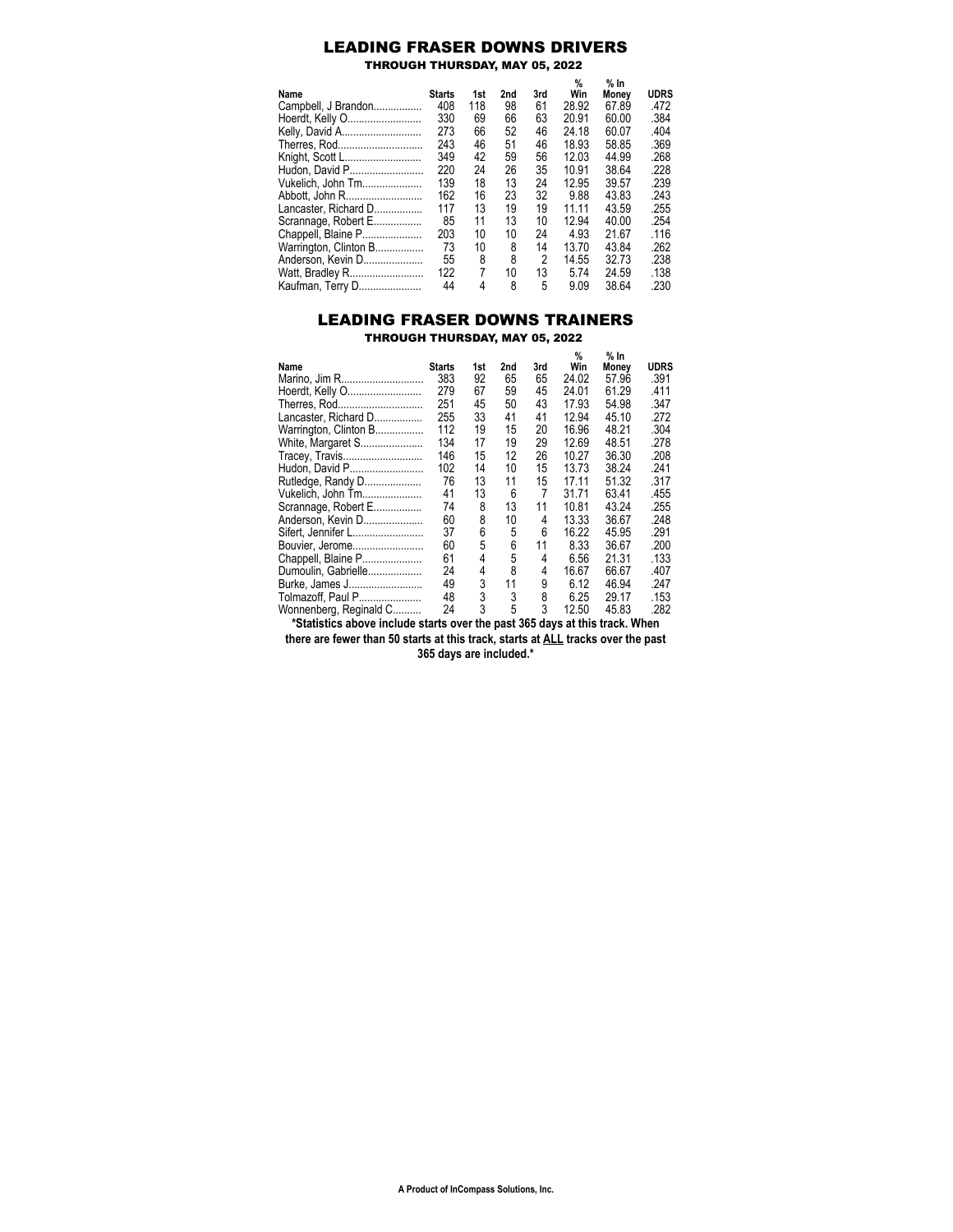# LEADING FRASER DOWNS DRIVERS

### THROUGH THURSDAY, MAY 05, 2022

| Name | Starts | 1st | 2nd | 3rd | % Win | % In Money | UDRS |
|---|---|---|---|---|---|---|---|
| Campbell, J Brandon | 408 | 118 | 98 | 61 | 28.92 | 67.89 | .472 |
| Hoerdt, Kelly O | 330 | 69 | 66 | 63 | 20.91 | 60.00 | .384 |
| Kelly, David A | 273 | 66 | 52 | 46 | 24.18 | 60.07 | .404 |
| Therres, Rod | 243 | 46 | 51 | 46 | 18.93 | 58.85 | .369 |
| Knight, Scott L | 349 | 42 | 59 | 56 | 12.03 | 44.99 | .268 |
| Hudon, David P | 220 | 24 | 26 | 35 | 10.91 | 38.64 | .228 |
| Vukelich, John Tm | 139 | 18 | 13 | 24 | 12.95 | 39.57 | .239 |
| Abbott, John R | 162 | 16 | 23 | 32 | 9.88 | 43.83 | .243 |
| Lancaster, Richard D | 117 | 13 | 19 | 19 | 11.11 | 43.59 | .255 |
| Scrannage, Robert E | 85 | 11 | 13 | 10 | 12.94 | 40.00 | .254 |
| Chappell, Blaine P | 203 | 10 | 10 | 24 | 4.93 | 21.67 | .116 |
| Warrington, Clinton B | 73 | 10 | 8 | 14 | 13.70 | 43.84 | .262 |
| Anderson, Kevin D | 55 | 8 | 8 | 2 | 14.55 | 32.73 | .238 |
| Watt, Bradley R | 122 | 7 | 10 | 13 | 5.74 | 24.59 | .138 |
| Kaufman, Terry D | 44 | 4 | 8 | 5 | 9.09 | 38.64 | .230 |

# LEADING FRASER DOWNS TRAINERS

### THROUGH THURSDAY, MAY 05, 2022

| Name | Starts | 1st | 2nd | 3rd | % Win | % In Money | UDRS |
|---|---|---|---|---|---|---|---|
| Marino, Jim R | 383 | 92 | 65 | 65 | 24.02 | 57.96 | .391 |
| Hoerdt, Kelly O | 279 | 67 | 59 | 45 | 24.01 | 61.29 | .411 |
| Therres, Rod | 251 | 45 | 50 | 43 | 17.93 | 54.98 | .347 |
| Lancaster, Richard D | 255 | 33 | 41 | 41 | 12.94 | 45.10 | .272 |
| Warrington, Clinton B | 112 | 19 | 15 | 20 | 16.96 | 48.21 | .304 |
| White, Margaret S | 134 | 17 | 19 | 29 | 12.69 | 48.51 | .278 |
| Tracey, Travis | 146 | 15 | 12 | 26 | 10.27 | 36.30 | .208 |
| Hudon, David P | 102 | 14 | 10 | 15 | 13.73 | 38.24 | .241 |
| Rutledge, Randy D | 76 | 13 | 11 | 15 | 17.11 | 51.32 | .317 |
| Vukelich, John Tm | 41 | 13 | 6 | 7 | 31.71 | 63.41 | .455 |
| Scrannage, Robert E | 74 | 8 | 13 | 11 | 10.81 | 43.24 | .255 |
| Anderson, Kevin D | 60 | 8 | 10 | 4 | 13.33 | 36.67 | .248 |
| Sifert, Jennifer L | 37 | 6 | 5 | 6 | 16.22 | 45.95 | .291 |
| Bouvier, Jerome | 60 | 5 | 6 | 11 | 8.33 | 36.67 | .200 |
| Chappell, Blaine P | 61 | 4 | 5 | 4 | 6.56 | 21.31 | .133 |
| Dumoulin, Gabrielle | 24 | 4 | 8 | 4 | 16.67 | 66.67 | .407 |
| Burke, James J | 49 | 3 | 11 | 9 | 6.12 | 46.94 | .247 |
| Tolmazoff, Paul P | 48 | 3 | 3 | 8 | 6.25 | 29.17 | .153 |
| Wonnenberg, Reginald C | 24 | 3 | 5 | 3 | 12.50 | 45.83 | .282 |

**\*Statistics above include starts over the past 365 days at this track. When there are fewer than 50 starts at this track, starts at ALL tracks over the past 365 days are included.\***

**A Product of InCompass Solutions, Inc.**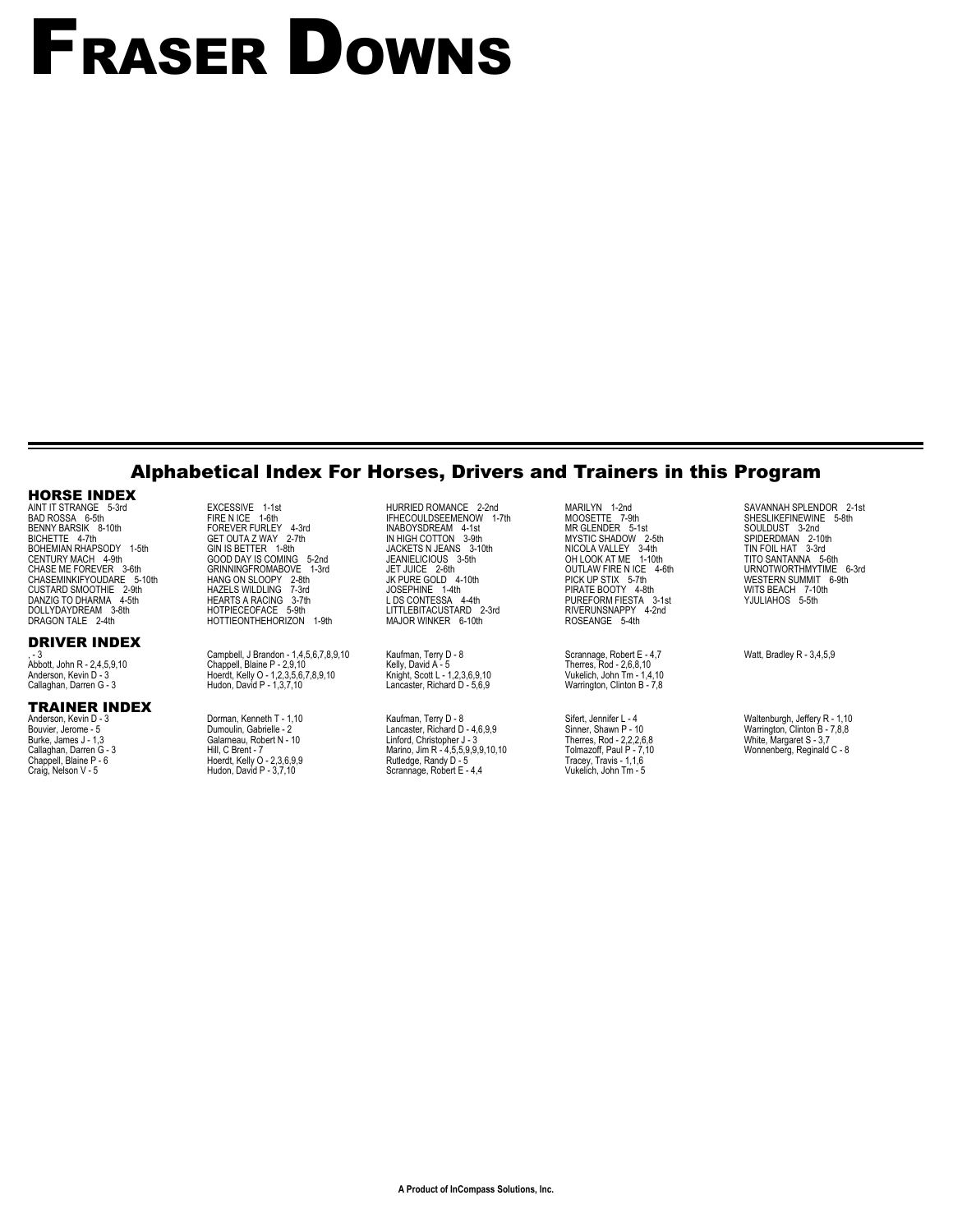# FRASER DOWNS

## Alphabetical Index For Horses, Drivers and Trainers in this Program

### HORSE INDEX

AINT IT STRANGE 5-3rd
BAD ROSSA 6-5th
BENNY BARSIK 8-10th
BICHETTE 4-7th
BOHEMIAN RHAPSODY 1-5th
CENTURY MACH 4-9th
CHASE ME FOREVER 3-6th
CHASEMINKIFYOUDARE 5-10th
CUSTARD SMOOTHIE 2-9th
DANZIG TO DHARMA 4-5th
DOLLYDAYDREAM 3-8th
DRAGON TALE 2-4th
EXCESSIVE 1-1st
FIRE N ICE 1-6th
FOREVER FURLEY 4-3rd
GET OUTA Z WAY 2-7th
GIN IS BETTER 1-8th
GOOD DAY IS COMING 5-2nd
GRINNINGFROMABOVE 1-3rd
HANG ON SLOOPY 2-8th
HAZELS WILDLING 7-3rd
HEARTS A RACING 3-7th
HOTPIECEOFACE 5-9th
HOTTIEONTHEHORIZON 1-9th
HURRIED ROMANCE 2-2nd
IFHECOULDSEEMENOW 1-7th
INABOYSDREAM 4-1st
IN HIGH COTTON 3-9th
JACKETS N JEANS 3-10th
JEANIELICIOUS 3-5th
JET JUICE 2-6th
JK PURE GOLD 4-10th
JOSEPHINE 1-4th
L DS CONTESSA 4-4th
LITTLEBITACUSTARD 2-3rd
MAJOR WINKER 6-10th
MARILYN 1-2nd
MOOSETTE 7-9th
MR GLENDER 5-1st
MYSTIC SHADOW 2-5th
NICOLA VALLEY 3-4th
OH LOOK AT ME 1-10th
OUTLAW FIRE N ICE 4-6th
PICK UP STIX 5-7th
PIRATE BOOTY 4-8th
PUREFORM FIESTA 3-1st
RIVERUNSNAPPY 4-2nd
ROSEANGE 5-4th
SAVANNAH SPLENDOR 2-1st
SHESLIKEFINEWINE 5-8th
SOULDUST 3-2nd
SPIDERDMAN 2-10th
TIN FOIL HAT 3-3rd
TITO SANTANNA 5-6th
URNOTWORTHMYTIME 6-3rd
WESTERN SUMMIT 6-9th
WITS BEACH 7-10th
YJULIAHOS 5-5th

### DRIVER INDEX

, - 3
Abbott, John R - 2,4,5,9,10
Anderson, Kevin D - 3
Callaghan, Darren G - 3
Campbell, J Brandon - 1,4,5,6,7,8,9,10
Chappell, Blaine P - 2,9,10
Hoerdt, Kelly O - 1,2,3,5,6,7,8,9,10
Hudon, David P - 1,3,7,10
Kaufman, Terry D - 8
Kelly, David A - 5
Knight, Scott L - 1,2,3,6,9,10
Lancaster, Richard D - 5,6,9
Scrannage, Robert E - 4,7
Therres, Rod - 2,6,8,10
Vukelich, John Tm - 1,4,10
Warrington, Clinton B - 7,8
Watt, Bradley R - 3,4,5,9

### TRAINER INDEX

Anderson, Kevin D - 3
Bouvier, Jerome - 5
Burke, James J - 1,3
Callaghan, Darren G - 3
Chappell, Blaine P - 6
Craig, Nelson V - 5
Dorman, Kenneth T - 1,10
Dumoulin, Gabrielle - 2
Galarneau, Robert N - 10
Hill, C Brent - 7
Hoerdt, Kelly O - 2,3,6,9,9
Hudon, David P - 3,7,10
Kaufman, Terry D - 8
Lancaster, Richard D - 4,6,9,9
Linford, Christopher J - 3
Marino, Jim R - 4,5,5,9,9,9,10,10
Rutledge, Randy D - 5
Scrannage, Robert E - 4,4
Sifert, Jennifer L - 4
Sinner, Shawn P - 10
Therres, Rod - 2,2,2,6,8
Tolmazoff, Paul P - 7,10
Tracey, Travis - 1,1,6
Vukelich, John Tm - 5
Waltenburgh, Jeffery R - 1,10
Warrington, Clinton B - 7,8,8
White, Margaret S - 3,7
Wonnenberg, Reginald C - 8

**A Product of InCompass Solutions, Inc.**